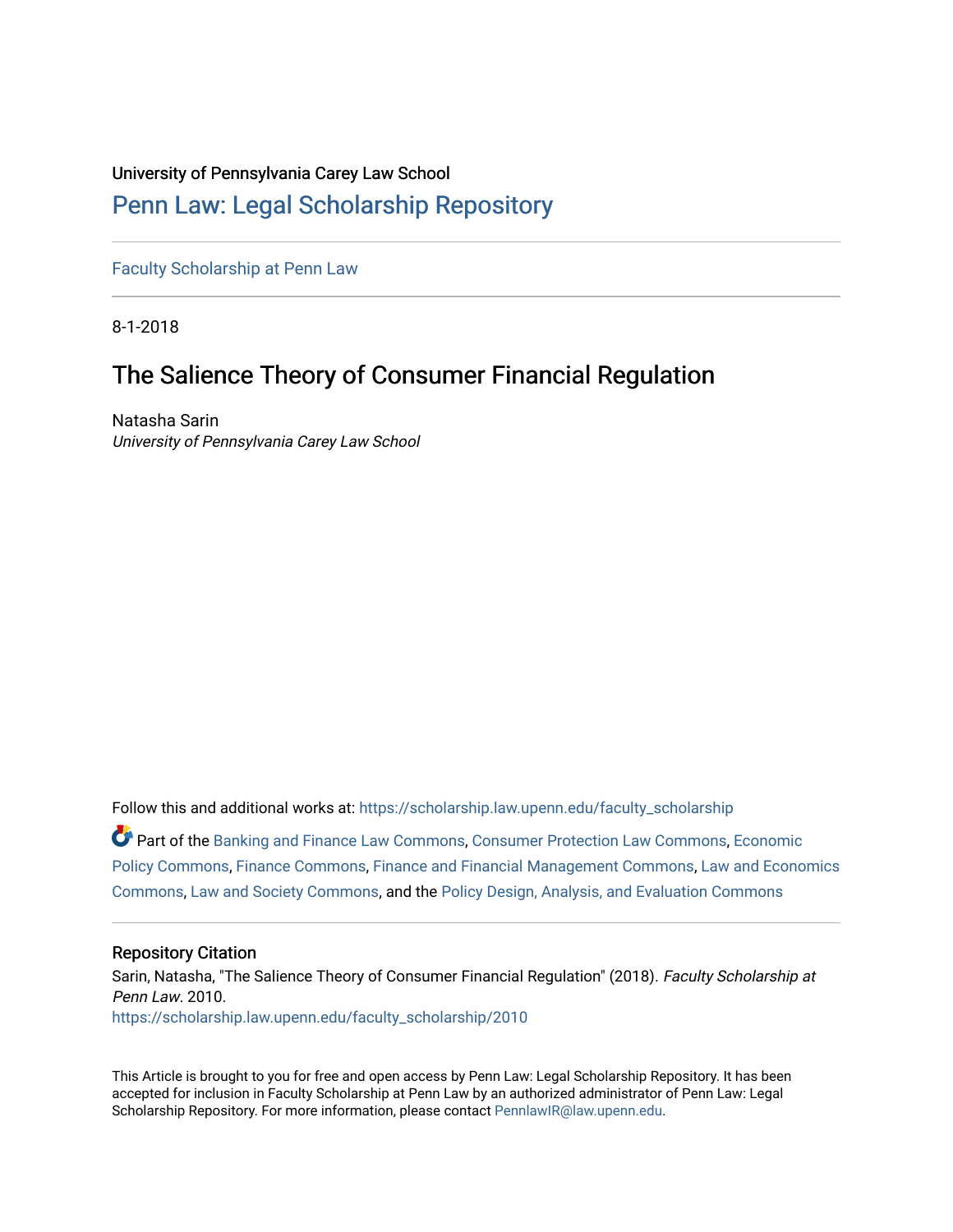University of Pennsylvania Carey Law School

# Penn Law: Legal Scholarship Repository

Faculty Scholarship at Penn Law

8-1-2018

## The Salience Theory of Consumer Financial Regulation

Natasha Sarin
*University of Pennsylvania Carey Law School*

Follow this and additional works at: https://scholarship.law.upenn.edu/faculty_scholarship

Part of the Banking and Finance Law Commons, Consumer Protection Law Commons, Economic Policy Commons, Finance Commons, Finance and Financial Management Commons, Law and Economics Commons, Law and Society Commons, and the Policy Design, Analysis, and Evaluation Commons

### Repository Citation

Sarin, Natasha, "The Salience Theory of Consumer Financial Regulation" (2018). *Faculty Scholarship at Penn Law*. 2010.
https://scholarship.law.upenn.edu/faculty_scholarship/2010

This Article is brought to you for free and open access by Penn Law: Legal Scholarship Repository. It has been accepted for inclusion in Faculty Scholarship at Penn Law by an authorized administrator of Penn Law: Legal Scholarship Repository. For more information, please contact PennlawIR@law.upenn.edu.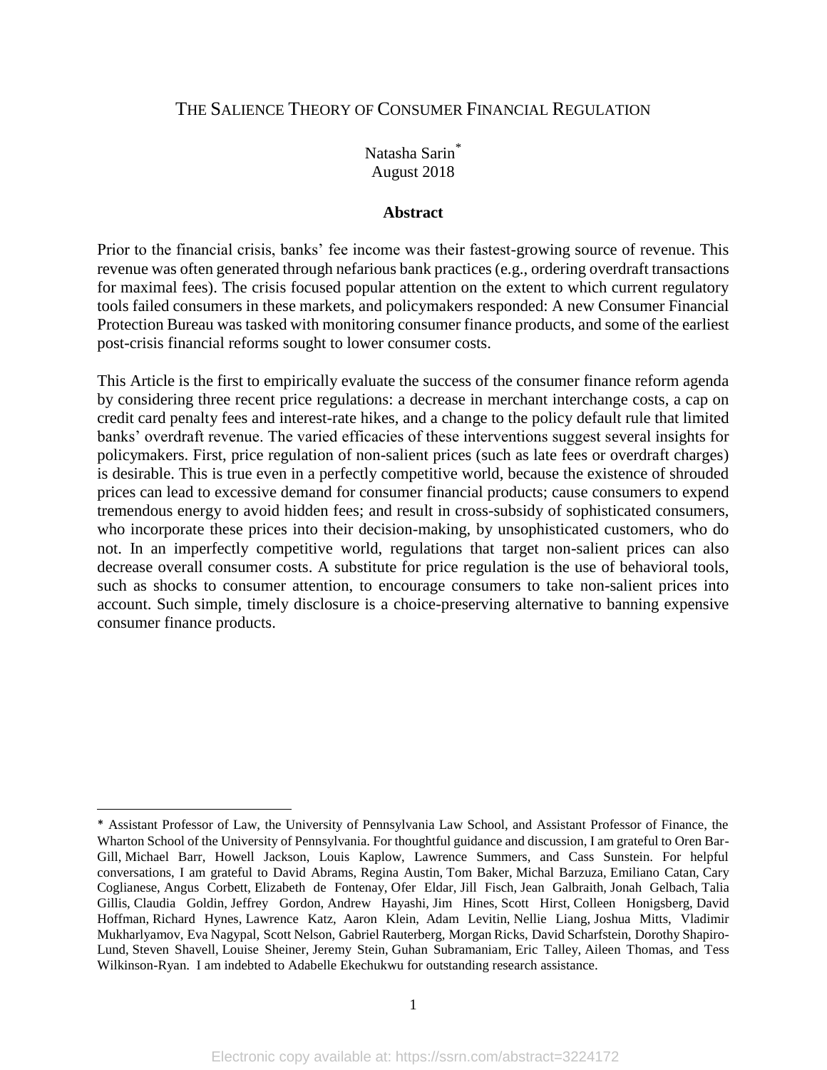# The Salience Theory of Consumer Financial Regulation

Natasha Sarin[*]
August 2018

**Abstract**

Prior to the financial crisis, banks' fee income was their fastest-growing source of revenue. This revenue was often generated through nefarious bank practices (e.g., ordering overdraft transactions for maximal fees). The crisis focused popular attention on the extent to which current regulatory tools failed consumers in these markets, and policymakers responded: A new Consumer Financial Protection Bureau was tasked with monitoring consumer finance products, and some of the earliest post-crisis financial reforms sought to lower consumer costs.

This Article is the first to empirically evaluate the success of the consumer finance reform agenda by considering three recent price regulations: a decrease in merchant interchange costs, a cap on credit card penalty fees and interest-rate hikes, and a change to the policy default rule that limited banks' overdraft revenue. The varied efficacies of these interventions suggest several insights for policymakers. First, price regulation of non-salient prices (such as late fees or overdraft charges) is desirable. This is true even in a perfectly competitive world, because the existence of shrouded prices can lead to excessive demand for consumer financial products; cause consumers to expend tremendous energy to avoid hidden fees; and result in cross-subsidy of sophisticated consumers, who incorporate these prices into their decision-making, by unsophisticated customers, who do not. In an imperfectly competitive world, regulations that target non-salient prices can also decrease overall consumer costs. A substitute for price regulation is the use of behavioral tools, such as shocks to consumer attention, to encourage consumers to take non-salient prices into account. Such simple, timely disclosure is a choice-preserving alternative to banning expensive consumer finance products.

---

\* Assistant Professor of Law, the University of Pennsylvania Law School, and Assistant Professor of Finance, the Wharton School of the University of Pennsylvania. For thoughtful guidance and discussion, I am grateful to Oren Bar-Gill, Michael Barr, Howell Jackson, Louis Kaplow, Lawrence Summers, and Cass Sunstein. For helpful conversations, I am grateful to David Abrams, Regina Austin, Tom Baker, Michal Barzuza, Emiliano Catan, Cary Coglianese, Angus Corbett, Elizabeth de Fontenay, Ofer Eldar, Jill Fisch, Jean Galbraith, Jonah Gelbach, Talia Gillis, Claudia Goldin, Jeffrey Gordon, Andrew Hayashi, Jim Hines, Scott Hirst, Colleen Honigsberg, David Hoffman, Richard Hynes, Lawrence Katz, Aaron Klein, Adam Levitin, Nellie Liang, Joshua Mitts, Vladimir Mukharlyamov, Eva Nagypal, Scott Nelson, Gabriel Rauterberg, Morgan Ricks, David Scharfstein, Dorothy Shapiro-Lund, Steven Shavell, Louise Sheiner, Jeremy Stein, Guhan Subramaniam, Eric Talley, Aileen Thomas, and Tess Wilkinson-Ryan. I am indebted to Adabelle Ekechukwu for outstanding research assistance.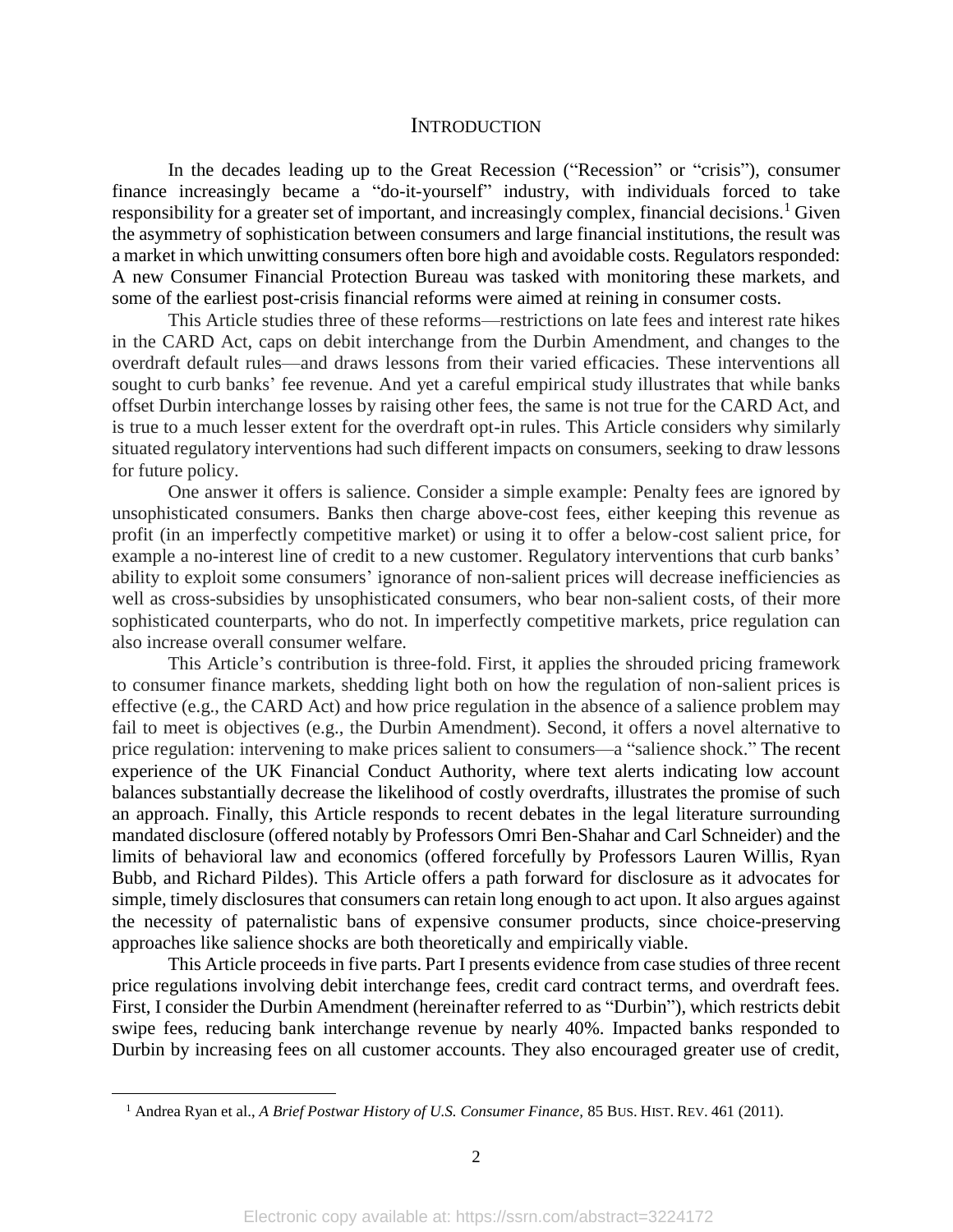# INTRODUCTION

In the decades leading up to the Great Recession ("Recession" or "crisis"), consumer finance increasingly became a "do-it-yourself" industry, with individuals forced to take responsibility for a greater set of important, and increasingly complex, financial decisions.[1] Given the asymmetry of sophistication between consumers and large financial institutions, the result was a market in which unwitting consumers often bore high and avoidable costs. Regulators responded: A new Consumer Financial Protection Bureau was tasked with monitoring these markets, and some of the earliest post-crisis financial reforms were aimed at reining in consumer costs.

This Article studies three of these reforms—restrictions on late fees and interest rate hikes in the CARD Act, caps on debit interchange from the Durbin Amendment, and changes to the overdraft default rules—and draws lessons from their varied efficacies. These interventions all sought to curb banks' fee revenue. And yet a careful empirical study illustrates that while banks offset Durbin interchange losses by raising other fees, the same is not true for the CARD Act, and is true to a much lesser extent for the overdraft opt-in rules. This Article considers why similarly situated regulatory interventions had such different impacts on consumers, seeking to draw lessons for future policy.

One answer it offers is salience. Consider a simple example: Penalty fees are ignored by unsophisticated consumers. Banks then charge above-cost fees, either keeping this revenue as profit (in an imperfectly competitive market) or using it to offer a below-cost salient price, for example a no-interest line of credit to a new customer. Regulatory interventions that curb banks' ability to exploit some consumers' ignorance of non-salient prices will decrease inefficiencies as well as cross-subsidies by unsophisticated consumers, who bear non-salient costs, of their more sophisticated counterparts, who do not. In imperfectly competitive markets, price regulation can also increase overall consumer welfare.

This Article's contribution is three-fold. First, it applies the shrouded pricing framework to consumer finance markets, shedding light both on how the regulation of non-salient prices is effective (e.g., the CARD Act) and how price regulation in the absence of a salience problem may fail to meet is objectives (e.g., the Durbin Amendment). Second, it offers a novel alternative to price regulation: intervening to make prices salient to consumers—a "salience shock." The recent experience of the UK Financial Conduct Authority, where text alerts indicating low account balances substantially decrease the likelihood of costly overdrafts, illustrates the promise of such an approach. Finally, this Article responds to recent debates in the legal literature surrounding mandated disclosure (offered notably by Professors Omri Ben-Shahar and Carl Schneider) and the limits of behavioral law and economics (offered forcefully by Professors Lauren Willis, Ryan Bubb, and Richard Pildes). This Article offers a path forward for disclosure as it advocates for simple, timely disclosures that consumers can retain long enough to act upon. It also argues against the necessity of paternalistic bans of expensive consumer products, since choice-preserving approaches like salience shocks are both theoretically and empirically viable.

This Article proceeds in five parts. Part I presents evidence from case studies of three recent price regulations involving debit interchange fees, credit card contract terms, and overdraft fees. First, I consider the Durbin Amendment (hereinafter referred to as "Durbin"), which restricts debit swipe fees, reducing bank interchange revenue by nearly 40%. Impacted banks responded to Durbin by increasing fees on all customer accounts. They also encouraged greater use of credit,

---

[1] Andrea Ryan et al., *A Brief Postwar History of U.S. Consumer Finance*, 85 BUS. HIST. REV. 461 (2011).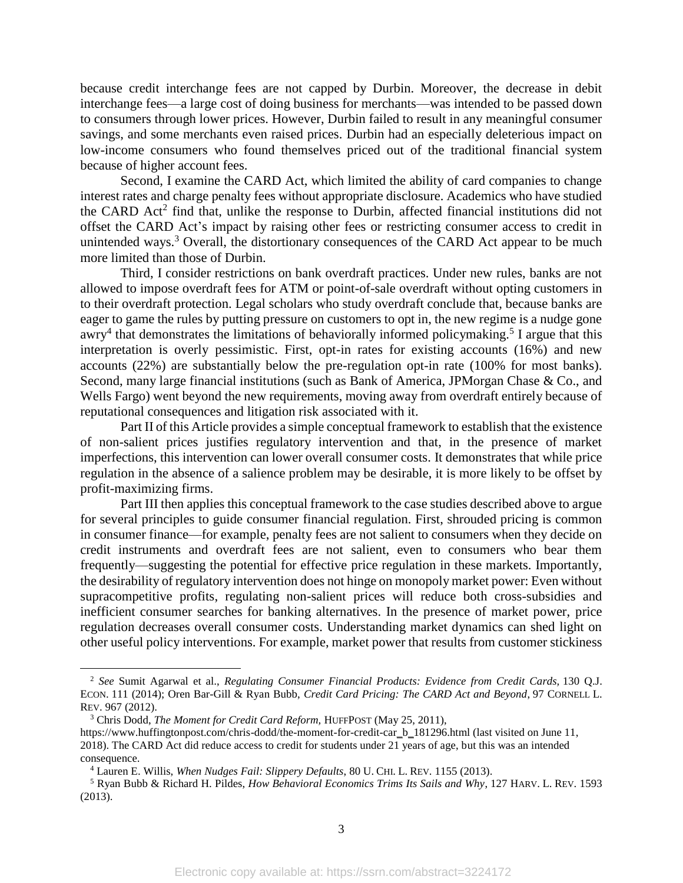because credit interchange fees are not capped by Durbin. Moreover, the decrease in debit interchange fees—a large cost of doing business for merchants—was intended to be passed down to consumers through lower prices. However, Durbin failed to result in any meaningful consumer savings, and some merchants even raised prices. Durbin had an especially deleterious impact on low-income consumers who found themselves priced out of the traditional financial system because of higher account fees.

Second, I examine the CARD Act, which limited the ability of card companies to change interest rates and charge penalty fees without appropriate disclosure. Academics who have studied the CARD Act[2] find that, unlike the response to Durbin, affected financial institutions did not offset the CARD Act's impact by raising other fees or restricting consumer access to credit in unintended ways.[3] Overall, the distortionary consequences of the CARD Act appear to be much more limited than those of Durbin.

Third, I consider restrictions on bank overdraft practices. Under new rules, banks are not allowed to impose overdraft fees for ATM or point-of-sale overdraft without opting customers in to their overdraft protection. Legal scholars who study overdraft conclude that, because banks are eager to game the rules by putting pressure on customers to opt in, the new regime is a nudge gone awry[4] that demonstrates the limitations of behaviorally informed policymaking.[5] I argue that this interpretation is overly pessimistic. First, opt-in rates for existing accounts (16%) and new accounts (22%) are substantially below the pre-regulation opt-in rate (100% for most banks). Second, many large financial institutions (such as Bank of America, JPMorgan Chase & Co., and Wells Fargo) went beyond the new requirements, moving away from overdraft entirely because of reputational consequences and litigation risk associated with it.

Part II of this Article provides a simple conceptual framework to establish that the existence of non-salient prices justifies regulatory intervention and that, in the presence of market imperfections, this intervention can lower overall consumer costs. It demonstrates that while price regulation in the absence of a salience problem may be desirable, it is more likely to be offset by profit-maximizing firms.

Part III then applies this conceptual framework to the case studies described above to argue for several principles to guide consumer financial regulation. First, shrouded pricing is common in consumer finance—for example, penalty fees are not salient to consumers when they decide on credit instruments and overdraft fees are not salient, even to consumers who bear them frequently—suggesting the potential for effective price regulation in these markets. Importantly, the desirability of regulatory intervention does not hinge on monopoly market power: Even without supracompetitive profits, regulating non-salient prices will reduce both cross-subsidies and inefficient consumer searches for banking alternatives. In the presence of market power, price regulation decreases overall consumer costs. Understanding market dynamics can shed light on other useful policy interventions. For example, market power that results from customer stickiness

---

[2] *See* Sumit Agarwal et al., *Regulating Consumer Financial Products: Evidence from Credit Cards*, 130 Q.J. ECON. 111 (2014); Oren Bar-Gill & Ryan Bubb, *Credit Card Pricing: The CARD Act and Beyond*, 97 CORNELL L. REV. 967 (2012).

[3] Chris Dodd, *The Moment for Credit Card Reform*, HUFFPOST (May 25, 2011), https://www.huffingtonpost.com/chris-dodd/the-moment-for-credit-car_b_181296.html (last visited on June 11, 2018). The CARD Act did reduce access to credit for students under 21 years of age, but this was an intended consequence.

[4] Lauren E. Willis, *When Nudges Fail: Slippery Defaults*, 80 U. CHI. L. REV. 1155 (2013).

[5] Ryan Bubb & Richard H. Pildes, *How Behavioral Economics Trims Its Sails and Why*, 127 HARV. L. REV. 1593 (2013).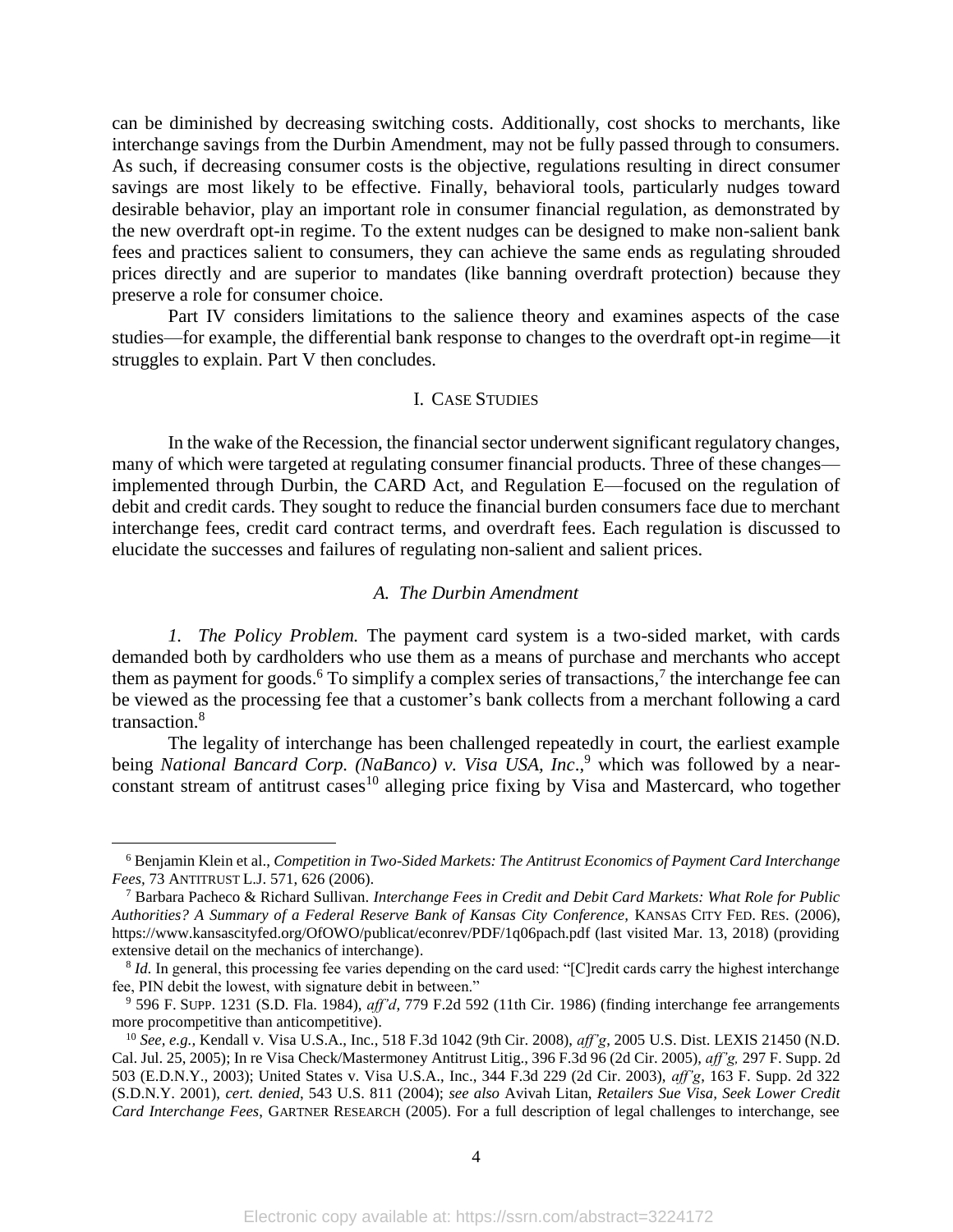can be diminished by decreasing switching costs. Additionally, cost shocks to merchants, like interchange savings from the Durbin Amendment, may not be fully passed through to consumers. As such, if decreasing consumer costs is the objective, regulations resulting in direct consumer savings are most likely to be effective. Finally, behavioral tools, particularly nudges toward desirable behavior, play an important role in consumer financial regulation, as demonstrated by the new overdraft opt-in regime. To the extent nudges can be designed to make non-salient bank fees and practices salient to consumers, they can achieve the same ends as regulating shrouded prices directly and are superior to mandates (like banning overdraft protection) because they preserve a role for consumer choice.

Part IV considers limitations to the salience theory and examines aspects of the case studies—for example, the differential bank response to changes to the overdraft opt-in regime—it struggles to explain. Part V then concludes.

## I. Case Studies

In the wake of the Recession, the financial sector underwent significant regulatory changes, many of which were targeted at regulating consumer financial products. Three of these changes—implemented through Durbin, the CARD Act, and Regulation E—focused on the regulation of debit and credit cards. They sought to reduce the financial burden consumers face due to merchant interchange fees, credit card contract terms, and overdraft fees. Each regulation is discussed to elucidate the successes and failures of regulating non-salient and salient prices.

### *A. The Durbin Amendment*

*1. The Policy Problem.* The payment card system is a two-sided market, with cards demanded both by cardholders who use them as a means of purchase and merchants who accept them as payment for goods.[6] To simplify a complex series of transactions,[7] the interchange fee can be viewed as the processing fee that a customer's bank collects from a merchant following a card transaction.[8]

The legality of interchange has been challenged repeatedly in court, the earliest example being *National Bancard Corp. (NaBanco) v. Visa USA, Inc*.,[9] which was followed by a near-constant stream of antitrust cases[10] alleging price fixing by Visa and Mastercard, who together

---

[6] Benjamin Klein et al., *Competition in Two-Sided Markets: The Antitrust Economics of Payment Card Interchange Fees*, 73 Antitrust L.J. 571, 626 (2006).

[7] Barbara Pacheco & Richard Sullivan. *Interchange Fees in Credit and Debit Card Markets: What Role for Public Authorities? A Summary of a Federal Reserve Bank of Kansas City Conference*, Kansas City Fed. Res. (2006), https://www.kansascityfed.org/OfOWO/publicat/econrev/PDF/1q06pach.pdf (last visited Mar. 13, 2018) (providing extensive detail on the mechanics of interchange).

[8] *Id.* In general, this processing fee varies depending on the card used: "[C]redit cards carry the highest interchange fee, PIN debit the lowest, with signature debit in between."

[9] 596 F. Supp. 1231 (S.D. Fla. 1984), *aff'd*, 779 F.2d 592 (11th Cir. 1986) (finding interchange fee arrangements more procompetitive than anticompetitive).

[10] *See, e.g.*, Kendall v. Visa U.S.A., Inc., 518 F.3d 1042 (9th Cir. 2008), *aff'g*, 2005 U.S. Dist. LEXIS 21450 (N.D. Cal. Jul. 25, 2005); In re Visa Check/Mastermoney Antitrust Litig., 396 F.3d 96 (2d Cir. 2005), *aff'g,* 297 F. Supp. 2d 503 (E.D.N.Y., 2003); United States v. Visa U.S.A., Inc., 344 F.3d 229 (2d Cir. 2003), *aff'g*, 163 F. Supp. 2d 322 (S.D.N.Y. 2001), *cert. denied*, 543 U.S. 811 (2004); *see also* Avivah Litan, *Retailers Sue Visa, Seek Lower Credit Card Interchange Fees*, Gartner Research (2005). For a full description of legal challenges to interchange, see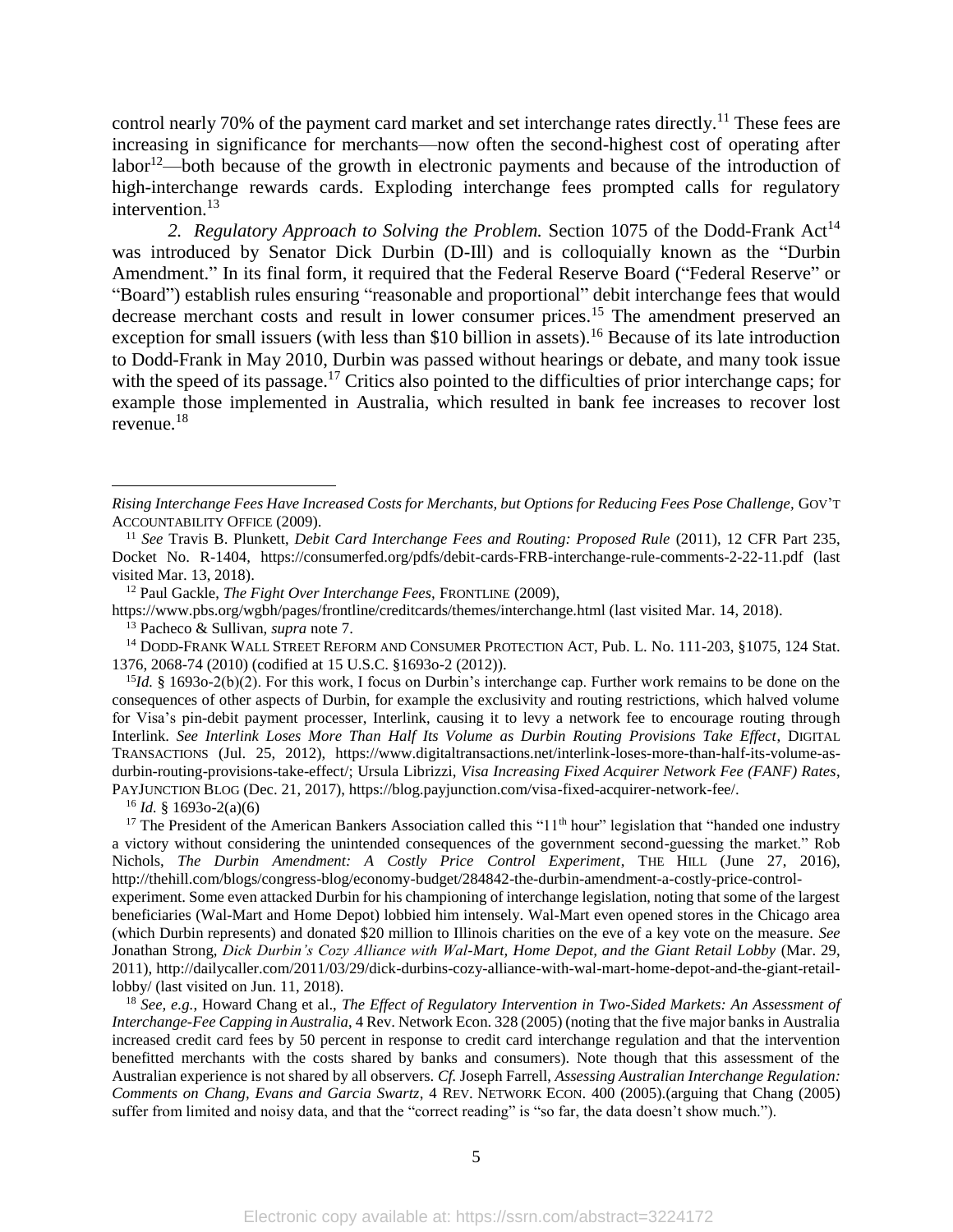control nearly 70% of the payment card market and set interchange rates directly.[11] These fees are increasing in significance for merchants—now often the second-highest cost of operating after labor[12]—both because of the growth in electronic payments and because of the introduction of high-interchange rewards cards. Exploding interchange fees prompted calls for regulatory intervention.[13]

*2. Regulatory Approach to Solving the Problem.* Section 1075 of the Dodd-Frank Act[14] was introduced by Senator Dick Durbin (D-Ill) and is colloquially known as the "Durbin Amendment." In its final form, it required that the Federal Reserve Board ("Federal Reserve" or "Board") establish rules ensuring "reasonable and proportional" debit interchange fees that would decrease merchant costs and result in lower consumer prices.[15] The amendment preserved an exception for small issuers (with less than $10 billion in assets).[16] Because of its late introduction to Dodd-Frank in May 2010, Durbin was passed without hearings or debate, and many took issue with the speed of its passage.[17] Critics also pointed to the difficulties of prior interchange caps; for example those implemented in Australia, which resulted in bank fee increases to recover lost revenue.[18]

---

*Rising Interchange Fees Have Increased Costs for Merchants, but Options for Reducing Fees Pose Challenge*, GOV'T ACCOUNTABILITY OFFICE (2009).

[11] *See* Travis B. Plunkett, *Debit Card Interchange Fees and Routing: Proposed Rule* (2011), 12 CFR Part 235, Docket No. R-1404, https://consumerfed.org/pdfs/debit-cards-FRB-interchange-rule-comments-2-22-11.pdf (last visited Mar. 13, 2018).

[12] Paul Gackle, *The Fight Over Interchange Fees,* FRONTLINE (2009), https://www.pbs.org/wgbh/pages/frontline/creditcards/themes/interchange.html (last visited Mar. 14, 2018).

[13] Pacheco & Sullivan, *supra* note 7.

[14] DODD-FRANK WALL STREET REFORM AND CONSUMER PROTECTION ACT, Pub. L. No. 111-203, §1075, 124 Stat. 1376, 2068-74 (2010) (codified at 15 U.S.C. §1693o-2 (2012)).

[15] *Id.* § 1693o-2(b)(2). For this work, I focus on Durbin's interchange cap. Further work remains to be done on the consequences of other aspects of Durbin, for example the exclusivity and routing restrictions, which halved volume for Visa's pin-debit payment processer, Interlink, causing it to levy a network fee to encourage routing through Interlink. *See Interlink Loses More Than Half Its Volume as Durbin Routing Provisions Take Effect*, DIGITAL TRANSACTIONS (Jul. 25, 2012), https://www.digitaltransactions.net/interlink-loses-more-than-half-its-volume-as-durbin-routing-provisions-take-effect/; Ursula Librizzi, *Visa Increasing Fixed Acquirer Network Fee (FANF) Rates*, PAYJUNCTION BLOG (Dec. 21, 2017), https://blog.payjunction.com/visa-fixed-acquirer-network-fee/.

[16] *Id.* § 1693o-2(a)(6)

[17] The President of the American Bankers Association called this "11th hour" legislation that "handed one industry a victory without considering the unintended consequences of the government second-guessing the market." Rob Nichols, *The Durbin Amendment: A Costly Price Control Experiment*, THE HILL (June 27, 2016), http://thehill.com/blogs/congress-blog/economy-budget/284842-the-durbin-amendment-a-costly-price-control-experiment. Some even attacked Durbin for his championing of interchange legislation, noting that some of the largest beneficiaries (Wal-Mart and Home Depot) lobbied him intensely. Wal-Mart even opened stores in the Chicago area (which Durbin represents) and donated $20 million to Illinois charities on the eve of a key vote on the measure. *See* Jonathan Strong, *Dick Durbin's Cozy Alliance with Wal-Mart, Home Depot, and the Giant Retail Lobby* (Mar. 29, 2011), http://dailycaller.com/2011/03/29/dick-durbins-cozy-alliance-with-wal-mart-home-depot-and-the-giant-retail-lobby/ (last visited on Jun. 11, 2018).

[18] *See, e.g.*, Howard Chang et al., *The Effect of Regulatory Intervention in Two-Sided Markets: An Assessment of Interchange-Fee Capping in Australia*, 4 Rev. Network Econ. 328 (2005) (noting that the five major banks in Australia increased credit card fees by 50 percent in response to credit card interchange regulation and that the intervention benefitted merchants with the costs shared by banks and consumers). Note though that this assessment of the Australian experience is not shared by all observers. *Cf.* Joseph Farrell, *Assessing Australian Interchange Regulation: Comments on Chang, Evans and Garcia Swartz*, 4 REV. NETWORK ECON. 400 (2005).(arguing that Chang (2005) suffer from limited and noisy data, and that the "correct reading" is "so far, the data doesn't show much.").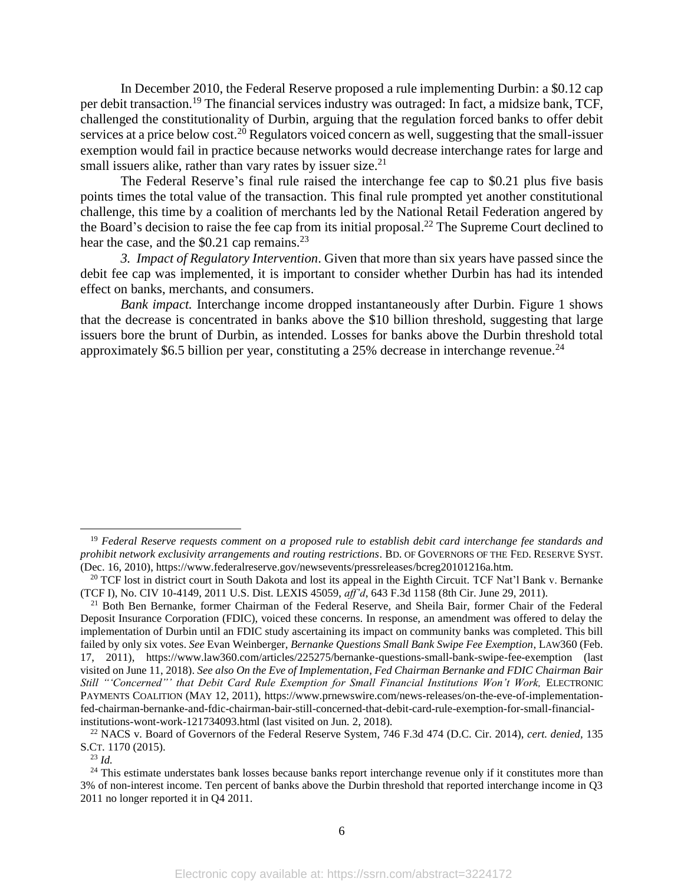In December 2010, the Federal Reserve proposed a rule implementing Durbin: a $0.12 cap per debit transaction.[19] The financial services industry was outraged: In fact, a midsize bank, TCF, challenged the constitutionality of Durbin, arguing that the regulation forced banks to offer debit services at a price below cost.[20] Regulators voiced concern as well, suggesting that the small-issuer exemption would fail in practice because networks would decrease interchange rates for large and small issuers alike, rather than vary rates by issuer size.[21]

The Federal Reserve's final rule raised the interchange fee cap to $0.21 plus five basis points times the total value of the transaction. This final rule prompted yet another constitutional challenge, this time by a coalition of merchants led by the National Retail Federation angered by the Board's decision to raise the fee cap from its initial proposal.[22] The Supreme Court declined to hear the case, and the $0.21 cap remains.[23]

*3. Impact of Regulatory Intervention*. Given that more than six years have passed since the debit fee cap was implemented, it is important to consider whether Durbin has had its intended effect on banks, merchants, and consumers.

*Bank impact.* Interchange income dropped instantaneously after Durbin. Figure 1 shows that the decrease is concentrated in banks above the $10 billion threshold, suggesting that large issuers bore the brunt of Durbin, as intended. Losses for banks above the Durbin threshold total approximately $6.5 billion per year, constituting a 25% decrease in interchange revenue.[24]

---

[19] *Federal Reserve requests comment on a proposed rule to establish debit card interchange fee standards and prohibit network exclusivity arrangements and routing restrictions*. BD. OF GOVERNORS OF THE FED. RESERVE SYST. (Dec. 16, 2010), https://www.federalreserve.gov/newsevents/pressreleases/bcreg20101216a.htm.

[20] TCF lost in district court in South Dakota and lost its appeal in the Eighth Circuit. TCF Nat'l Bank v. Bernanke (TCF I), No. CIV 10-4149, 2011 U.S. Dist. LEXIS 45059, *aff'd*, 643 F.3d 1158 (8th Cir. June 29, 2011).

[21] Both Ben Bernanke, former Chairman of the Federal Reserve, and Sheila Bair, former Chair of the Federal Deposit Insurance Corporation (FDIC), voiced these concerns. In response, an amendment was offered to delay the implementation of Durbin until an FDIC study ascertaining its impact on community banks was completed. This bill failed by only six votes. *See* Evan Weinberger, *Bernanke Questions Small Bank Swipe Fee Exemption*, LAW360 (Feb. 17, 2011), https://www.law360.com/articles/225275/bernanke-questions-small-bank-swipe-fee-exemption (last visited on June 11, 2018). *See also On the Eve of Implementation, Fed Chairman Bernanke and FDIC Chairman Bair Still "'Concerned"' that Debit Card Rule Exemption for Small Financial Institutions Won't Work,* ELECTRONIC PAYMENTS COALITION (MAY 12, 2011), https://www.prnewswire.com/news-releases/on-the-eve-of-implementation-fed-chairman-bernanke-and-fdic-chairman-bair-still-concerned-that-debit-card-rule-exemption-for-small-financial-institutions-wont-work-121734093.html (last visited on Jun. 2, 2018).

[22] NACS v. Board of Governors of the Federal Reserve System, 746 F.3d 474 (D.C. Cir. 2014), *cert. denied*, 135 S.CT. 1170 (2015).

[23] *Id.*

[24] This estimate understates bank losses because banks report interchange revenue only if it constitutes more than 3% of non-interest income. Ten percent of banks above the Durbin threshold that reported interchange income in Q3 2011 no longer reported it in Q4 2011.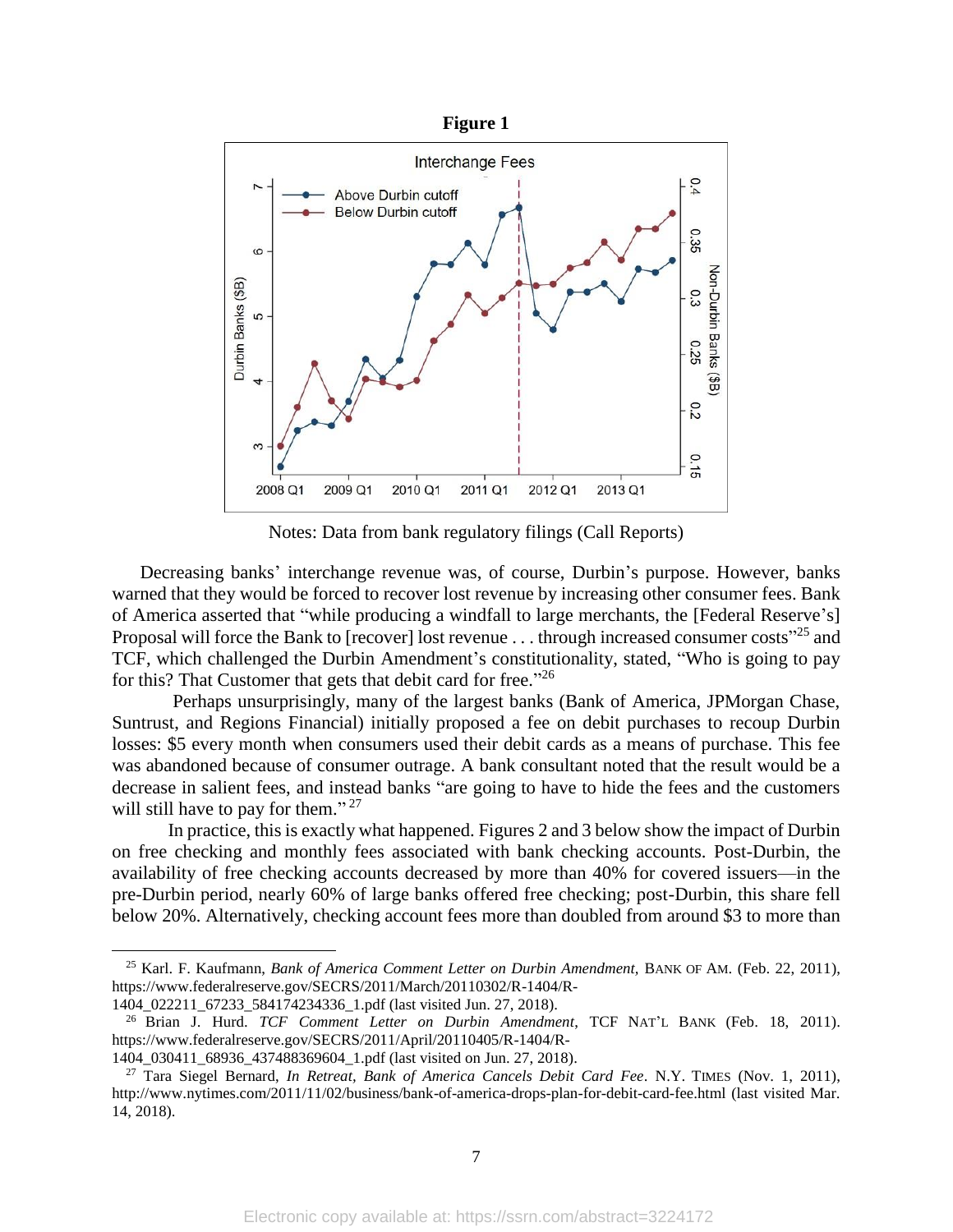**Figure 1**

Notes: Data from bank regulatory filings (Call Reports)

Decreasing banks' interchange revenue was, of course, Durbin's purpose. However, banks warned that they would be forced to recover lost revenue by increasing other consumer fees. Bank of America asserted that "while producing a windfall to large merchants, the [Federal Reserve's] Proposal will force the Bank to [recover] lost revenue . . . through increased consumer costs"[25] and TCF, which challenged the Durbin Amendment's constitutionality, stated, "Who is going to pay for this? That Customer that gets that debit card for free."[26]

Perhaps unsurprisingly, many of the largest banks (Bank of America, JPMorgan Chase, Suntrust, and Regions Financial) initially proposed a fee on debit purchases to recoup Durbin losses: $5 every month when consumers used their debit cards as a means of purchase. This fee was abandoned because of consumer outrage. A bank consultant noted that the result would be a decrease in salient fees, and instead banks "are going to have to hide the fees and the customers will still have to pay for them."[27]

In practice, this is exactly what happened. Figures 2 and 3 below show the impact of Durbin on free checking and monthly fees associated with bank checking accounts. Post-Durbin, the availability of free checking accounts decreased by more than 40% for covered issuers—in the pre-Durbin period, nearly 60% of large banks offered free checking; post-Durbin, this share fell below 20%. Alternatively, checking account fees more than doubled from around $3 to more than

---

[25] Karl. F. Kaufmann, *Bank of America Comment Letter on Durbin Amendment*, BANK OF AM. (Feb. 22, 2011), https://www.federalreserve.gov/SECRS/2011/March/20110302/R-1404/R-1404_022211_67233_584174234336_1.pdf (last visited Jun. 27, 2018).

[26] Brian J. Hurd. *TCF Comment Letter on Durbin Amendment*, TCF NAT'L BANK (Feb. 18, 2011). https://www.federalreserve.gov/SECRS/2011/April/20110405/R-1404/R-1404_030411_68936_437488369604_1.pdf (last visited on Jun. 27, 2018).

[27] Tara Siegel Bernard, *In Retreat, Bank of America Cancels Debit Card Fee*. N.Y. TIMES (Nov. 1, 2011), http://www.nytimes.com/2011/11/02/business/bank-of-america-drops-plan-for-debit-card-fee.html (last visited Mar. 14, 2018).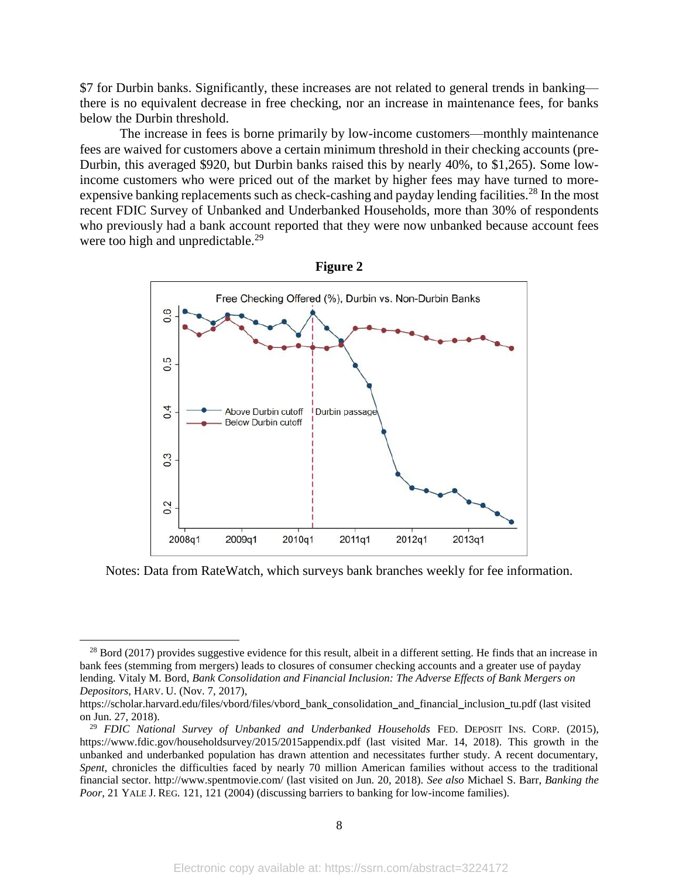$7 for Durbin banks. Significantly, these increases are not related to general trends in banking—there is no equivalent decrease in free checking, nor an increase in maintenance fees, for banks below the Durbin threshold.

The increase in fees is borne primarily by low-income customers—monthly maintenance fees are waived for customers above a certain minimum threshold in their checking accounts (pre-Durbin, this averaged $920, but Durbin banks raised this by nearly 40%, to $1,265). Some low-income customers who were priced out of the market by higher fees may have turned to more-expensive banking replacements such as check-cashing and payday lending facilities.[28] In the most recent FDIC Survey of Unbanked and Underbanked Households, more than 30% of respondents who previously had a bank account reported that they were now unbanked because account fees were too high and unpredictable.[29]

**Figure 2**

Notes: Data from RateWatch, which surveys bank branches weekly for fee information.

[28] Bord (2017) provides suggestive evidence for this result, albeit in a different setting. He finds that an increase in bank fees (stemming from mergers) leads to closures of consumer checking accounts and a greater use of payday lending. Vitaly M. Bord, *Bank Consolidation and Financial Inclusion: The Adverse Effects of Bank Mergers on Depositors*, HARV. U. (Nov. 7, 2017), https://scholar.harvard.edu/files/vbord/files/vbord_bank_consolidation_and_financial_inclusion_tu.pdf (last visited on Jun. 27, 2018).

[29] *FDIC National Survey of Unbanked and Underbanked Households* FED. DEPOSIT INS. CORP. (2015), https://www.fdic.gov/householdsurvey/2015/2015appendix.pdf (last visited Mar. 14, 2018). This growth in the unbanked and underbanked population has drawn attention and necessitates further study. A recent documentary, *Spent*, chronicles the difficulties faced by nearly 70 million American families without access to the traditional financial sector. http://www.spentmovie.com/ (last visited on Jun. 20, 2018). *See also* Michael S. Barr, *Banking the Poor*, 21 YALE J. REG. 121, 121 (2004) (discussing barriers to banking for low-income families).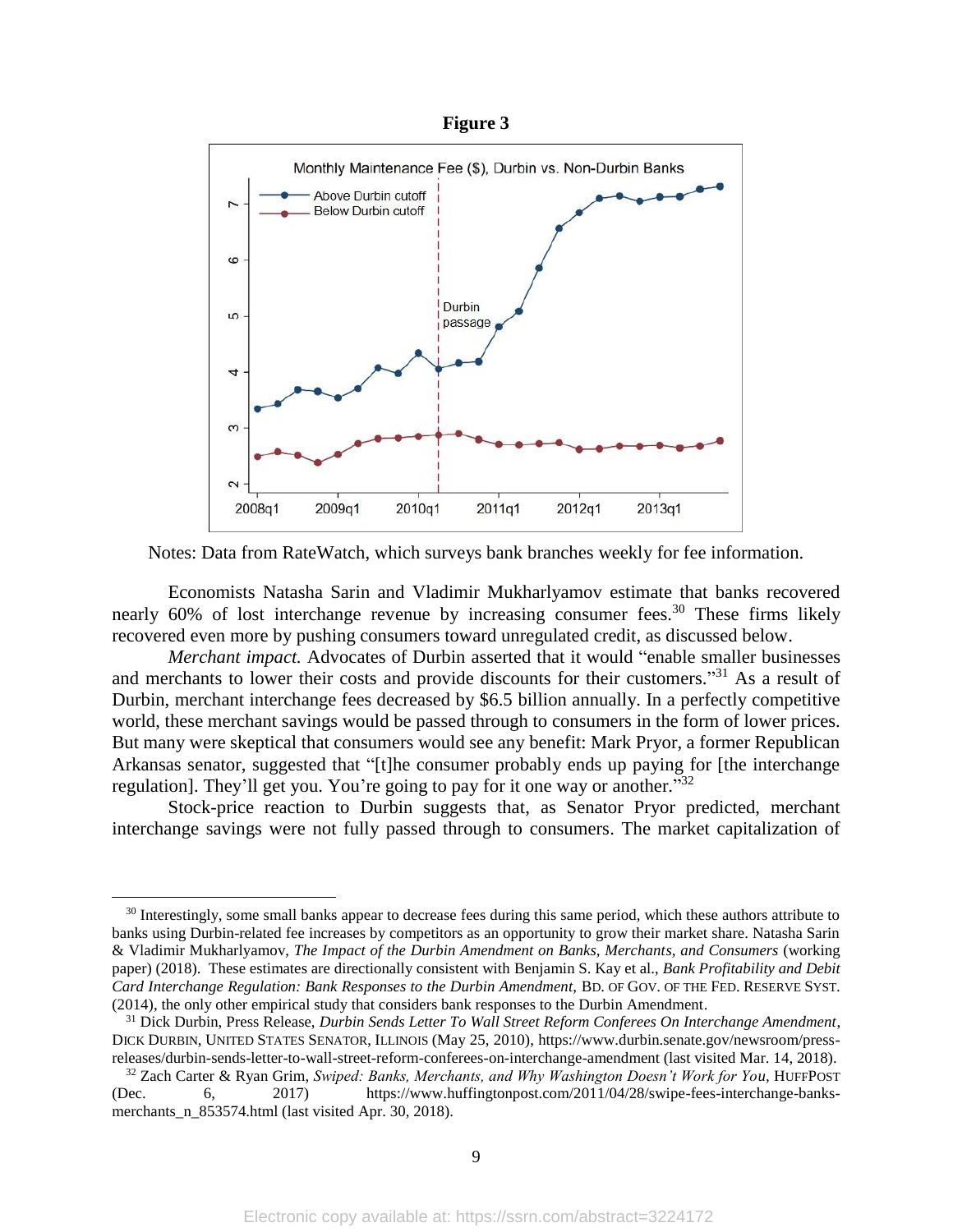**Figure 3**

Notes: Data from RateWatch, which surveys bank branches weekly for fee information.

Economists Natasha Sarin and Vladimir Mukharlyamov estimate that banks recovered nearly 60% of lost interchange revenue by increasing consumer fees.[30] These firms likely recovered even more by pushing consumers toward unregulated credit, as discussed below.

*Merchant impact.* Advocates of Durbin asserted that it would "enable smaller businesses and merchants to lower their costs and provide discounts for their customers."[31] As a result of Durbin, merchant interchange fees decreased by $6.5 billion annually. In a perfectly competitive world, these merchant savings would be passed through to consumers in the form of lower prices. But many were skeptical that consumers would see any benefit: Mark Pryor, a former Republican Arkansas senator, suggested that "[t]he consumer probably ends up paying for [the interchange regulation]. They'll get you. You're going to pay for it one way or another."[32]

Stock-price reaction to Durbin suggests that, as Senator Pryor predicted, merchant interchange savings were not fully passed through to consumers. The market capitalization of

[30] Interestingly, some small banks appear to decrease fees during this same period, which these authors attribute to banks using Durbin-related fee increases by competitors as an opportunity to grow their market share. Natasha Sarin & Vladimir Mukharlyamov, *The Impact of the Durbin Amendment on Banks, Merchants, and Consumers* (working paper) (2018). These estimates are directionally consistent with Benjamin S. Kay et al., *Bank Profitability and Debit Card Interchange Regulation: Bank Responses to the Durbin Amendment*, BD. OF GOV. OF THE FED. RESERVE SYST. (2014), the only other empirical study that considers bank responses to the Durbin Amendment.

[31] Dick Durbin, Press Release, *Durbin Sends Letter To Wall Street Reform Conferees On Interchange Amendment*, DICK DURBIN, UNITED STATES SENATOR, ILLINOIS (May 25, 2010), https://www.durbin.senate.gov/newsroom/press-releases/durbin-sends-letter-to-wall-street-reform-conferees-on-interchange-amendment (last visited Mar. 14, 2018).

[32] Zach Carter & Ryan Grim, *Swiped: Banks, Merchants, and Why Washington Doesn't Work for You*, HUFFPOST (Dec. 6, 2017) https://www.huffingtonpost.com/2011/04/28/swipe-fees-interchange-banks-merchants_n_853574.html (last visited Apr. 30, 2018).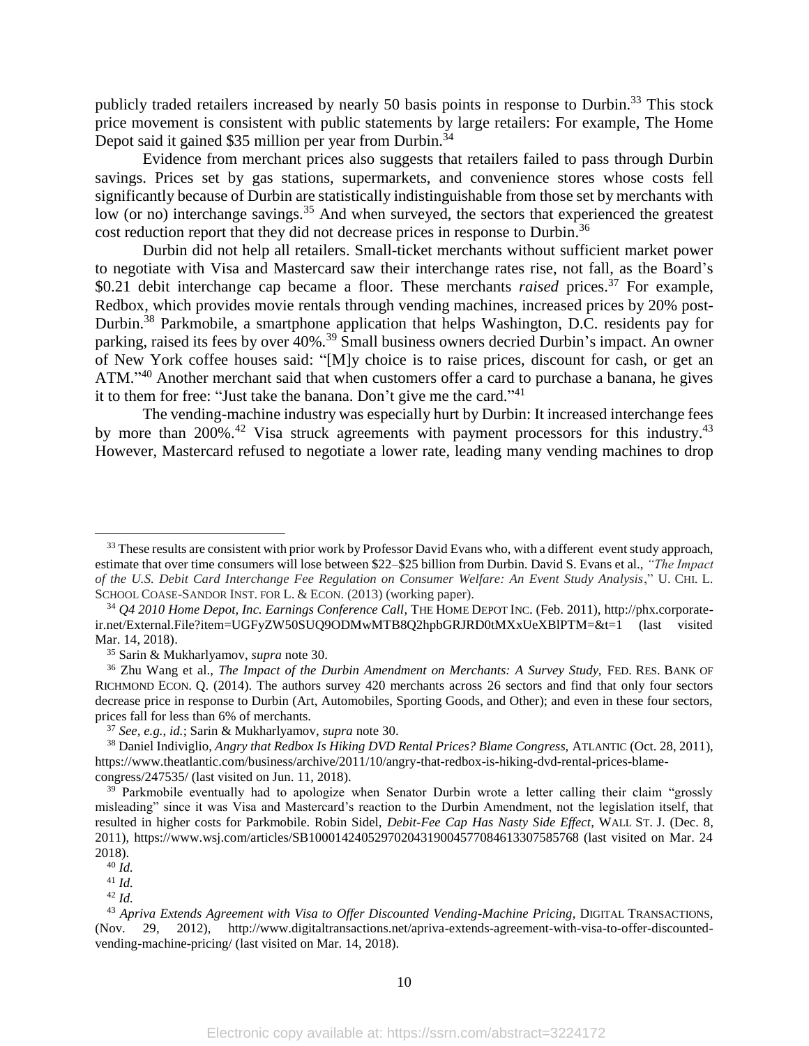publicly traded retailers increased by nearly 50 basis points in response to Durbin.[33] This stock price movement is consistent with public statements by large retailers: For example, The Home Depot said it gained $35 million per year from Durbin.[34]

Evidence from merchant prices also suggests that retailers failed to pass through Durbin savings. Prices set by gas stations, supermarkets, and convenience stores whose costs fell significantly because of Durbin are statistically indistinguishable from those set by merchants with low (or no) interchange savings.[35] And when surveyed, the sectors that experienced the greatest cost reduction report that they did not decrease prices in response to Durbin.[36]

Durbin did not help all retailers. Small-ticket merchants without sufficient market power to negotiate with Visa and Mastercard saw their interchange rates rise, not fall, as the Board's $0.21 debit interchange cap became a floor. These merchants *raised* prices.[37] For example, Redbox, which provides movie rentals through vending machines, increased prices by 20% post-Durbin.[38] Parkmobile, a smartphone application that helps Washington, D.C. residents pay for parking, raised its fees by over 40%.[39] Small business owners decried Durbin's impact. An owner of New York coffee houses said: "[M]y choice is to raise prices, discount for cash, or get an ATM."[40] Another merchant said that when customers offer a card to purchase a banana, he gives it to them for free: "Just take the banana. Don't give me the card."[41]

The vending-machine industry was especially hurt by Durbin: It increased interchange fees by more than 200%.[42] Visa struck agreements with payment processors for this industry.[43] However, Mastercard refused to negotiate a lower rate, leading many vending machines to drop

---

[33] These results are consistent with prior work by Professor David Evans who, with a different event study approach, estimate that over time consumers will lose between $22–$25 billion from Durbin. David S. Evans et al., *"The Impact of the U.S. Debit Card Interchange Fee Regulation on Consumer Welfare: An Event Study Analysis*," U. CHI. L. SCHOOL COASE-SANDOR INST. FOR L. & ECON. (2013) (working paper).

[34] *Q4 2010 Home Depot, Inc. Earnings Conference Call*, THE HOME DEPOT INC. (Feb. 2011), http://phx.corporate-ir.net/External.File?item=UGFyZW50SUQ9ODMwMTB8Q2hpbGRJRD0tMXxUeXBlPTM=&t=1 (last visited Mar. 14, 2018).

[35] Sarin & Mukharlyamov, *supra* note 30.

[36] Zhu Wang et al., *The Impact of the Durbin Amendment on Merchants: A Survey Study,* FED. RES. BANK OF RICHMOND ECON. Q. (2014). The authors survey 420 merchants across 26 sectors and find that only four sectors decrease price in response to Durbin (Art, Automobiles, Sporting Goods, and Other); and even in these four sectors, prices fall for less than 6% of merchants.

[37] *See, e.g.*, *id.*; Sarin & Mukharlyamov, *supra* note 30.

[38] Daniel Indiviglio, *Angry that Redbox Is Hiking DVD Rental Prices? Blame Congress,* ATLANTIC (Oct. 28, 2011), https://www.theatlantic.com/business/archive/2011/10/angry-that-redbox-is-hiking-dvd-rental-prices-blame-congress/247535/ (last visited on Jun. 11, 2018).

[39] Parkmobile eventually had to apologize when Senator Durbin wrote a letter calling their claim "grossly misleading" since it was Visa and Mastercard's reaction to the Durbin Amendment, not the legislation itself, that resulted in higher costs for Parkmobile. Robin Sidel, *Debit-Fee Cap Has Nasty Side Effect*, WALL ST. J. (Dec. 8, 2011), https://www.wsj.com/articles/SB10001424052970204319004577084613307585768 (last visited on Mar. 24 2018).

[40] *Id.*

[41] *Id.*

[42] *Id.*

[43] *Apriva Extends Agreement with Visa to Offer Discounted Vending-Machine Pricing*, DIGITAL TRANSACTIONS, (Nov. 29, 2012), http://www.digitaltransactions.net/apriva-extends-agreement-with-visa-to-offer-discounted-vending-machine-pricing/ (last visited on Mar. 14, 2018).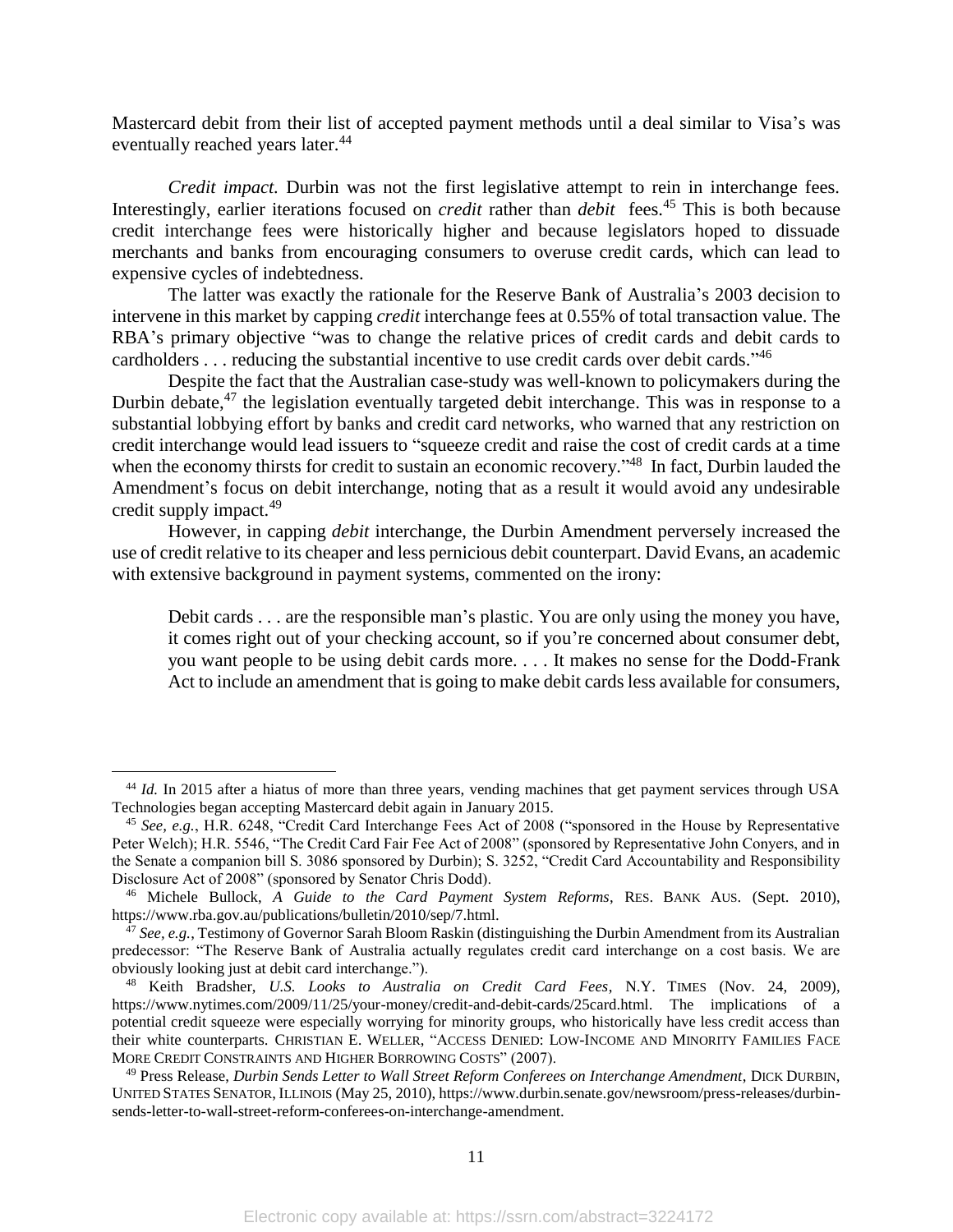Mastercard debit from their list of accepted payment methods until a deal similar to Visa's was eventually reached years later.[44]

*Credit impact.* Durbin was not the first legislative attempt to rein in interchange fees. Interestingly, earlier iterations focused on *credit* rather than *debit* fees.[45] This is both because credit interchange fees were historically higher and because legislators hoped to dissuade merchants and banks from encouraging consumers to overuse credit cards, which can lead to expensive cycles of indebtedness.

The latter was exactly the rationale for the Reserve Bank of Australia's 2003 decision to intervene in this market by capping *credit* interchange fees at 0.55% of total transaction value. The RBA's primary objective "was to change the relative prices of credit cards and debit cards to cardholders . . . reducing the substantial incentive to use credit cards over debit cards."[46]

Despite the fact that the Australian case-study was well-known to policymakers during the Durbin debate,[47] the legislation eventually targeted debit interchange. This was in response to a substantial lobbying effort by banks and credit card networks, who warned that any restriction on credit interchange would lead issuers to "squeeze credit and raise the cost of credit cards at a time when the economy thirsts for credit to sustain an economic recovery."[48] In fact, Durbin lauded the Amendment's focus on debit interchange, noting that as a result it would avoid any undesirable credit supply impact.[49]

However, in capping *debit* interchange, the Durbin Amendment perversely increased the use of credit relative to its cheaper and less pernicious debit counterpart. David Evans, an academic with extensive background in payment systems, commented on the irony:

> Debit cards . . . are the responsible man's plastic. You are only using the money you have, it comes right out of your checking account, so if you're concerned about consumer debt, you want people to be using debit cards more. . . . It makes no sense for the Dodd-Frank Act to include an amendment that is going to make debit cards less available for consumers,

---

[44] *Id.* In 2015 after a hiatus of more than three years, vending machines that get payment services through USA Technologies began accepting Mastercard debit again in January 2015.

[45] *See, e.g.*, H.R. 6248, "Credit Card Interchange Fees Act of 2008 ("sponsored in the House by Representative Peter Welch); H.R. 5546, "The Credit Card Fair Fee Act of 2008" (sponsored by Representative John Conyers, and in the Senate a companion bill S. 3086 sponsored by Durbin); S. 3252, "Credit Card Accountability and Responsibility Disclosure Act of 2008" (sponsored by Senator Chris Dodd).

[46] Michele Bullock, *A Guide to the Card Payment System Reforms*, RES. BANK AUS. (Sept. 2010), https://www.rba.gov.au/publications/bulletin/2010/sep/7.html.

[47] *See, e.g.*, Testimony of Governor Sarah Bloom Raskin (distinguishing the Durbin Amendment from its Australian predecessor: "The Reserve Bank of Australia actually regulates credit card interchange on a cost basis. We are obviously looking just at debit card interchange.").

[48] Keith Bradsher, *U.S. Looks to Australia on Credit Card Fees*, N.Y. TIMES (Nov. 24, 2009), https://www.nytimes.com/2009/11/25/your-money/credit-and-debit-cards/25card.html. The implications of a potential credit squeeze were especially worrying for minority groups, who historically have less credit access than their white counterparts. CHRISTIAN E. WELLER, "ACCESS DENIED: LOW-INCOME AND MINORITY FAMILIES FACE MORE CREDIT CONSTRAINTS AND HIGHER BORROWING COSTS" (2007).

[49] Press Release, *Durbin Sends Letter to Wall Street Reform Conferees on Interchange Amendment*, DICK DURBIN, UNITED STATES SENATOR, ILLINOIS (May 25, 2010), https://www.durbin.senate.gov/newsroom/press-releases/durbin-sends-letter-to-wall-street-reform-conferees-on-interchange-amendment.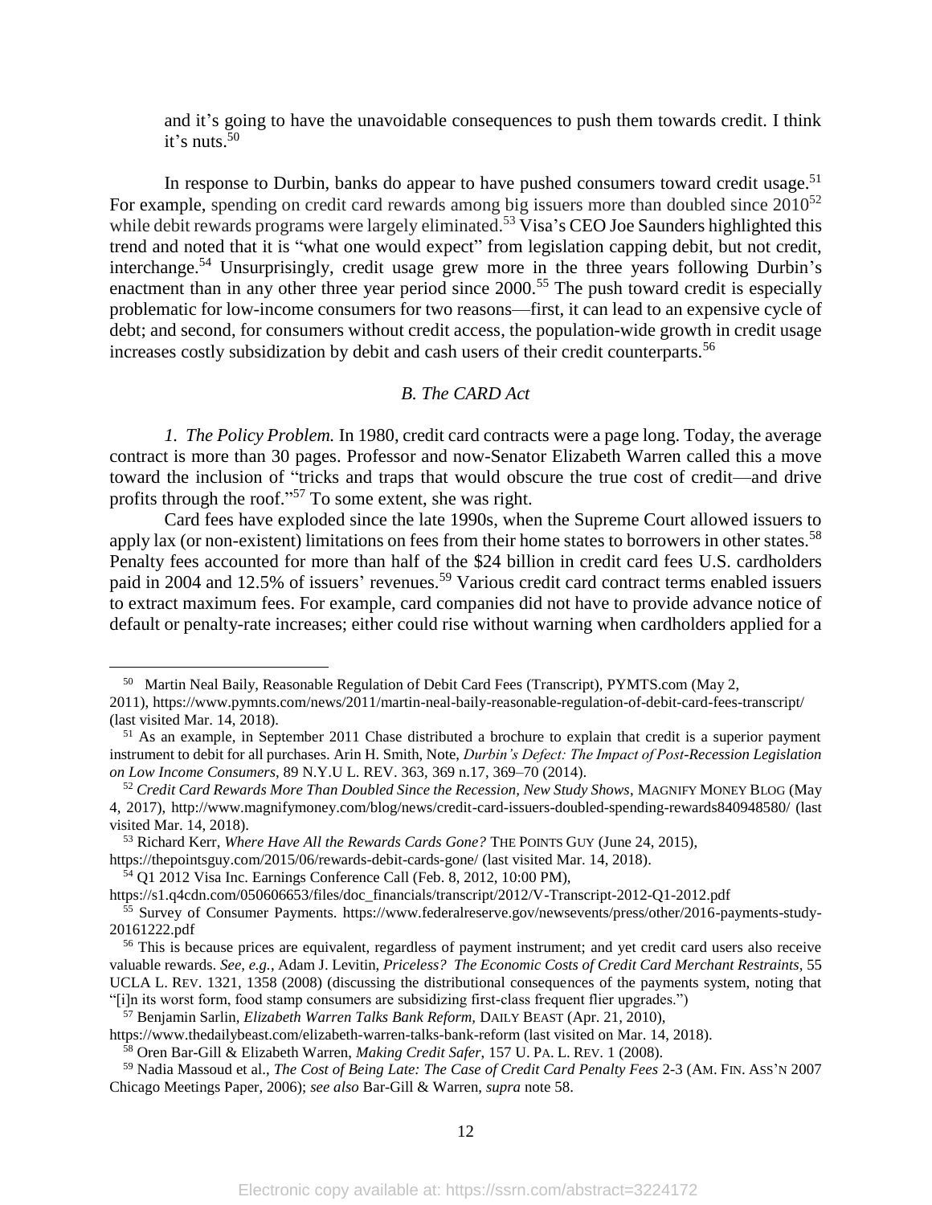and it's going to have the unavoidable consequences to push them towards credit. I think it's nuts.[50]

In response to Durbin, banks do appear to have pushed consumers toward credit usage.[51] For example, spending on credit card rewards among big issuers more than doubled since 2010[52] while debit rewards programs were largely eliminated.[53] Visa's CEO Joe Saunders highlighted this trend and noted that it is "what one would expect" from legislation capping debit, but not credit, interchange.[54] Unsurprisingly, credit usage grew more in the three years following Durbin's enactment than in any other three year period since 2000.[55] The push toward credit is especially problematic for low-income consumers for two reasons—first, it can lead to an expensive cycle of debt; and second, for consumers without credit access, the population-wide growth in credit usage increases costly subsidization by debit and cash users of their credit counterparts.[56]

### *B. The CARD Act*

*1. The Policy Problem.* In 1980, credit card contracts were a page long. Today, the average contract is more than 30 pages. Professor and now-Senator Elizabeth Warren called this a move toward the inclusion of "tricks and traps that would obscure the true cost of credit—and drive profits through the roof."[57] To some extent, she was right.

Card fees have exploded since the late 1990s, when the Supreme Court allowed issuers to apply lax (or non-existent) limitations on fees from their home states to borrowers in other states.[58] Penalty fees accounted for more than half of the $24 billion in credit card fees U.S. cardholders paid in 2004 and 12.5% of issuers' revenues.[59] Various credit card contract terms enabled issuers to extract maximum fees. For example, card companies did not have to provide advance notice of default or penalty-rate increases; either could rise without warning when cardholders applied for a

---

[50] Martin Neal Baily, Reasonable Regulation of Debit Card Fees (Transcript), PYMTS.com (May 2, 2011), https://www.pymnts.com/news/2011/martin-neal-baily-reasonable-regulation-of-debit-card-fees-transcript/ (last visited Mar. 14, 2018).

[51] As an example, in September 2011 Chase distributed a brochure to explain that credit is a superior payment instrument to debit for all purchases. Arin H. Smith, Note, *Durbin's Defect: The Impact of Post-Recession Legislation on Low Income Consumers*, 89 N.Y.U L. REV. 363, 369 n.17, 369–70 (2014).

[52] *Credit Card Rewards More Than Doubled Since the Recession, New Study Shows*, MAGNIFY MONEY BLOG (May 4, 2017), http://www.magnifymoney.com/blog/news/credit-card-issuers-doubled-spending-rewards840948580/ (last visited Mar. 14, 2018).

[53] Richard Kerr, *Where Have All the Rewards Cards Gone?* THE POINTS GUY (June 24, 2015), https://thepointsguy.com/2015/06/rewards-debit-cards-gone/ (last visited Mar. 14, 2018).

[54] Q1 2012 Visa Inc. Earnings Conference Call (Feb. 8, 2012, 10:00 PM), https://s1.q4cdn.com/050606653/files/doc_financials/transcript/2012/V-Transcript-2012-Q1-2012.pdf

[55] Survey of Consumer Payments. https://www.federalreserve.gov/newsevents/press/other/2016-payments-study-20161222.pdf

[56] This is because prices are equivalent, regardless of payment instrument; and yet credit card users also receive valuable rewards. *See, e.g.*, Adam J. Levitin, *Priceless? The Economic Costs of Credit Card Merchant Restraints*, 55 UCLA L. REV. 1321, 1358 (2008) (discussing the distributional consequences of the payments system, noting that "[i]n its worst form, food stamp consumers are subsidizing first-class frequent flier upgrades.")

[57] Benjamin Sarlin, *Elizabeth Warren Talks Bank Reform*, DAILY BEAST (Apr. 21, 2010), https://www.thedailybeast.com/elizabeth-warren-talks-bank-reform (last visited on Mar. 14, 2018).

[58] Oren Bar-Gill & Elizabeth Warren, *Making Credit Safer*, 157 U. PA. L. REV. 1 (2008).

[59] Nadia Massoud et al., *The Cost of Being Late: The Case of Credit Card Penalty Fees* 2-3 (AM. FIN. ASS'N 2007 Chicago Meetings Paper, 2006); *see also* Bar-Gill & Warren, *supra* note 58.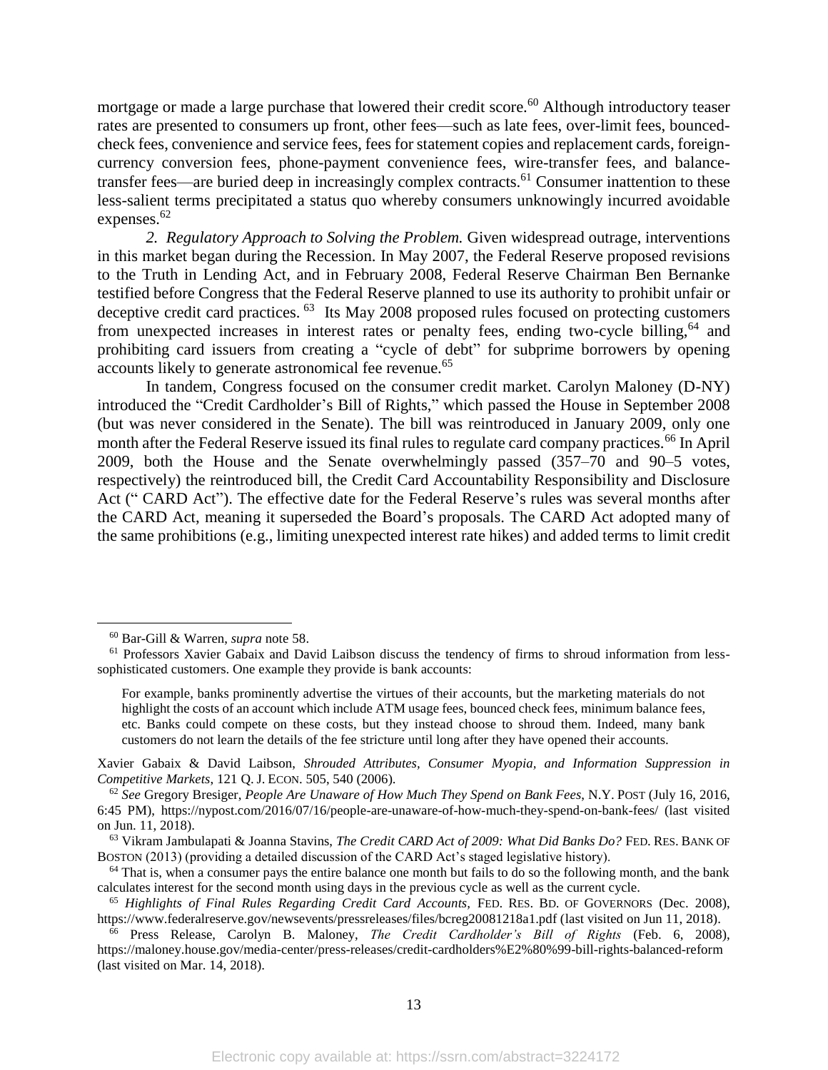mortgage or made a large purchase that lowered their credit score.[60] Although introductory teaser rates are presented to consumers up front, other fees—such as late fees, over-limit fees, bounced-check fees, convenience and service fees, fees for statement copies and replacement cards, foreign-currency conversion fees, phone-payment convenience fees, wire-transfer fees, and balance-transfer fees—are buried deep in increasingly complex contracts.[61] Consumer inattention to these less-salient terms precipitated a status quo whereby consumers unknowingly incurred avoidable expenses.[62]

*2. Regulatory Approach to Solving the Problem.* Given widespread outrage, interventions in this market began during the Recession. In May 2007, the Federal Reserve proposed revisions to the Truth in Lending Act, and in February 2008, Federal Reserve Chairman Ben Bernanke testified before Congress that the Federal Reserve planned to use its authority to prohibit unfair or deceptive credit card practices.[63] Its May 2008 proposed rules focused on protecting customers from unexpected increases in interest rates or penalty fees, ending two-cycle billing,[64] and prohibiting card issuers from creating a "cycle of debt" for subprime borrowers by opening accounts likely to generate astronomical fee revenue.[65]

In tandem, Congress focused on the consumer credit market. Carolyn Maloney (D-NY) introduced the "Credit Cardholder's Bill of Rights," which passed the House in September 2008 (but was never considered in the Senate). The bill was reintroduced in January 2009, only one month after the Federal Reserve issued its final rules to regulate card company practices.[66] In April 2009, both the House and the Senate overwhelmingly passed (357–70 and 90–5 votes, respectively) the reintroduced bill, the Credit Card Accountability Responsibility and Disclosure Act (" CARD Act"). The effective date for the Federal Reserve's rules was several months after the CARD Act, meaning it superseded the Board's proposals. The CARD Act adopted many of the same prohibitions (e.g., limiting unexpected interest rate hikes) and added terms to limit credit

---

[60] Bar-Gill & Warren, *supra* note 58.

[61] Professors Xavier Gabaix and David Laibson discuss the tendency of firms to shroud information from less-sophisticated customers. One example they provide is bank accounts:

> For example, banks prominently advertise the virtues of their accounts, but the marketing materials do not highlight the costs of an account which include ATM usage fees, bounced check fees, minimum balance fees, etc. Banks could compete on these costs, but they instead choose to shroud them. Indeed, many bank customers do not learn the details of the fee stricture until long after they have opened their accounts.

Xavier Gabaix & David Laibson, *Shrouded Attributes, Consumer Myopia, and Information Suppression in Competitive Markets*, 121 Q. J. ECON. 505, 540 (2006).

[62] *See* Gregory Bresiger, *People Are Unaware of How Much They Spend on Bank Fees*, N.Y. POST (July 16, 2016, 6:45 PM), https://nypost.com/2016/07/16/people-are-unaware-of-how-much-they-spend-on-bank-fees/ (last visited on Jun. 11, 2018).

[63] Vikram Jambulapati & Joanna Stavins, *The Credit CARD Act of 2009: What Did Banks Do?* FED. RES. BANK OF BOSTON (2013) (providing a detailed discussion of the CARD Act's staged legislative history).

[64] That is, when a consumer pays the entire balance one month but fails to do so the following month, and the bank calculates interest for the second month using days in the previous cycle as well as the current cycle.

[65] *Highlights of Final Rules Regarding Credit Card Accounts*, FED. RES. BD. OF GOVERNORS (Dec. 2008), https://www.federalreserve.gov/newsevents/pressreleases/files/bcreg20081218a1.pdf (last visited on Jun 11, 2018).

[66] Press Release, Carolyn B. Maloney, *The Credit Cardholder's Bill of Rights* (Feb. 6, 2008), https://maloney.house.gov/media-center/press-releases/credit-cardholders%E2%80%99-bill-rights-balanced-reform (last visited on Mar. 14, 2018).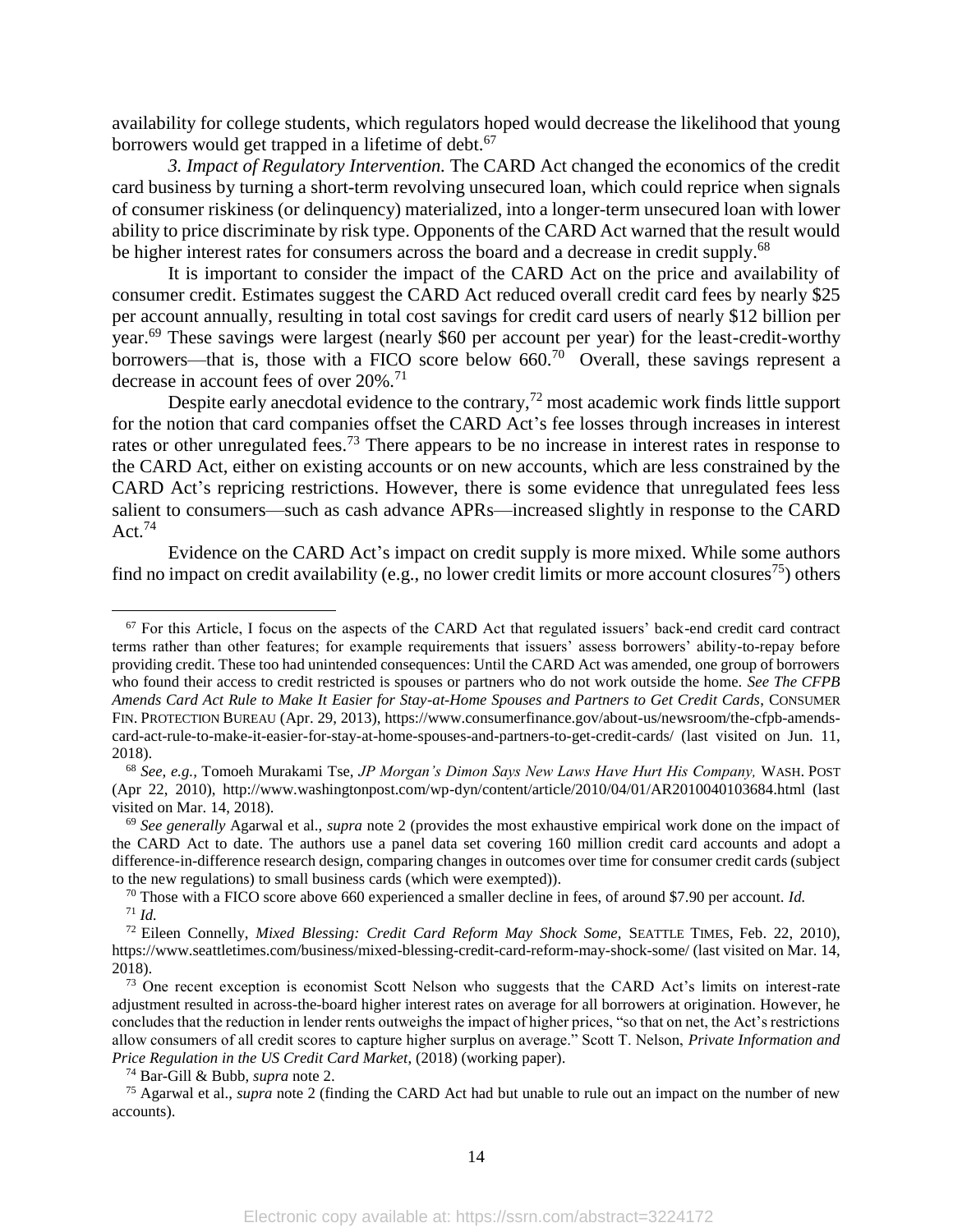availability for college students, which regulators hoped would decrease the likelihood that young borrowers would get trapped in a lifetime of debt.[67]

*3. Impact of Regulatory Intervention.* The CARD Act changed the economics of the credit card business by turning a short-term revolving unsecured loan, which could reprice when signals of consumer riskiness (or delinquency) materialized, into a longer-term unsecured loan with lower ability to price discriminate by risk type. Opponents of the CARD Act warned that the result would be higher interest rates for consumers across the board and a decrease in credit supply.[68]

It is important to consider the impact of the CARD Act on the price and availability of consumer credit. Estimates suggest the CARD Act reduced overall credit card fees by nearly $25 per account annually, resulting in total cost savings for credit card users of nearly $12 billion per year.[69] These savings were largest (nearly $60 per account per year) for the least-credit-worthy borrowers—that is, those with a FICO score below 660.[70] Overall, these savings represent a decrease in account fees of over 20%.[71]

Despite early anecdotal evidence to the contrary,[72] most academic work finds little support for the notion that card companies offset the CARD Act's fee losses through increases in interest rates or other unregulated fees.[73] There appears to be no increase in interest rates in response to the CARD Act, either on existing accounts or on new accounts, which are less constrained by the CARD Act's repricing restrictions. However, there is some evidence that unregulated fees less salient to consumers—such as cash advance APRs—increased slightly in response to the CARD Act.[74]

Evidence on the CARD Act's impact on credit supply is more mixed. While some authors find no impact on credit availability (e.g., no lower credit limits or more account closures[75]) others

---

[67] For this Article, I focus on the aspects of the CARD Act that regulated issuers' back-end credit card contract terms rather than other features; for example requirements that issuers' assess borrowers' ability-to-repay before providing credit. These too had unintended consequences: Until the CARD Act was amended, one group of borrowers who found their access to credit restricted is spouses or partners who do not work outside the home. *See The CFPB Amends Card Act Rule to Make It Easier for Stay-at-Home Spouses and Partners to Get Credit Cards*, CONSUMER FIN. PROTECTION BUREAU (Apr. 29, 2013), https://www.consumerfinance.gov/about-us/newsroom/the-cfpb-amends-card-act-rule-to-make-it-easier-for-stay-at-home-spouses-and-partners-to-get-credit-cards/ (last visited on Jun. 11, 2018).

[68] *See, e.g.*, Tomoeh Murakami Tse, *JP Morgan's Dimon Says New Laws Have Hurt His Company,* WASH. POST (Apr 22, 2010), http://www.washingtonpost.com/wp-dyn/content/article/2010/04/01/AR2010040103684.html (last visited on Mar. 14, 2018).

[69] *See generally* Agarwal et al., *supra* note 2 (provides the most exhaustive empirical work done on the impact of the CARD Act to date. The authors use a panel data set covering 160 million credit card accounts and adopt a difference-in-difference research design, comparing changes in outcomes over time for consumer credit cards (subject to the new regulations) to small business cards (which were exempted)).

[70] Those with a FICO score above 660 experienced a smaller decline in fees, of around $7.90 per account. *Id.*

[71] *Id.*

[72] Eileen Connelly, *Mixed Blessing: Credit Card Reform May Shock Some*, SEATTLE TIMES, Feb. 22, 2010), https://www.seattletimes.com/business/mixed-blessing-credit-card-reform-may-shock-some/ (last visited on Mar. 14, 2018).

[73] One recent exception is economist Scott Nelson who suggests that the CARD Act's limits on interest-rate adjustment resulted in across-the-board higher interest rates on average for all borrowers at origination. However, he concludes that the reduction in lender rents outweighs the impact of higher prices, "so that on net, the Act's restrictions allow consumers of all credit scores to capture higher surplus on average." Scott T. Nelson, *Private Information and Price Regulation in the US Credit Card Market*, (2018) (working paper).

[74] Bar-Gill & Bubb, *supra* note 2.

[75] Agarwal et al., *supra* note 2 (finding the CARD Act had but unable to rule out an impact on the number of new accounts).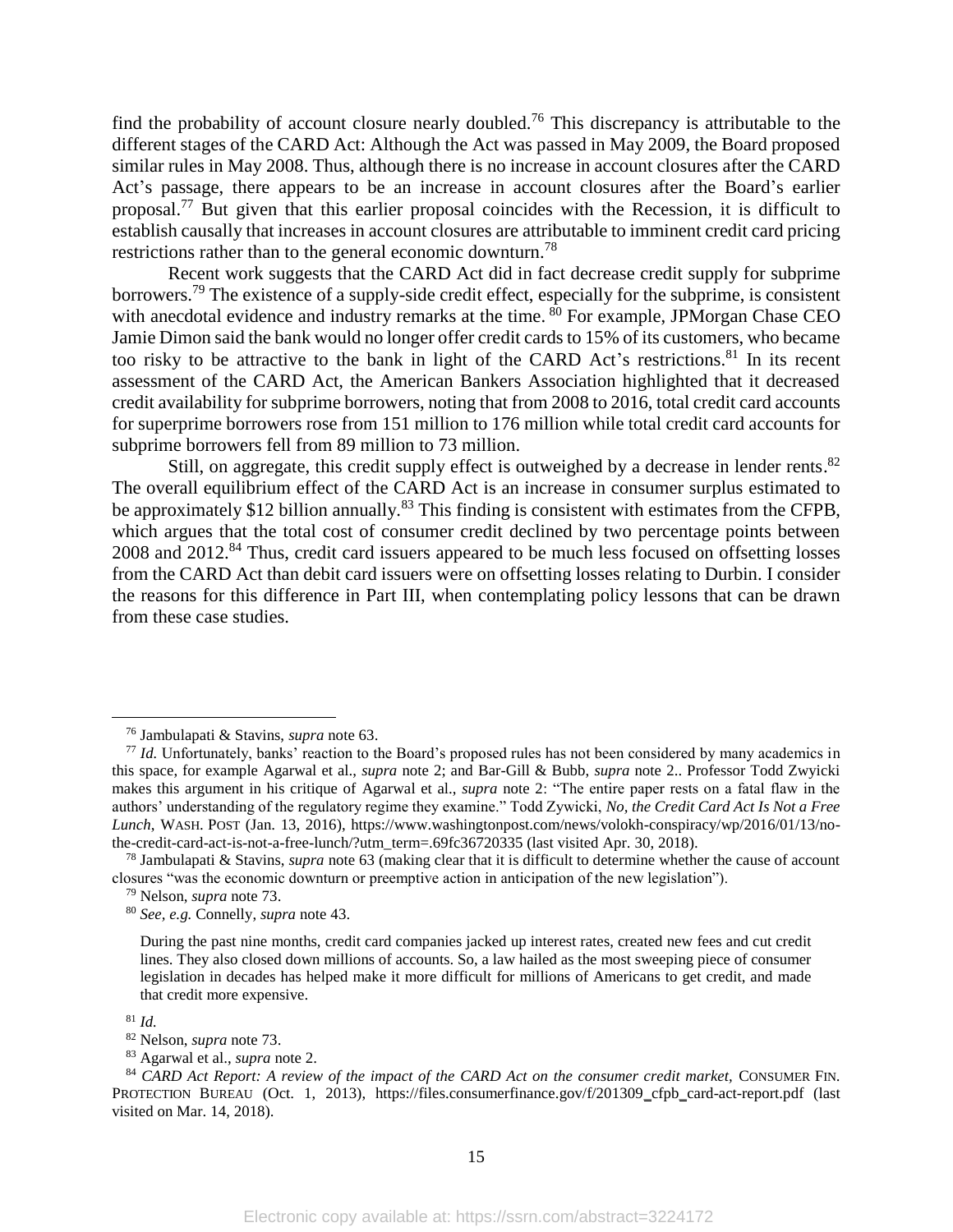find the probability of account closure nearly doubled.[76] This discrepancy is attributable to the different stages of the CARD Act: Although the Act was passed in May 2009, the Board proposed similar rules in May 2008. Thus, although there is no increase in account closures after the CARD Act's passage, there appears to be an increase in account closures after the Board's earlier proposal.[77] But given that this earlier proposal coincides with the Recession, it is difficult to establish causally that increases in account closures are attributable to imminent credit card pricing restrictions rather than to the general economic downturn.[78]

Recent work suggests that the CARD Act did in fact decrease credit supply for subprime borrowers.[79] The existence of a supply-side credit effect, especially for the subprime, is consistent with anecdotal evidence and industry remarks at the time.[80] For example, JPMorgan Chase CEO Jamie Dimon said the bank would no longer offer credit cards to 15% of its customers, who became too risky to be attractive to the bank in light of the CARD Act's restrictions.[81] In its recent assessment of the CARD Act, the American Bankers Association highlighted that it decreased credit availability for subprime borrowers, noting that from 2008 to 2016, total credit card accounts for superprime borrowers rose from 151 million to 176 million while total credit card accounts for subprime borrowers fell from 89 million to 73 million.

Still, on aggregate, this credit supply effect is outweighed by a decrease in lender rents.[82] The overall equilibrium effect of the CARD Act is an increase in consumer surplus estimated to be approximately $12 billion annually.[83] This finding is consistent with estimates from the CFPB, which argues that the total cost of consumer credit declined by two percentage points between 2008 and 2012.[84] Thus, credit card issuers appeared to be much less focused on offsetting losses from the CARD Act than debit card issuers were on offsetting losses relating to Durbin. I consider the reasons for this difference in Part III, when contemplating policy lessons that can be drawn from these case studies.

---

[76] Jambulapati & Stavins, *supra* note 63.

[77] *Id.* Unfortunately, banks' reaction to the Board's proposed rules has not been considered by many academics in this space, for example Agarwal et al., *supra* note 2; and Bar-Gill & Bubb, *supra* note 2.. Professor Todd Zwyicki makes this argument in his critique of Agarwal et al., *supra* note 2: "The entire paper rests on a fatal flaw in the authors' understanding of the regulatory regime they examine." Todd Zywicki, *No, the Credit Card Act Is Not a Free Lunch*, WASH. POST (Jan. 13, 2016), https://www.washingtonpost.com/news/volokh-conspiracy/wp/2016/01/13/no-the-credit-card-act-is-not-a-free-lunch/?utm_term=.69fc36720335 (last visited Apr. 30, 2018).

[78] Jambulapati & Stavins, *supra* note 63 (making clear that it is difficult to determine whether the cause of account closures "was the economic downturn or preemptive action in anticipation of the new legislation").

[79] Nelson, *supra* note 73.

[80] *See, e.g.* Connelly, *supra* note 43.

> During the past nine months, credit card companies jacked up interest rates, created new fees and cut credit lines. They also closed down millions of accounts. So, a law hailed as the most sweeping piece of consumer legislation in decades has helped make it more difficult for millions of Americans to get credit, and made that credit more expensive.

[81] *Id.*

[82] Nelson, *supra* note 73.

[83] Agarwal et al., *supra* note 2.

[84] *CARD Act Report: A review of the impact of the CARD Act on the consumer credit market*, CONSUMER FIN. PROTECTION BUREAU (Oct. 1, 2013), https://files.consumerfinance.gov/f/201309_cfpb_card-act-report.pdf (last visited on Mar. 14, 2018).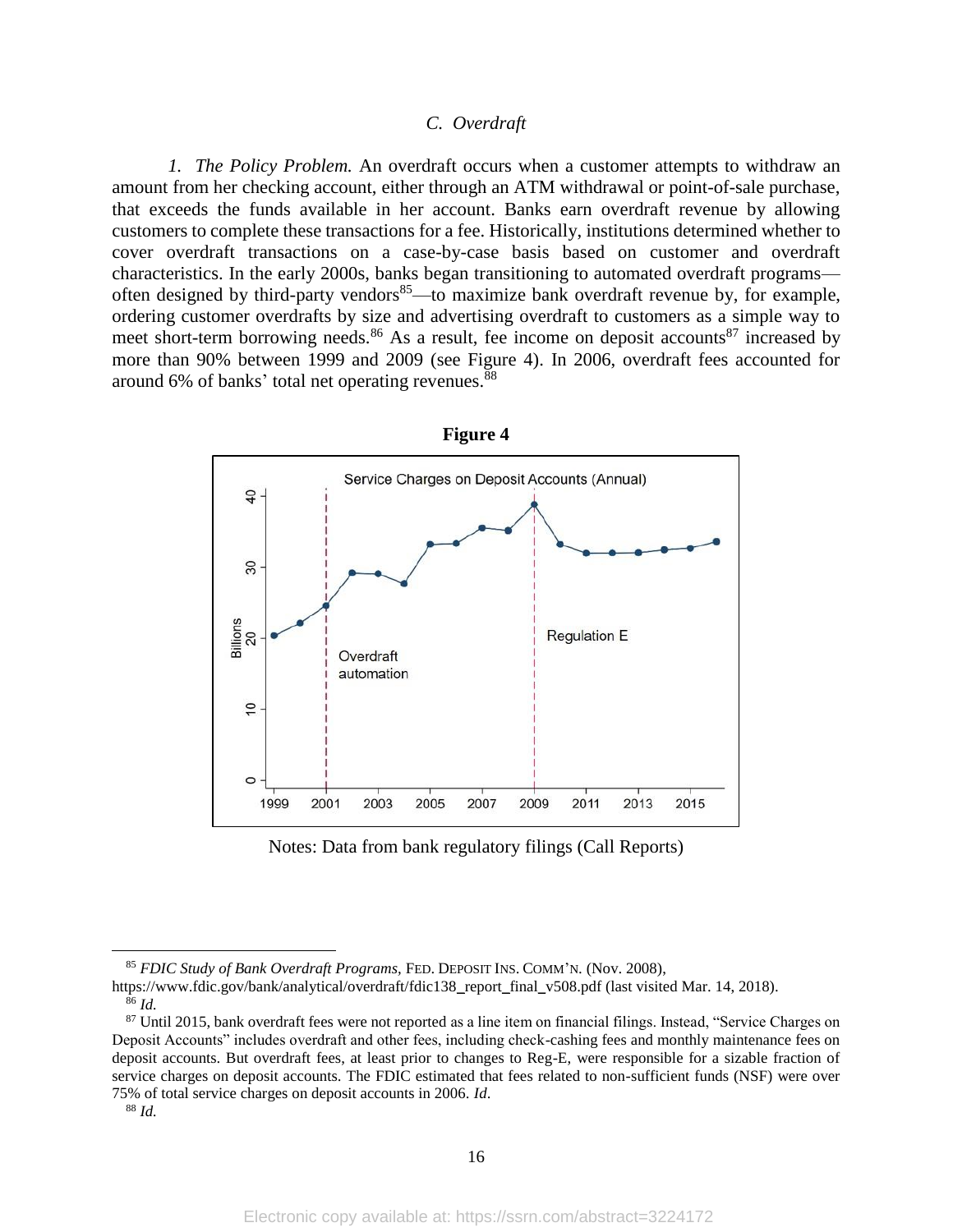### C. Overdraft

*1. The Policy Problem.* An overdraft occurs when a customer attempts to withdraw an amount from her checking account, either through an ATM withdrawal or point-of-sale purchase, that exceeds the funds available in her account. Banks earn overdraft revenue by allowing customers to complete these transactions for a fee. Historically, institutions determined whether to cover overdraft transactions on a case-by-case basis based on customer and overdraft characteristics. In the early 2000s, banks began transitioning to automated overdraft programs—often designed by third-party vendors[85]—to maximize bank overdraft revenue by, for example, ordering customer overdrafts by size and advertising overdraft to customers as a simple way to meet short-term borrowing needs.[86] As a result, fee income on deposit accounts[87] increased by more than 90% between 1999 and 2009 (see Figure 4). In 2006, overdraft fees accounted for around 6% of banks' total net operating revenues.[88]

**Figure 4**

Notes: Data from bank regulatory filings (Call Reports)

---

[85] *FDIC Study of Bank Overdraft Programs*, FED. DEPOSIT INS. COMM'N. (Nov. 2008), https://www.fdic.gov/bank/analytical/overdraft/fdic138_report_final_v508.pdf (last visited Mar. 14, 2018).

[86] *Id.*

[87] Until 2015, bank overdraft fees were not reported as a line item on financial filings. Instead, "Service Charges on Deposit Accounts" includes overdraft and other fees, including check-cashing fees and monthly maintenance fees on deposit accounts. But overdraft fees, at least prior to changes to Reg-E, were responsible for a sizable fraction of service charges on deposit accounts. The FDIC estimated that fees related to non-sufficient funds (NSF) were over 75% of total service charges on deposit accounts in 2006. *Id.*

[88] *Id.*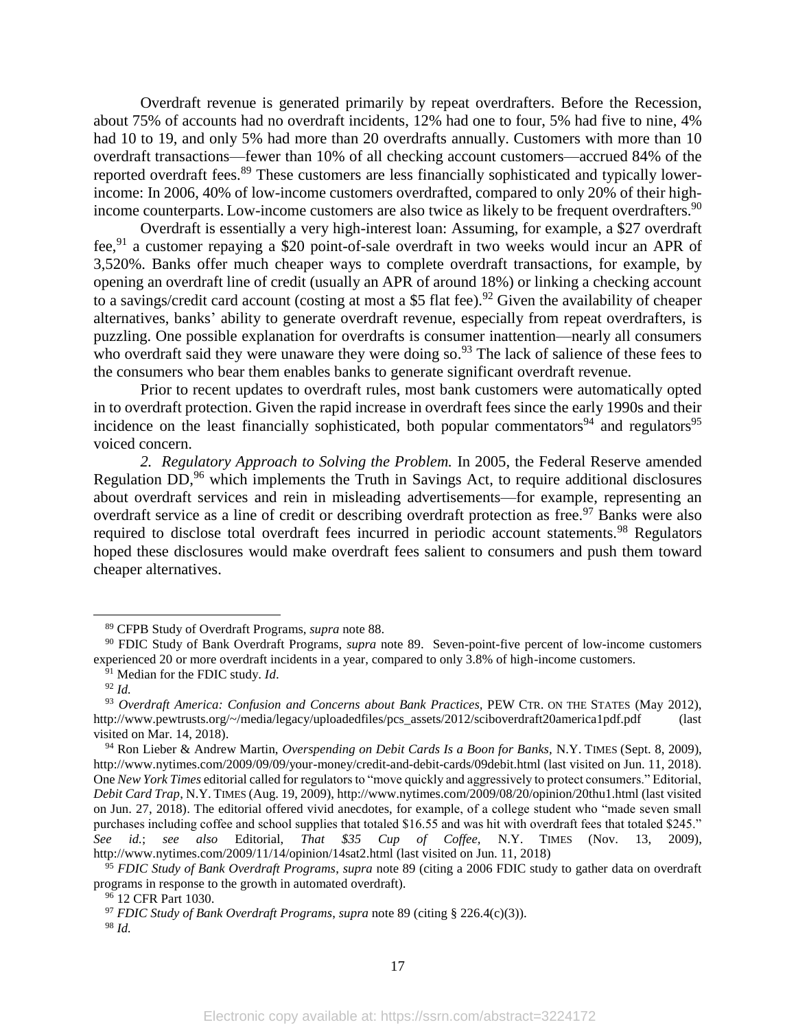Overdraft revenue is generated primarily by repeat overdrafters. Before the Recession, about 75% of accounts had no overdraft incidents, 12% had one to four, 5% had five to nine, 4% had 10 to 19, and only 5% had more than 20 overdrafts annually. Customers with more than 10 overdraft transactions—fewer than 10% of all checking account customers—accrued 84% of the reported overdraft fees.[89] These customers are less financially sophisticated and typically lower-income: In 2006, 40% of low-income customers overdrafted, compared to only 20% of their high-income counterparts. Low-income customers are also twice as likely to be frequent overdrafters.[90]

Overdraft is essentially a very high-interest loan: Assuming, for example, a $27 overdraft fee,[91] a customer repaying a $20 point-of-sale overdraft in two weeks would incur an APR of 3,520%. Banks offer much cheaper ways to complete overdraft transactions, for example, by opening an overdraft line of credit (usually an APR of around 18%) or linking a checking account to a savings/credit card account (costing at most a $5 flat fee).[92] Given the availability of cheaper alternatives, banks' ability to generate overdraft revenue, especially from repeat overdrafters, is puzzling. One possible explanation for overdrafts is consumer inattention—nearly all consumers who overdraft said they were unaware they were doing so.[93] The lack of salience of these fees to the consumers who bear them enables banks to generate significant overdraft revenue.

Prior to recent updates to overdraft rules, most bank customers were automatically opted in to overdraft protection. Given the rapid increase in overdraft fees since the early 1990s and their incidence on the least financially sophisticated, both popular commentators[94] and regulators[95] voiced concern.

*2. Regulatory Approach to Solving the Problem.* In 2005, the Federal Reserve amended Regulation DD,[96] which implements the Truth in Savings Act, to require additional disclosures about overdraft services and rein in misleading advertisements—for example, representing an overdraft service as a line of credit or describing overdraft protection as free.[97] Banks were also required to disclose total overdraft fees incurred in periodic account statements.[98] Regulators hoped these disclosures would make overdraft fees salient to consumers and push them toward cheaper alternatives.

---

[89] CFPB Study of Overdraft Programs, *supra* note 88.

[90] FDIC Study of Bank Overdraft Programs, *supra* note 89. Seven-point-five percent of low-income customers experienced 20 or more overdraft incidents in a year, compared to only 3.8% of high-income customers.

[91] Median for the FDIC study. *Id*.

[92] *Id.*

[93] *Overdraft America: Confusion and Concerns about Bank Practices*, PEW CTR. ON THE STATES (May 2012), http://www.pewtrusts.org/~/media/legacy/uploadedfiles/pcs_assets/2012/sciboverdraft20america1pdf.pdf (last visited on Mar. 14, 2018).

[94] Ron Lieber & Andrew Martin, *Overspending on Debit Cards Is a Boon for Banks*, N.Y. TIMES (Sept. 8, 2009), http://www.nytimes.com/2009/09/09/your-money/credit-and-debit-cards/09debit.html (last visited on Jun. 11, 2018). One *New York Times* editorial called for regulators to "move quickly and aggressively to protect consumers." Editorial, *Debit Card Trap*, N.Y. TIMES (Aug. 19, 2009), http://www.nytimes.com/2009/08/20/opinion/20thu1.html (last visited on Jun. 27, 2018). The editorial offered vivid anecdotes, for example, of a college student who "made seven small purchases including coffee and school supplies that totaled $16.55 and was hit with overdraft fees that totaled $245." *See id.*; *see also* Editorial, *That $35 Cup of Coffee*, N.Y. TIMES (Nov. 13, 2009), http://www.nytimes.com/2009/11/14/opinion/14sat2.html (last visited on Jun. 11, 2018)

[95] *FDIC Study of Bank Overdraft Programs*, *supra* note 89 (citing a 2006 FDIC study to gather data on overdraft programs in response to the growth in automated overdraft).

[96] 12 CFR Part 1030.

[97] *FDIC Study of Bank Overdraft Programs*, *supra* note 89 (citing § 226.4(c)(3)).

[98] *Id.*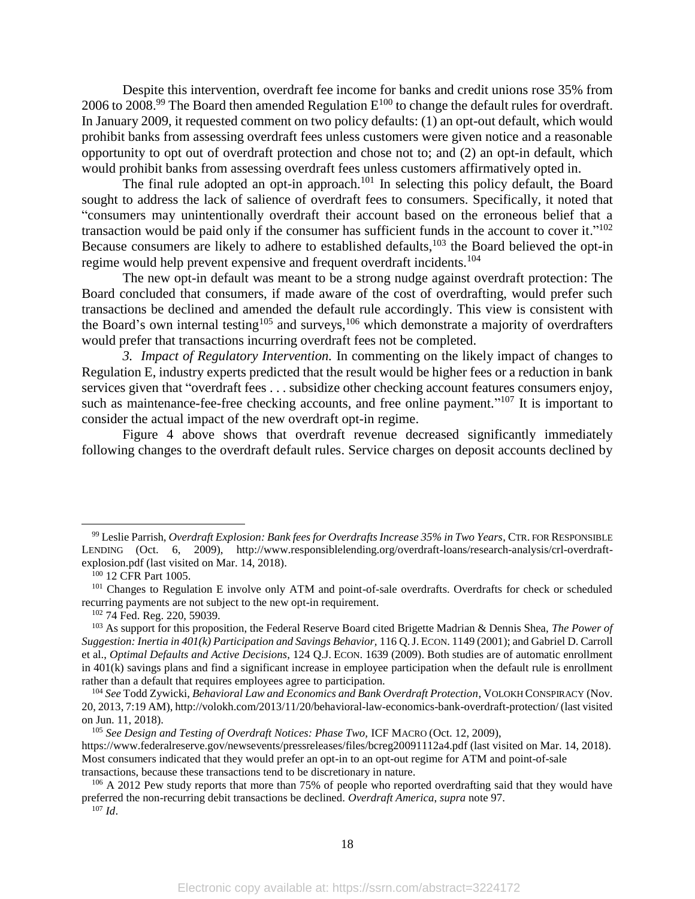Despite this intervention, overdraft fee income for banks and credit unions rose 35% from 2006 to 2008.[99] The Board then amended Regulation E[100] to change the default rules for overdraft. In January 2009, it requested comment on two policy defaults: (1) an opt-out default, which would prohibit banks from assessing overdraft fees unless customers were given notice and a reasonable opportunity to opt out of overdraft protection and chose not to; and (2) an opt-in default, which would prohibit banks from assessing overdraft fees unless customers affirmatively opted in.

The final rule adopted an opt-in approach.[101] In selecting this policy default, the Board sought to address the lack of salience of overdraft fees to consumers. Specifically, it noted that "consumers may unintentionally overdraft their account based on the erroneous belief that a transaction would be paid only if the consumer has sufficient funds in the account to cover it."[102] Because consumers are likely to adhere to established defaults,[103] the Board believed the opt-in regime would help prevent expensive and frequent overdraft incidents.[104]

The new opt-in default was meant to be a strong nudge against overdraft protection: The Board concluded that consumers, if made aware of the cost of overdrafting, would prefer such transactions be declined and amended the default rule accordingly. This view is consistent with the Board's own internal testing[105] and surveys,[106] which demonstrate a majority of overdrafters would prefer that transactions incurring overdraft fees not be completed.

*3. Impact of Regulatory Intervention.* In commenting on the likely impact of changes to Regulation E, industry experts predicted that the result would be higher fees or a reduction in bank services given that "overdraft fees . . . subsidize other checking account features consumers enjoy, such as maintenance-fee-free checking accounts, and free online payment."[107] It is important to consider the actual impact of the new overdraft opt-in regime.

Figure 4 above shows that overdraft revenue decreased significantly immediately following changes to the overdraft default rules. Service charges on deposit accounts declined by

---

[99] Leslie Parrish, *Overdraft Explosion: Bank fees for Overdrafts Increase 35% in Two Years*, CTR. FOR RESPONSIBLE LENDING (Oct. 6, 2009), http://www.responsiblelending.org/overdraft-loans/research-analysis/crl-overdraft-explosion.pdf (last visited on Mar. 14, 2018).

[100] 12 CFR Part 1005.

[101] Changes to Regulation E involve only ATM and point-of-sale overdrafts. Overdrafts for check or scheduled recurring payments are not subject to the new opt-in requirement.

[102] 74 Fed. Reg. 220, 59039.

[103] As support for this proposition, the Federal Reserve Board cited Brigette Madrian & Dennis Shea, *The Power of Suggestion: Inertia in 401(k) Participation and Savings Behavior*, 116 Q.J. ECON. 1149 (2001); and Gabriel D. Carroll et al., *Optimal Defaults and Active Decisions*, 124 Q.J. ECON. 1639 (2009). Both studies are of automatic enrollment in 401(k) savings plans and find a significant increase in employee participation when the default rule is enrollment rather than a default that requires employees agree to participation.

[104] *See* Todd Zywicki, *Behavioral Law and Economics and Bank Overdraft Protection*, VOLOKH CONSPIRACY (Nov. 20, 2013, 7:19 AM), http://volokh.com/2013/11/20/behavioral-law-economics-bank-overdraft-protection/ (last visited on Jun. 11, 2018).

[105] *See Design and Testing of Overdraft Notices: Phase Two,* ICF MACRO (Oct. 12, 2009), https://www.federalreserve.gov/newsevents/pressreleases/files/bcreg20091112a4.pdf (last visited on Mar. 14, 2018). Most consumers indicated that they would prefer an opt-in to an opt-out regime for ATM and point-of-sale transactions, because these transactions tend to be discretionary in nature.

[106] A 2012 Pew study reports that more than 75% of people who reported overdrafting said that they would have preferred the non-recurring debit transactions be declined. *Overdraft America*, *supra* note 97.

[107] *Id*.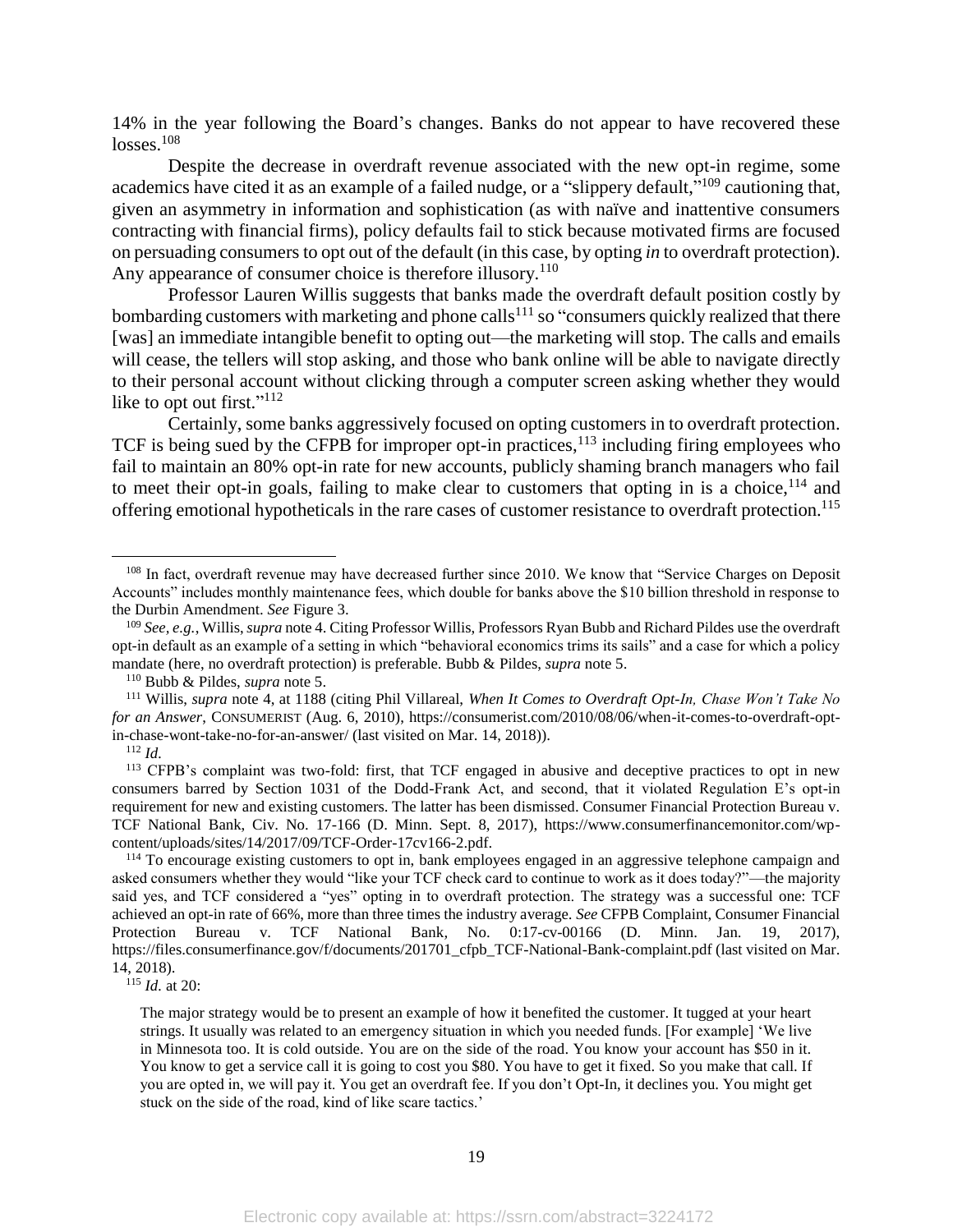14% in the year following the Board's changes. Banks do not appear to have recovered these losses.[108]

Despite the decrease in overdraft revenue associated with the new opt-in regime, some academics have cited it as an example of a failed nudge, or a "slippery default,"[109] cautioning that, given an asymmetry in information and sophistication (as with naïve and inattentive consumers contracting with financial firms), policy defaults fail to stick because motivated firms are focused on persuading consumers to opt out of the default (in this case, by opting *in* to overdraft protection). Any appearance of consumer choice is therefore illusory.[110]

Professor Lauren Willis suggests that banks made the overdraft default position costly by bombarding customers with marketing and phone calls[111] so "consumers quickly realized that there [was] an immediate intangible benefit to opting out—the marketing will stop. The calls and emails will cease, the tellers will stop asking, and those who bank online will be able to navigate directly to their personal account without clicking through a computer screen asking whether they would like to opt out first."[112]

Certainly, some banks aggressively focused on opting customers in to overdraft protection. TCF is being sued by the CFPB for improper opt-in practices,[113] including firing employees who fail to maintain an 80% opt-in rate for new accounts, publicly shaming branch managers who fail to meet their opt-in goals, failing to make clear to customers that opting in is a choice,[114] and offering emotional hypotheticals in the rare cases of customer resistance to overdraft protection.[115]

---

[108] In fact, overdraft revenue may have decreased further since 2010. We know that "Service Charges on Deposit Accounts" includes monthly maintenance fees, which double for banks above the $10 billion threshold in response to the Durbin Amendment. *See* Figure 3.

[109] *See, e.g.*, Willis, *supra* note 4. Citing Professor Willis, Professors Ryan Bubb and Richard Pildes use the overdraft opt-in default as an example of a setting in which "behavioral economics trims its sails" and a case for which a policy mandate (here, no overdraft protection) is preferable. Bubb & Pildes, *supra* note 5.

[110] Bubb & Pildes, *supra* note 5.

[111] Willis, *supra* note 4, at 1188 (citing Phil Villareal, *When It Comes to Overdraft Opt-In, Chase Won't Take No for an Answer*, CONSUMERIST (Aug. 6, 2010), https://consumerist.com/2010/08/06/when-it-comes-to-overdraft-opt-in-chase-wont-take-no-for-an-answer/ (last visited on Mar. 14, 2018)).

[112] *Id.*

[113] CFPB's complaint was two-fold: first, that TCF engaged in abusive and deceptive practices to opt in new consumers barred by Section 1031 of the Dodd-Frank Act, and second, that it violated Regulation E's opt-in requirement for new and existing customers. The latter has been dismissed. Consumer Financial Protection Bureau v. TCF National Bank, Civ. No. 17-166 (D. Minn. Sept. 8, 2017), https://www.consumerfinancemonitor.com/wp-content/uploads/sites/14/2017/09/TCF-Order-17cv166-2.pdf.

[114] To encourage existing customers to opt in, bank employees engaged in an aggressive telephone campaign and asked consumers whether they would "like your TCF check card to continue to work as it does today?"—the majority said yes, and TCF considered a "yes" opting in to overdraft protection. The strategy was a successful one: TCF achieved an opt-in rate of 66%, more than three times the industry average. *See* CFPB Complaint, Consumer Financial Protection Bureau v. TCF National Bank, No. 0:17-cv-00166 (D. Minn. Jan. 19, 2017), https://files.consumerfinance.gov/f/documents/201701_cfpb_TCF-National-Bank-complaint.pdf (last visited on Mar. 14, 2018).

[115] *Id.* at 20:

> The major strategy would be to present an example of how it benefited the customer. It tugged at your heart strings. It usually was related to an emergency situation in which you needed funds. [For example] 'We live in Minnesota too. It is cold outside. You are on the side of the road. You know your account has $50 in it. You know to get a service call it is going to cost you $80. You have to get it fixed. So you make that call. If you are opted in, we will pay it. You get an overdraft fee. If you don't Opt-In, it declines you. You might get stuck on the side of the road, kind of like scare tactics.'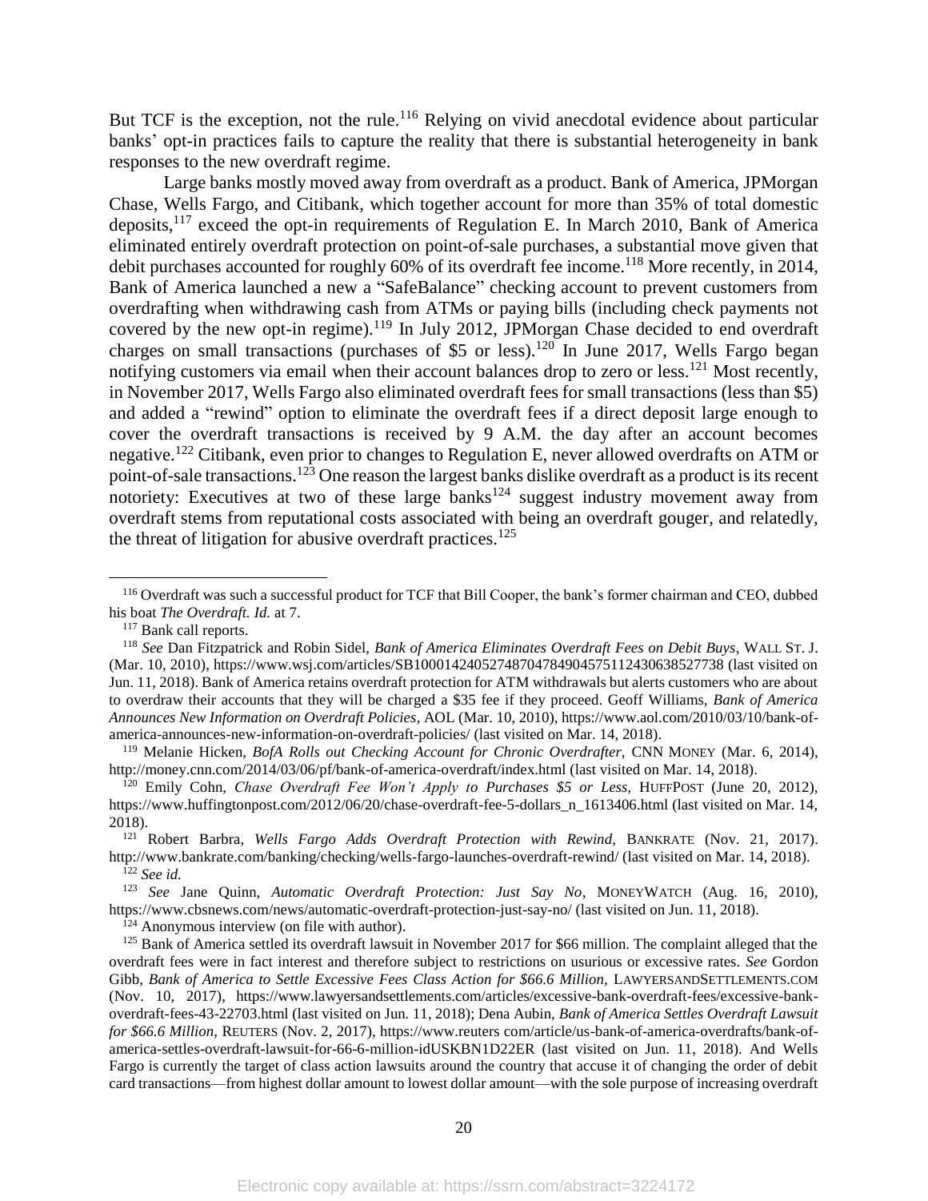But TCF is the exception, not the rule.[116] Relying on vivid anecdotal evidence about particular banks' opt-in practices fails to capture the reality that there is substantial heterogeneity in bank responses to the new overdraft regime.

Large banks mostly moved away from overdraft as a product. Bank of America, JPMorgan Chase, Wells Fargo, and Citibank, which together account for more than 35% of total domestic deposits,[117] exceed the opt-in requirements of Regulation E. In March 2010, Bank of America eliminated entirely overdraft protection on point-of-sale purchases, a substantial move given that debit purchases accounted for roughly 60% of its overdraft fee income.[118] More recently, in 2014, Bank of America launched a new a "SafeBalance" checking account to prevent customers from overdrafting when withdrawing cash from ATMs or paying bills (including check payments not covered by the new opt-in regime).[119] In July 2012, JPMorgan Chase decided to end overdraft charges on small transactions (purchases of $5 or less).[120] In June 2017, Wells Fargo began notifying customers via email when their account balances drop to zero or less.[121] Most recently, in November 2017, Wells Fargo also eliminated overdraft fees for small transactions (less than $5) and added a "rewind" option to eliminate the overdraft fees if a direct deposit large enough to cover the overdraft transactions is received by 9 A.M. the day after an account becomes negative.[122] Citibank, even prior to changes to Regulation E, never allowed overdrafts on ATM or point-of-sale transactions.[123] One reason the largest banks dislike overdraft as a product is its recent notoriety: Executives at two of these large banks[124] suggest industry movement away from overdraft stems from reputational costs associated with being an overdraft gouger, and relatedly, the threat of litigation for abusive overdraft practices.[125]

---

[116] Overdraft was such a successful product for TCF that Bill Cooper, the bank's former chairman and CEO, dubbed his boat *The Overdraft. Id.* at 7.

[117] Bank call reports.

[118] *See* Dan Fitzpatrick and Robin Sidel, *Bank of America Eliminates Overdraft Fees on Debit Buys*, WALL ST. J. (Mar. 10, 2010), https://www.wsj.com/articles/SB10001424052748704784904575112430638527738 (last visited on Jun. 11, 2018). Bank of America retains overdraft protection for ATM withdrawals but alerts customers who are about to overdraw their accounts that they will be charged a $35 fee if they proceed. Geoff Williams, *Bank of America Announces New Information on Overdraft Policies*, AOL (Mar. 10, 2010), https://www.aol.com/2010/03/10/bank-of-america-announces-new-information-on-overdraft-policies/ (last visited on Mar. 14, 2018).

[119] Melanie Hicken, *BofA Rolls out Checking Account for Chronic Overdrafter*, CNN MONEY (Mar. 6, 2014), http://money.cnn.com/2014/03/06/pf/bank-of-america-overdraft/index.html (last visited on Mar. 14, 2018).

[120] Emily Cohn, *Chase Overdraft Fee Won't Apply to Purchases $5 or Less*, HUFFPOST (June 20, 2012), https://www.huffingtonpost.com/2012/06/20/chase-overdraft-fee-5-dollars_n_1613406.html (last visited on Mar. 14, 2018).

[121] Robert Barbra, *Wells Fargo Adds Overdraft Protection with Rewind*, BANKRATE (Nov. 21, 2017). http://www.bankrate.com/banking/checking/wells-fargo-launches-overdraft-rewind/ (last visited on Mar. 14, 2018).

[122] *See id.*

[123] *See* Jane Quinn, *Automatic Overdraft Protection: Just Say No*, MONEYWATCH (Aug. 16, 2010), https://www.cbsnews.com/news/automatic-overdraft-protection-just-say-no/ (last visited on Jun. 11, 2018).

[124] Anonymous interview (on file with author).

[125] Bank of America settled its overdraft lawsuit in November 2017 for $66 million. The complaint alleged that the overdraft fees were in fact interest and therefore subject to restrictions on usurious or excessive rates. *See* Gordon Gibb, *Bank of America to Settle Excessive Fees Class Action for $66.6 Million*, LAWYERSANDSETTLEMENTS.COM (Nov. 10, 2017), https://www.lawyersandsettlements.com/articles/excessive-bank-overdraft-fees/excessive-bank-overdraft-fees-43-22703.html (last visited on Jun. 11, 2018); Dena Aubin, *Bank of America Settles Overdraft Lawsuit for $66.6 Million*, REUTERS (Nov. 2, 2017), https://www.reuters com/article/us-bank-of-america-overdrafts/bank-of-america-settles-overdraft-lawsuit-for-66-6-million-idUSKBN1D22ER (last visited on Jun. 11, 2018). And Wells Fargo is currently the target of class action lawsuits around the country that accuse it of changing the order of debit card transactions—from highest dollar amount to lowest dollar amount—with the sole purpose of increasing overdraft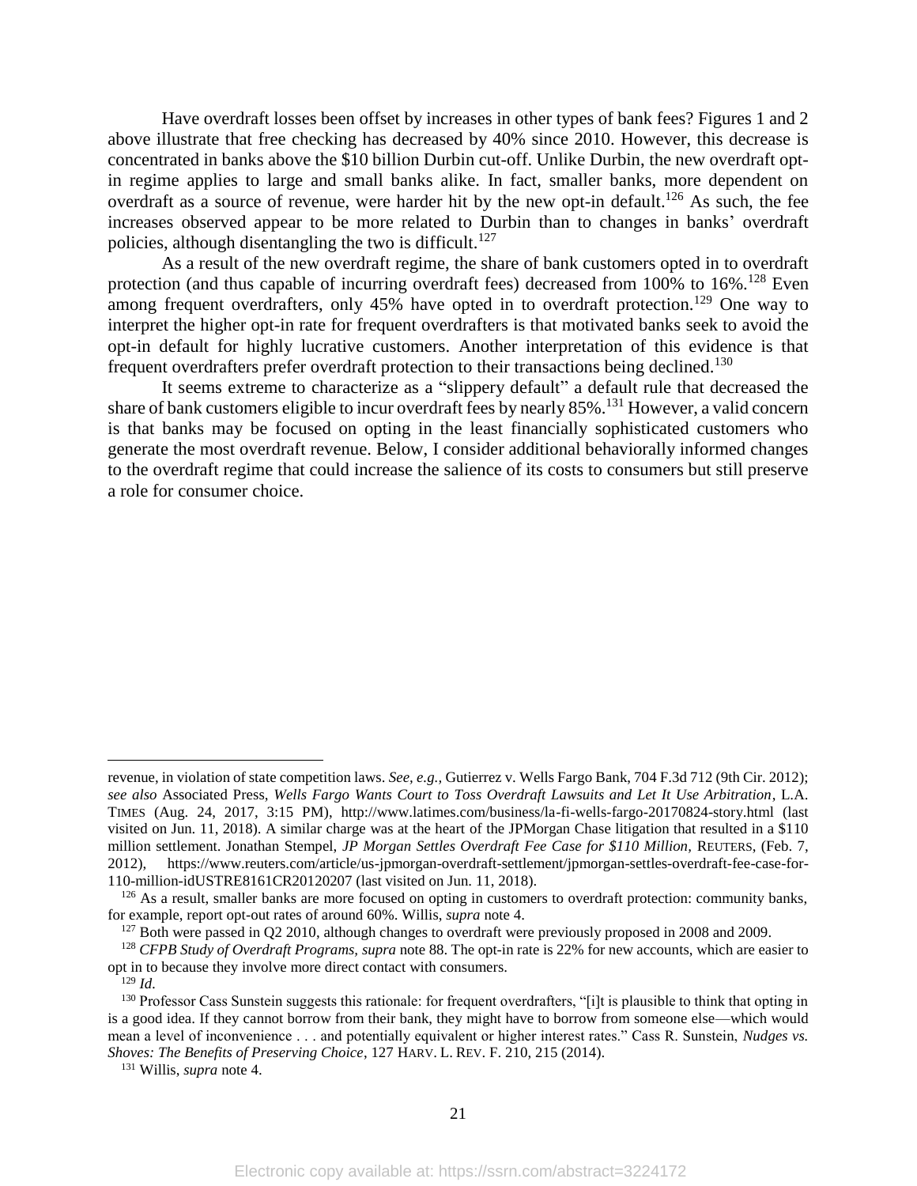Have overdraft losses been offset by increases in other types of bank fees? Figures 1 and 2 above illustrate that free checking has decreased by 40% since 2010. However, this decrease is concentrated in banks above the $10 billion Durbin cut-off. Unlike Durbin, the new overdraft opt-in regime applies to large and small banks alike. In fact, smaller banks, more dependent on overdraft as a source of revenue, were harder hit by the new opt-in default.[126] As such, the fee increases observed appear to be more related to Durbin than to changes in banks' overdraft policies, although disentangling the two is difficult.[127]

As a result of the new overdraft regime, the share of bank customers opted in to overdraft protection (and thus capable of incurring overdraft fees) decreased from 100% to 16%.[128] Even among frequent overdrafters, only 45% have opted in to overdraft protection.[129] One way to interpret the higher opt-in rate for frequent overdrafters is that motivated banks seek to avoid the opt-in default for highly lucrative customers. Another interpretation of this evidence is that frequent overdrafters prefer overdraft protection to their transactions being declined.[130]

It seems extreme to characterize as a "slippery default" a default rule that decreased the share of bank customers eligible to incur overdraft fees by nearly 85%.[131] However, a valid concern is that banks may be focused on opting in the least financially sophisticated customers who generate the most overdraft revenue. Below, I consider additional behaviorally informed changes to the overdraft regime that could increase the salience of its costs to consumers but still preserve a role for consumer choice.

---

revenue, in violation of state competition laws. *See, e.g.,* Gutierrez v. Wells Fargo Bank, 704 F.3d 712 (9th Cir. 2012); *see also* Associated Press, *Wells Fargo Wants Court to Toss Overdraft Lawsuits and Let It Use Arbitration*, L.A. TIMES (Aug. 24, 2017, 3:15 PM), http://www.latimes.com/business/la-fi-wells-fargo-20170824-story.html (last visited on Jun. 11, 2018). A similar charge was at the heart of the JPMorgan Chase litigation that resulted in a $110 million settlement. Jonathan Stempel, *JP Morgan Settles Overdraft Fee Case for $110 Million,* REUTERS, (Feb. 7, 2012), https://www.reuters.com/article/us-jpmorgan-overdraft-settlement/jpmorgan-settles-overdraft-fee-case-for-110-million-idUSTRE8161CR20120207 (last visited on Jun. 11, 2018).

[126] As a result, smaller banks are more focused on opting in customers to overdraft protection: community banks, for example, report opt-out rates of around 60%. Willis, *supra* note 4.

[127] Both were passed in Q2 2010, although changes to overdraft were previously proposed in 2008 and 2009.

[128] *CFPB Study of Overdraft Programs, supra* note 88. The opt-in rate is 22% for new accounts, which are easier to opt in to because they involve more direct contact with consumers.

[129] *Id.*

[130] Professor Cass Sunstein suggests this rationale: for frequent overdrafters, "[i]t is plausible to think that opting in is a good idea. If they cannot borrow from their bank, they might have to borrow from someone else—which would mean a level of inconvenience . . . and potentially equivalent or higher interest rates." Cass R. Sunstein, *Nudges vs. Shoves: The Benefits of Preserving Choice*, 127 HARV. L. REV. F. 210, 215 (2014).

[131] Willis, *supra* note 4.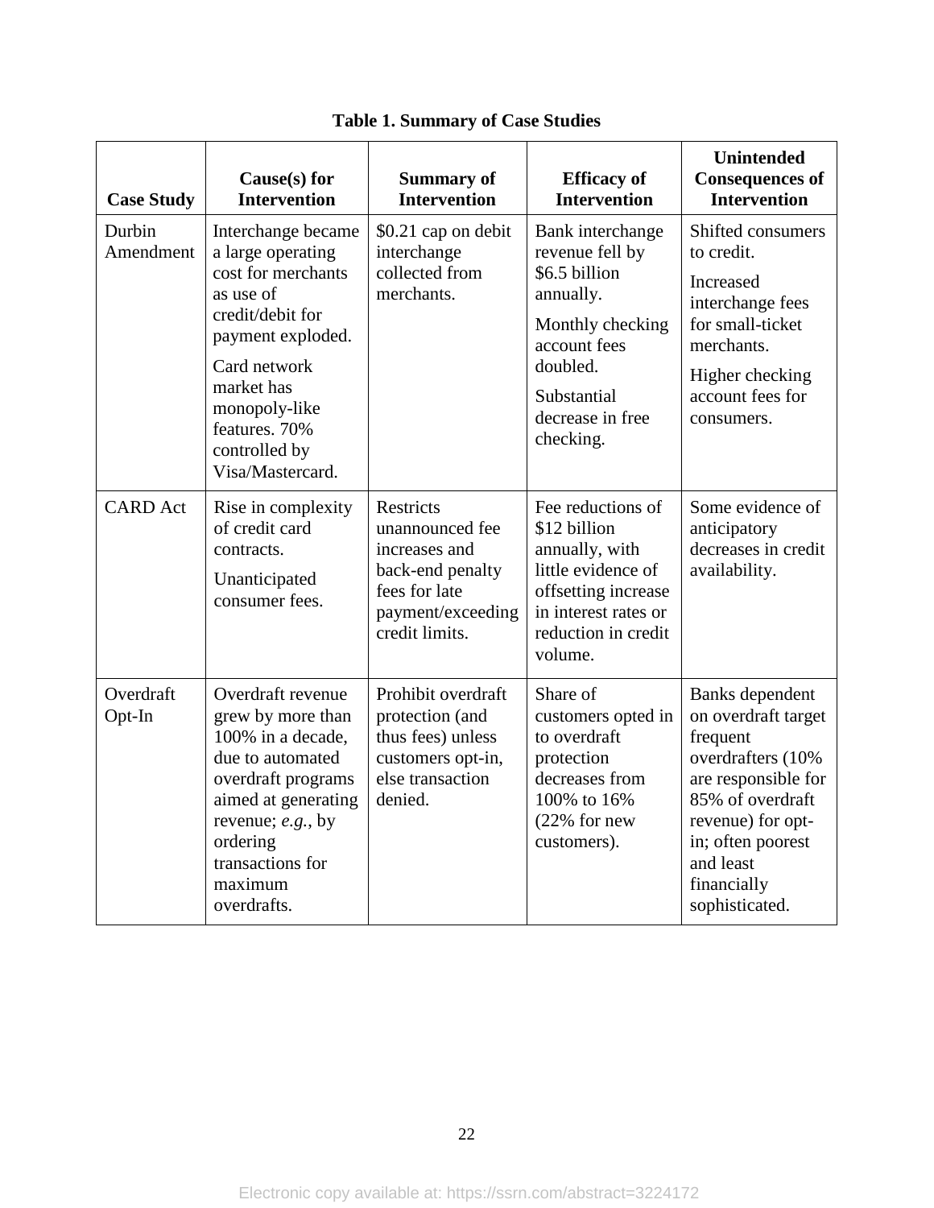**Table 1. Summary of Case Studies**

| Case Study | Cause(s) for Intervention | Summary of Intervention | Efficacy of Intervention | Unintended Consequences of Intervention |
|---|---|---|---|---|
| Durbin Amendment | Interchange became a large operating cost for merchants as use of credit/debit for payment exploded. Card network market has monopoly-like features. 70% controlled by Visa/Mastercard. | $0.21 cap on debit interchange collected from merchants. | Bank interchange revenue fell by $6.5 billion annually. Monthly checking account fees doubled. Substantial decrease in free checking. | Shifted consumers to credit. Increased interchange fees for small-ticket merchants. Higher checking account fees for consumers. |
| CARD Act | Rise in complexity of credit card contracts. Unanticipated consumer fees. | Restricts unannounced fee increases and back-end penalty fees for late payment/exceeding credit limits. | Fee reductions of $12 billion annually, with little evidence of offsetting increase in interest rates or reduction in credit volume. | Some evidence of anticipatory decreases in credit availability. |
| Overdraft Opt-In | Overdraft revenue grew by more than 100% in a decade, due to automated overdraft programs aimed at generating revenue; *e.g.*, by ordering transactions for maximum overdrafts. | Prohibit overdraft protection (and thus fees) unless customers opt-in, else transaction denied. | Share of customers opted in to overdraft protection decreases from 100% to 16% (22% for new customers). | Banks dependent on overdraft target frequent overdrafters (10% are responsible for 85% of overdraft revenue) for opt-in; often poorest and least financially sophisticated. |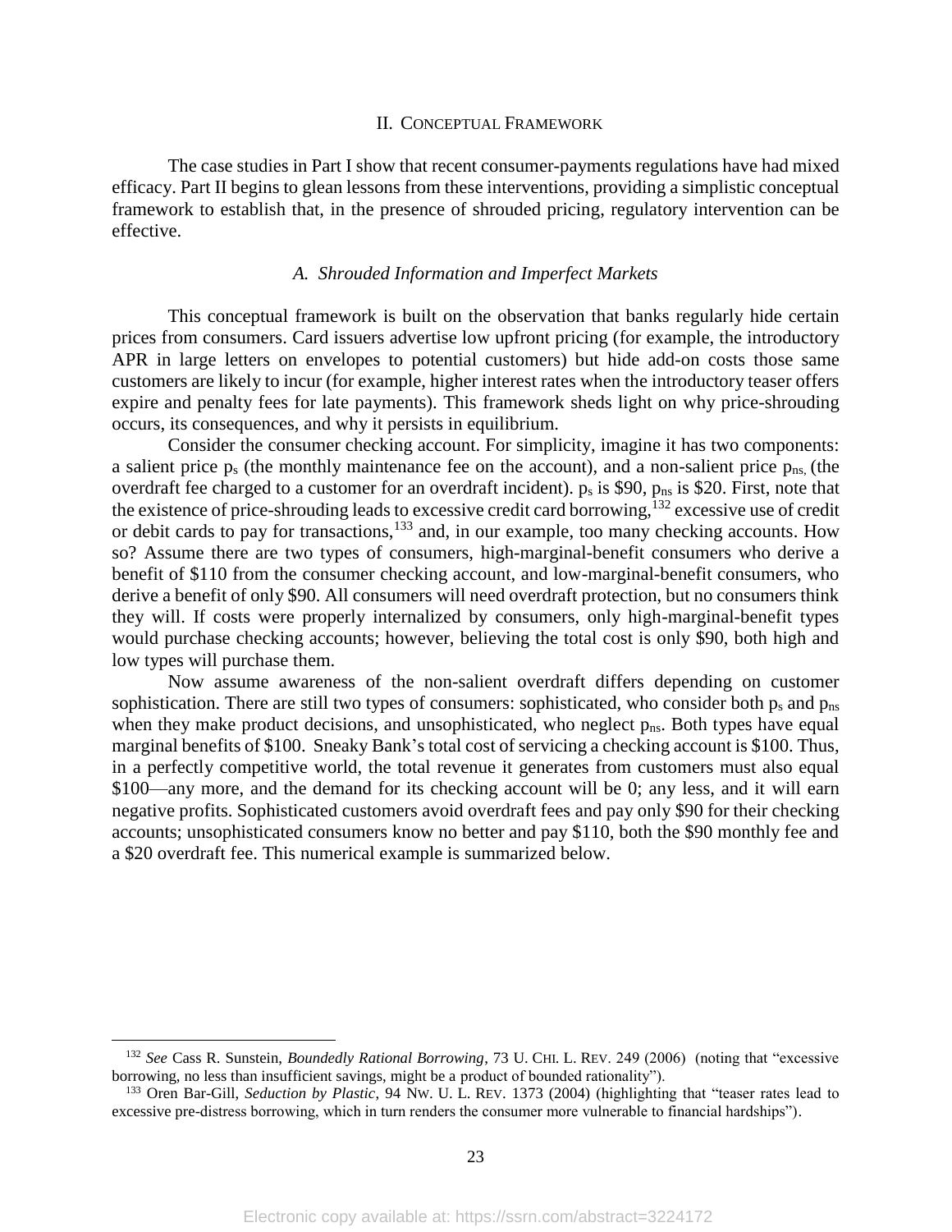## II. Conceptual Framework

The case studies in Part I show that recent consumer-payments regulations have had mixed efficacy. Part II begins to glean lessons from these interventions, providing a simplistic conceptual framework to establish that, in the presence of shrouded pricing, regulatory intervention can be effective.

### *A. Shrouded Information and Imperfect Markets*

This conceptual framework is built on the observation that banks regularly hide certain prices from consumers. Card issuers advertise low upfront pricing (for example, the introductory APR in large letters on envelopes to potential customers) but hide add-on costs those same customers are likely to incur (for example, higher interest rates when the introductory teaser offers expire and penalty fees for late payments). This framework sheds light on why price-shrouding occurs, its consequences, and why it persists in equilibrium.

Consider the consumer checking account. For simplicity, imagine it has two components: a salient price $p_s$ (the monthly maintenance fee on the account), and a non-salient price $p_{ns}$ (the overdraft fee charged to a customer for an overdraft incident). $p_s$ is \$90, $p_{ns}$ is \$20. First, note that the existence of price-shrouding leads to excessive credit card borrowing,[132] excessive use of credit or debit cards to pay for transactions,[133] and, in our example, too many checking accounts. How so? Assume there are two types of consumers, high-marginal-benefit consumers who derive a benefit of \$110 from the consumer checking account, and low-marginal-benefit consumers, who derive a benefit of only \$90. All consumers will need overdraft protection, but no consumers think they will. If costs were properly internalized by consumers, only high-marginal-benefit types would purchase checking accounts; however, believing the total cost is only \$90, both high and low types will purchase them.

Now assume awareness of the non-salient overdraft differs depending on customer sophistication. There are still two types of consumers: sophisticated, who consider both $p_s$ and $p_{ns}$ when they make product decisions, and unsophisticated, who neglect $p_{ns}$. Both types have equal marginal benefits of \$100. Sneaky Bank's total cost of servicing a checking account is \$100. Thus, in a perfectly competitive world, the total revenue it generates from customers must also equal \$100—any more, and the demand for its checking account will be 0; any less, and it will earn negative profits. Sophisticated customers avoid overdraft fees and pay only \$90 for their checking accounts; unsophisticated consumers know no better and pay \$110, both the \$90 monthly fee and a \$20 overdraft fee. This numerical example is summarized below.

---

[132] *See* Cass R. Sunstein, *Boundedly Rational Borrowing*, 73 U. Chi. L. Rev. 249 (2006) (noting that "excessive borrowing, no less than insufficient savings, might be a product of bounded rationality").

[133] Oren Bar-Gill, *Seduction by Plastic*, 94 Nw. U. L. Rev. 1373 (2004) (highlighting that "teaser rates lead to excessive pre-distress borrowing, which in turn renders the consumer more vulnerable to financial hardships").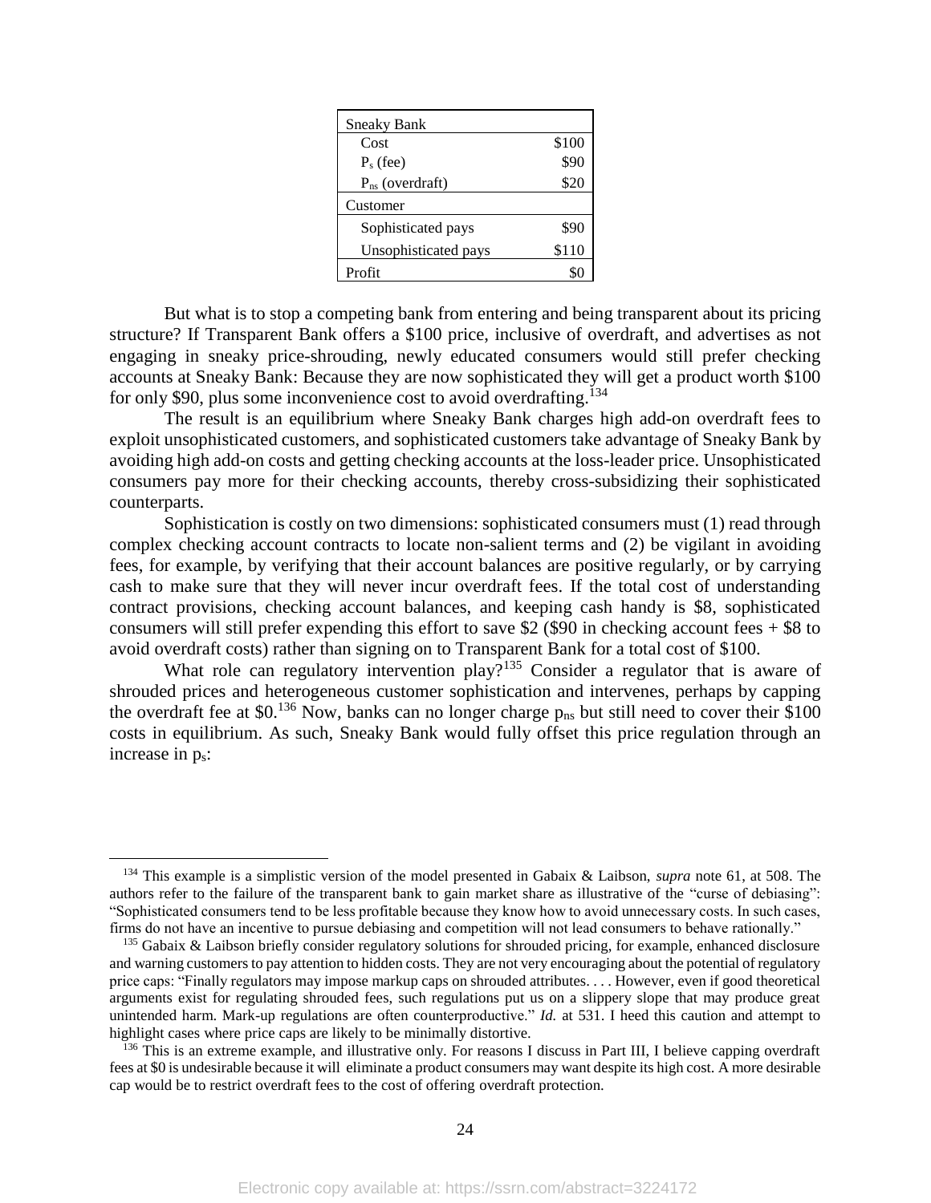| Sneaky Bank | |
|---|---|
| Cost | \$100 |
| $P_s$ (fee) | \$90 |
| $P_{ns}$ (overdraft) | \$20 |
| Customer | |
| Sophisticated pays | \$90 |
| Unsophisticated pays | \$110 |
| Profit | \$0 |

But what is to stop a competing bank from entering and being transparent about its pricing structure? If Transparent Bank offers a \$100 price, inclusive of overdraft, and advertises as not engaging in sneaky price-shrouding, newly educated consumers would still prefer checking accounts at Sneaky Bank: Because they are now sophisticated they will get a product worth \$100 for only \$90, plus some inconvenience cost to avoid overdrafting.[134]

The result is an equilibrium where Sneaky Bank charges high add-on overdraft fees to exploit unsophisticated customers, and sophisticated customers take advantage of Sneaky Bank by avoiding high add-on costs and getting checking accounts at the loss-leader price. Unsophisticated consumers pay more for their checking accounts, thereby cross-subsidizing their sophisticated counterparts.

Sophistication is costly on two dimensions: sophisticated consumers must (1) read through complex checking account contracts to locate non-salient terms and (2) be vigilant in avoiding fees, for example, by verifying that their account balances are positive regularly, or by carrying cash to make sure that they will never incur overdraft fees. If the total cost of understanding contract provisions, checking account balances, and keeping cash handy is \$8, sophisticated consumers will still prefer expending this effort to save \$2 (\$90 in checking account fees + \$8 to avoid overdraft costs) rather than signing on to Transparent Bank for a total cost of \$100.

What role can regulatory intervention play?[135] Consider a regulator that is aware of shrouded prices and heterogeneous customer sophistication and intervenes, perhaps by capping the overdraft fee at \$0.[136] Now, banks can no longer charge $p_{ns}$ but still need to cover their \$100 costs in equilibrium. As such, Sneaky Bank would fully offset this price regulation through an increase in $p_s$:

---

[134] This example is a simplistic version of the model presented in Gabaix & Laibson, *supra* note 61, at 508. The authors refer to the failure of the transparent bank to gain market share as illustrative of the "curse of debiasing": "Sophisticated consumers tend to be less profitable because they know how to avoid unnecessary costs. In such cases, firms do not have an incentive to pursue debiasing and competition will not lead consumers to behave rationally."

[135] Gabaix & Laibson briefly consider regulatory solutions for shrouded pricing, for example, enhanced disclosure and warning customers to pay attention to hidden costs. They are not very encouraging about the potential of regulatory price caps: "Finally regulators may impose markup caps on shrouded attributes. . . . However, even if good theoretical arguments exist for regulating shrouded fees, such regulations put us on a slippery slope that may produce great unintended harm. Mark-up regulations are often counterproductive." *Id.* at 531. I heed this caution and attempt to highlight cases where price caps are likely to be minimally distortive.

[136] This is an extreme example, and illustrative only. For reasons I discuss in Part III, I believe capping overdraft fees at \$0 is undesirable because it will eliminate a product consumers may want despite its high cost. A more desirable cap would be to restrict overdraft fees to the cost of offering overdraft protection.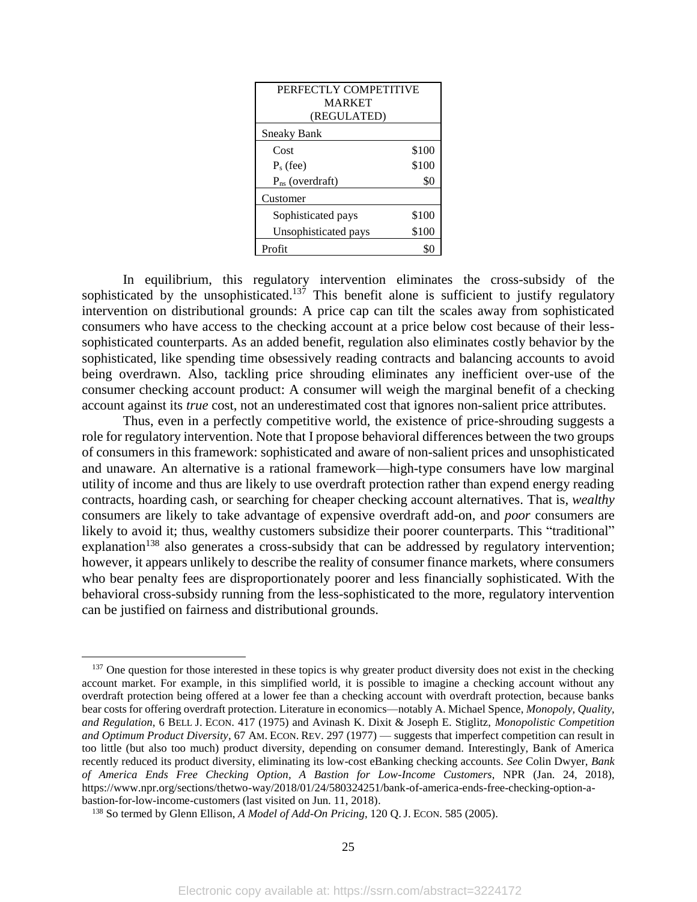| PERFECTLY COMPETITIVE MARKET (REGULATED) | |
|---|---|
| Sneaky Bank | |
| Cost | $100 |
| $P_s$ (fee) | $100 |
| $P_{ns}$ (overdraft) | $0 |
| Customer | |
| Sophisticated pays | $100 |
| Unsophisticated pays | $100 |
| Profit | $0 |

In equilibrium, this regulatory intervention eliminates the cross-subsidy of the sophisticated by the unsophisticated.[137] This benefit alone is sufficient to justify regulatory intervention on distributional grounds: A price cap can tilt the scales away from sophisticated consumers who have access to the checking account at a price below cost because of their less-sophisticated counterparts. As an added benefit, regulation also eliminates costly behavior by the sophisticated, like spending time obsessively reading contracts and balancing accounts to avoid being overdrawn. Also, tackling price shrouding eliminates any inefficient over-use of the consumer checking account product: A consumer will weigh the marginal benefit of a checking account against its *true* cost, not an underestimated cost that ignores non-salient price attributes.

Thus, even in a perfectly competitive world, the existence of price-shrouding suggests a role for regulatory intervention. Note that I propose behavioral differences between the two groups of consumers in this framework: sophisticated and aware of non-salient prices and unsophisticated and unaware. An alternative is a rational framework—high-type consumers have low marginal utility of income and thus are likely to use overdraft protection rather than expend energy reading contracts, hoarding cash, or searching for cheaper checking account alternatives. That is, *wealthy* consumers are likely to take advantage of expensive overdraft add-on, and *poor* consumers are likely to avoid it; thus, wealthy customers subsidize their poorer counterparts. This "traditional" explanation[138] also generates a cross-subsidy that can be addressed by regulatory intervention; however, it appears unlikely to describe the reality of consumer finance markets, where consumers who bear penalty fees are disproportionately poorer and less financially sophisticated. With the behavioral cross-subsidy running from the less-sophisticated to the more, regulatory intervention can be justified on fairness and distributional grounds.

---

[137] One question for those interested in these topics is why greater product diversity does not exist in the checking account market. For example, in this simplified world, it is possible to imagine a checking account without any overdraft protection being offered at a lower fee than a checking account with overdraft protection, because banks bear costs for offering overdraft protection. Literature in economics—notably A. Michael Spence, *Monopoly, Quality, and Regulation*, 6 BELL J. ECON. 417 (1975) and Avinash K. Dixit & Joseph E. Stiglitz, *Monopolistic Competition and Optimum Product Diversity*, 67 AM. ECON. REV. 297 (1977) — suggests that imperfect competition can result in too little (but also too much) product diversity, depending on consumer demand. Interestingly, Bank of America recently reduced its product diversity, eliminating its low-cost eBanking checking accounts. *See* Colin Dwyer, *Bank of America Ends Free Checking Option, A Bastion for Low-Income Customers*, NPR (Jan. 24, 2018), https://www.npr.org/sections/thetwo-way/2018/01/24/580324251/bank-of-america-ends-free-checking-option-a-bastion-for-low-income-customers (last visited on Jun. 11, 2018).

[138] So termed by Glenn Ellison, *A Model of Add-On Pricing*, 120 Q. J. ECON. 585 (2005).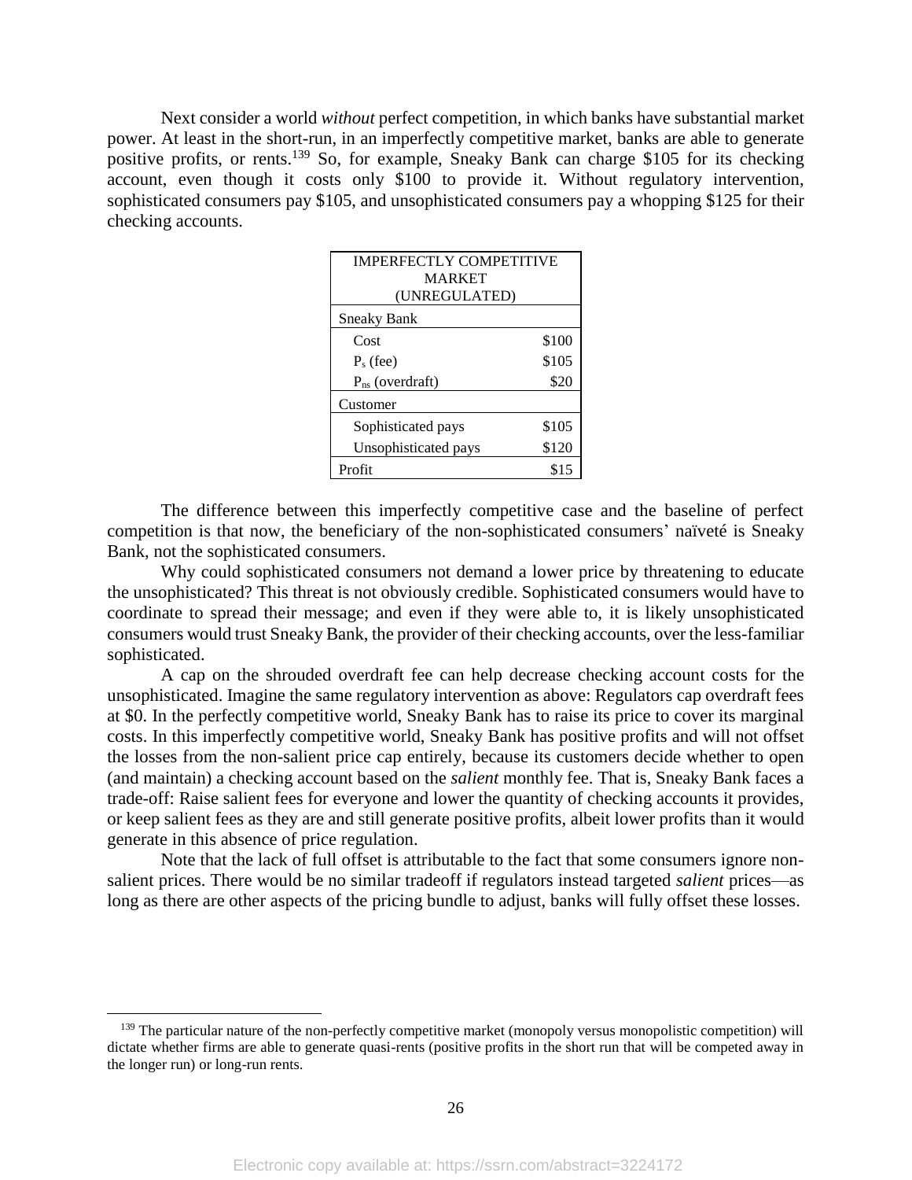Next consider a world *without* perfect competition, in which banks have substantial market power. At least in the short-run, in an imperfectly competitive market, banks are able to generate positive profits, or rents.[139] So, for example, Sneaky Bank can charge $105 for its checking account, even though it costs only $100 to provide it. Without regulatory intervention, sophisticated consumers pay $105, and unsophisticated consumers pay a whopping $125 for their checking accounts.

| IMPERFECTLY COMPETITIVE MARKET (UNREGULATED) | |
|---|---|
| Sneaky Bank | |
| Cost | $100 |
| $P_s$ (fee) | $105 |
| $P_{ns}$ (overdraft) | $20 |
| Customer | |
| Sophisticated pays | $105 |
| Unsophisticated pays | $120 |
| Profit | $15 |

The difference between this imperfectly competitive case and the baseline of perfect competition is that now, the beneficiary of the non-sophisticated consumers' naïveté is Sneaky Bank, not the sophisticated consumers.

Why could sophisticated consumers not demand a lower price by threatening to educate the unsophisticated? This threat is not obviously credible. Sophisticated consumers would have to coordinate to spread their message; and even if they were able to, it is likely unsophisticated consumers would trust Sneaky Bank, the provider of their checking accounts, over the less-familiar sophisticated.

A cap on the shrouded overdraft fee can help decrease checking account costs for the unsophisticated. Imagine the same regulatory intervention as above: Regulators cap overdraft fees at $0. In the perfectly competitive world, Sneaky Bank has to raise its price to cover its marginal costs. In this imperfectly competitive world, Sneaky Bank has positive profits and will not offset the losses from the non-salient price cap entirely, because its customers decide whether to open (and maintain) a checking account based on the *salient* monthly fee. That is, Sneaky Bank faces a trade-off: Raise salient fees for everyone and lower the quantity of checking accounts it provides, or keep salient fees as they are and still generate positive profits, albeit lower profits than it would generate in this absence of price regulation.

Note that the lack of full offset is attributable to the fact that some consumers ignore non-salient prices. There would be no similar tradeoff if regulators instead targeted *salient* prices—as long as there are other aspects of the pricing bundle to adjust, banks will fully offset these losses.

[139] The particular nature of the non-perfectly competitive market (monopoly versus monopolistic competition) will dictate whether firms are able to generate quasi-rents (positive profits in the short run that will be competed away in the longer run) or long-run rents.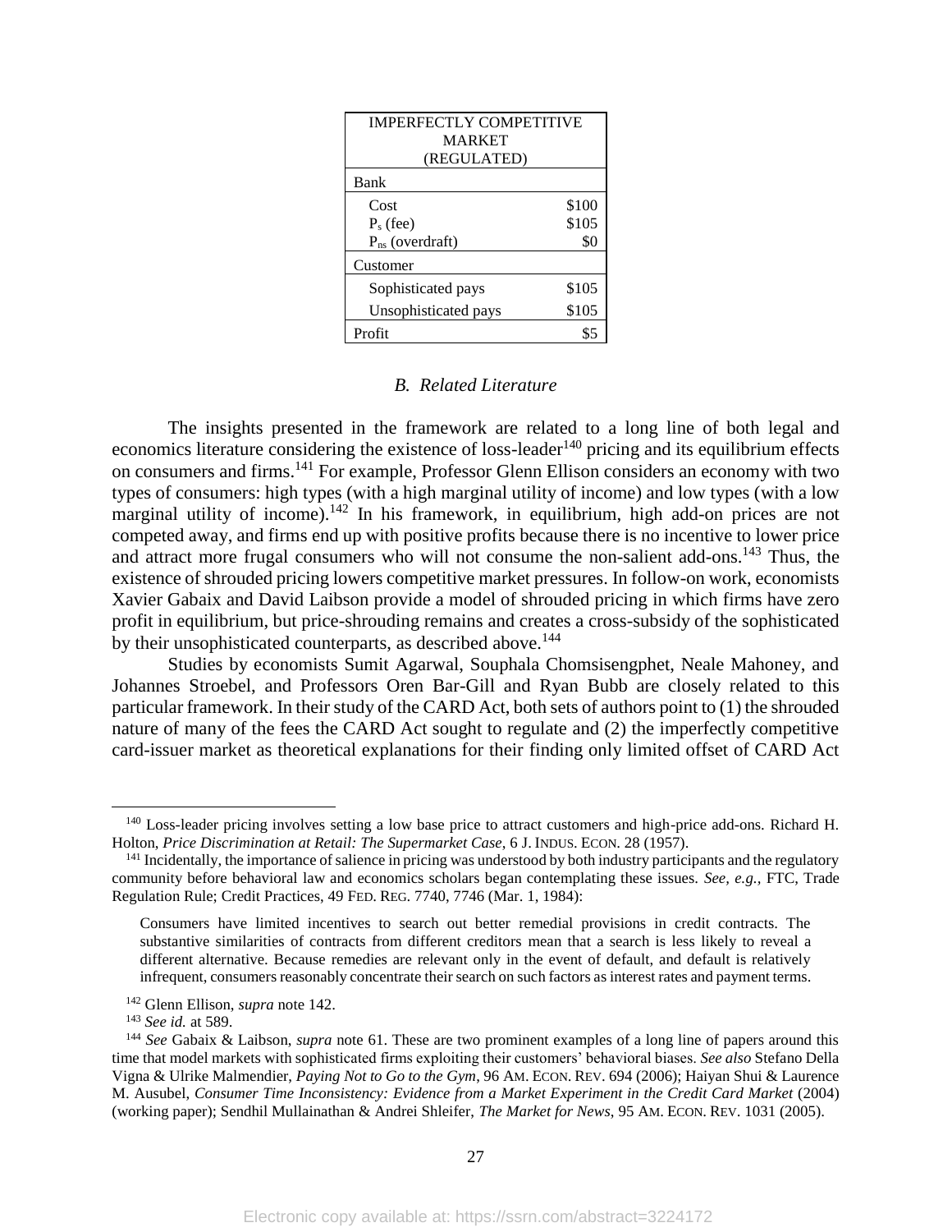| IMPERFECTLY COMPETITIVE MARKET (REGULATED) | |
|---|---|
| Bank | |
| Cost | \$100 |
| $P_s$ (fee) | \$105 |
| $P_{ns}$ (overdraft) | \$0 |
| Customer | |
| Sophisticated pays | \$105 |
| Unsophisticated pays | \$105 |
| Profit | \$5 |

### *B. Related Literature*

The insights presented in the framework are related to a long line of both legal and economics literature considering the existence of loss-leader[140] pricing and its equilibrium effects on consumers and firms.[141] For example, Professor Glenn Ellison considers an economy with two types of consumers: high types (with a high marginal utility of income) and low types (with a low marginal utility of income).[142] In his framework, in equilibrium, high add-on prices are not competed away, and firms end up with positive profits because there is no incentive to lower price and attract more frugal consumers who will not consume the non-salient add-ons.[143] Thus, the existence of shrouded pricing lowers competitive market pressures. In follow-on work, economists Xavier Gabaix and David Laibson provide a model of shrouded pricing in which firms have zero profit in equilibrium, but price-shrouding remains and creates a cross-subsidy of the sophisticated by their unsophisticated counterparts, as described above.[144]

Studies by economists Sumit Agarwal, Souphala Chomsisengphet, Neale Mahoney, and Johannes Stroebel, and Professors Oren Bar-Gill and Ryan Bubb are closely related to this particular framework. In their study of the CARD Act, both sets of authors point to (1) the shrouded nature of many of the fees the CARD Act sought to regulate and (2) the imperfectly competitive card-issuer market as theoretical explanations for their finding only limited offset of CARD Act

---

[140] Loss-leader pricing involves setting a low base price to attract customers and high-price add-ons. Richard H. Holton, *Price Discrimination at Retail: The Supermarket Case*, 6 J. INDUS. ECON. 28 (1957).

[141] Incidentally, the importance of salience in pricing was understood by both industry participants and the regulatory community before behavioral law and economics scholars began contemplating these issues. *See, e.g.*, FTC, Trade Regulation Rule; Credit Practices, 49 FED. REG. 7740, 7746 (Mar. 1, 1984):

> Consumers have limited incentives to search out better remedial provisions in credit contracts. The substantive similarities of contracts from different creditors mean that a search is less likely to reveal a different alternative. Because remedies are relevant only in the event of default, and default is relatively infrequent, consumers reasonably concentrate their search on such factors as interest rates and payment terms.

[142] Glenn Ellison, *supra* note 142.

[143] *See id.* at 589.

[144] *See* Gabaix & Laibson, *supra* note 61. These are two prominent examples of a long line of papers around this time that model markets with sophisticated firms exploiting their customers' behavioral biases. *See also* Stefano Della Vigna & Ulrike Malmendier, *Paying Not to Go to the Gym*, 96 AM. ECON. REV. 694 (2006); Haiyan Shui & Laurence M. Ausubel, *Consumer Time Inconsistency: Evidence from a Market Experiment in the Credit Card Market* (2004) (working paper); Sendhil Mullainathan & Andrei Shleifer, *The Market for News*, 95 AM. ECON. REV. 1031 (2005).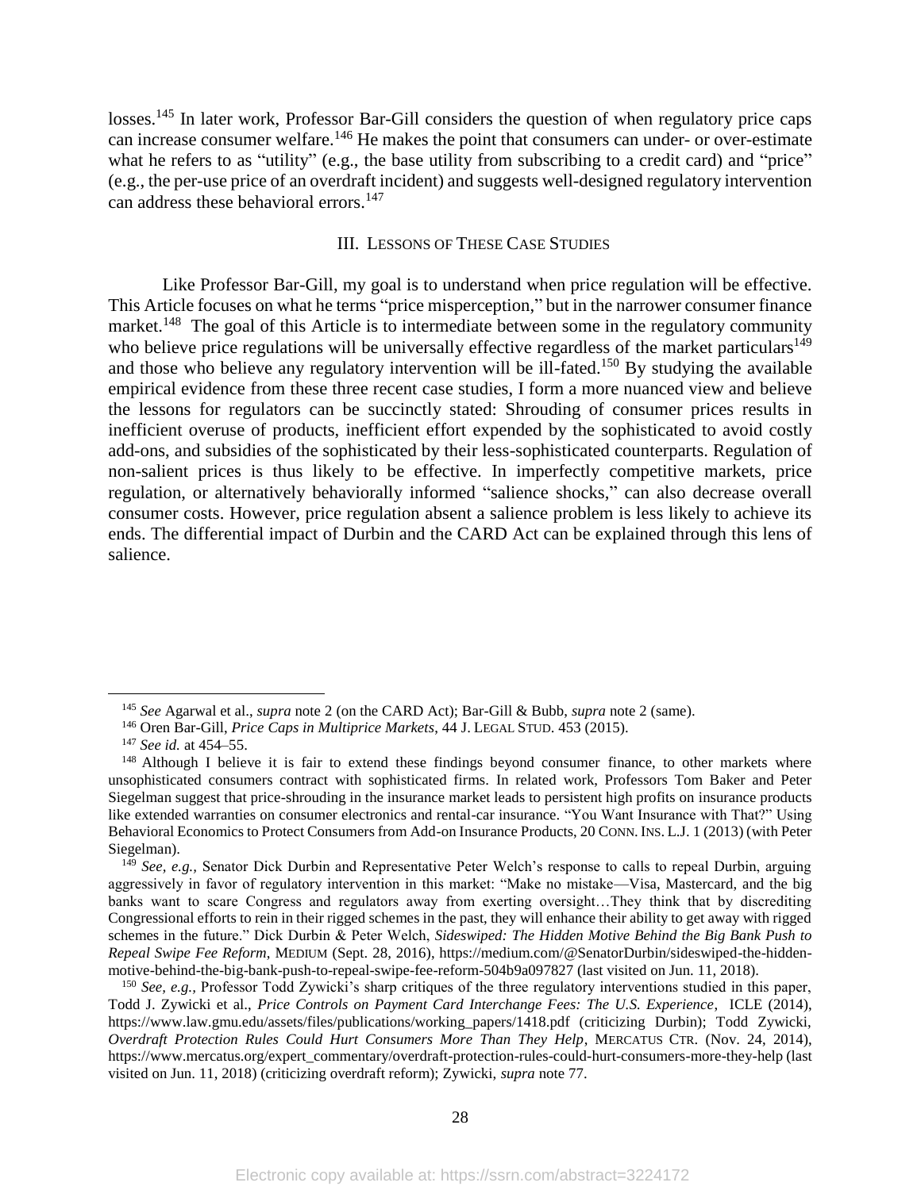losses.[145] In later work, Professor Bar-Gill considers the question of when regulatory price caps can increase consumer welfare.[146] He makes the point that consumers can under- or over-estimate what he refers to as "utility" (e.g., the base utility from subscribing to a credit card) and "price" (e.g., the per-use price of an overdraft incident) and suggests well-designed regulatory intervention can address these behavioral errors.[147]

## III. Lessons of These Case Studies

Like Professor Bar-Gill, my goal is to understand when price regulation will be effective. This Article focuses on what he terms "price misperception," but in the narrower consumer finance market.[148] The goal of this Article is to intermediate between some in the regulatory community who believe price regulations will be universally effective regardless of the market particulars[149] and those who believe any regulatory intervention will be ill-fated.[150] By studying the available empirical evidence from these three recent case studies, I form a more nuanced view and believe the lessons for regulators can be succinctly stated: Shrouding of consumer prices results in inefficient overuse of products, inefficient effort expended by the sophisticated to avoid costly add-ons, and subsidies of the sophisticated by their less-sophisticated counterparts. Regulation of non-salient prices is thus likely to be effective. In imperfectly competitive markets, price regulation, or alternatively behaviorally informed "salience shocks," can also decrease overall consumer costs. However, price regulation absent a salience problem is less likely to achieve its ends. The differential impact of Durbin and the CARD Act can be explained through this lens of salience.

---

[145] *See* Agarwal et al., *supra* note 2 (on the CARD Act); Bar-Gill & Bubb, *supra* note 2 (same).

[146] Oren Bar-Gill, *Price Caps in Multiprice Markets*, 44 J. LEGAL STUD. 453 (2015).

[147] *See id.* at 454–55.

[148] Although I believe it is fair to extend these findings beyond consumer finance, to other markets where unsophisticated consumers contract with sophisticated firms. In related work, Professors Tom Baker and Peter Siegelman suggest that price-shrouding in the insurance market leads to persistent high profits on insurance products like extended warranties on consumer electronics and rental-car insurance. "You Want Insurance with That?" Using Behavioral Economics to Protect Consumers from Add-on Insurance Products, 20 CONN. INS. L.J. 1 (2013) (with Peter Siegelman).

[149] *See, e.g.,* Senator Dick Durbin and Representative Peter Welch's response to calls to repeal Durbin, arguing aggressively in favor of regulatory intervention in this market: "Make no mistake—Visa, Mastercard, and the big banks want to scare Congress and regulators away from exerting oversight…They think that by discrediting Congressional efforts to rein in their rigged schemes in the past, they will enhance their ability to get away with rigged schemes in the future." Dick Durbin & Peter Welch, *Sideswiped: The Hidden Motive Behind the Big Bank Push to Repeal Swipe Fee Reform*, MEDIUM (Sept. 28, 2016), https://medium.com/@SenatorDurbin/sideswiped-the-hidden-motive-behind-the-big-bank-push-to-repeal-swipe-fee-reform-504b9a097827 (last visited on Jun. 11, 2018).

[150] *See, e.g.,* Professor Todd Zywicki's sharp critiques of the three regulatory interventions studied in this paper, Todd J. Zywicki et al., *Price Controls on Payment Card Interchange Fees: The U.S. Experience*, ICLE (2014), https://www.law.gmu.edu/assets/files/publications/working_papers/1418.pdf (criticizing Durbin); Todd Zywicki, *Overdraft Protection Rules Could Hurt Consumers More Than They Help*, MERCATUS CTR. (Nov. 24, 2014), https://www.mercatus.org/expert_commentary/overdraft-protection-rules-could-hurt-consumers-more-they-help (last visited on Jun. 11, 2018) (criticizing overdraft reform); Zywicki, *supra* note 77.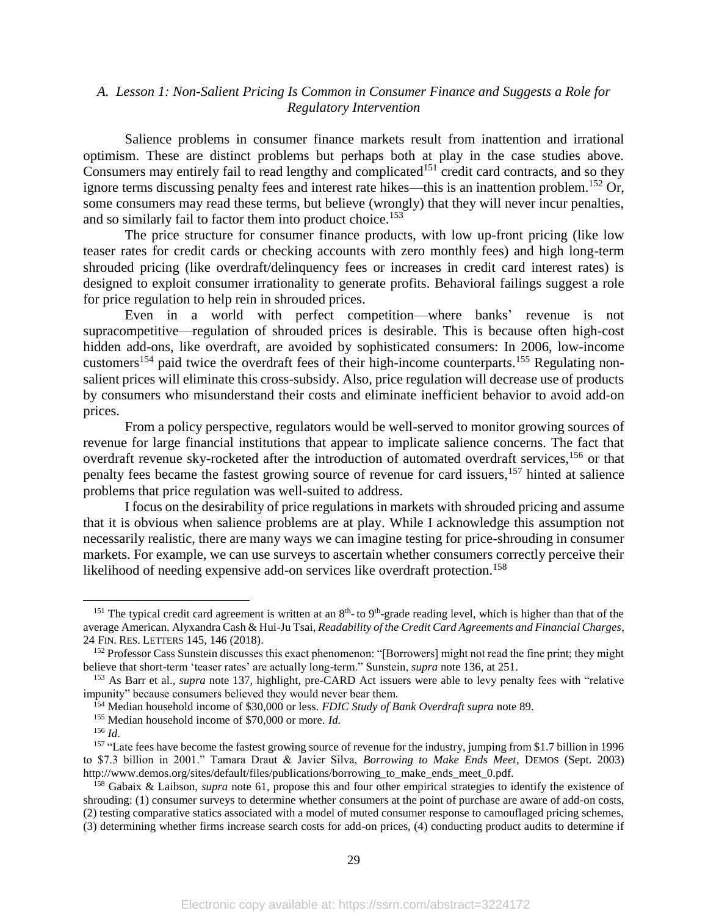### A. *Lesson 1: Non-Salient Pricing Is Common in Consumer Finance and Suggests a Role for Regulatory Intervention*

Salience problems in consumer finance markets result from inattention and irrational optimism. These are distinct problems but perhaps both at play in the case studies above. Consumers may entirely fail to read lengthy and complicated[151] credit card contracts, and so they ignore terms discussing penalty fees and interest rate hikes—this is an inattention problem.[152] Or, some consumers may read these terms, but believe (wrongly) that they will never incur penalties, and so similarly fail to factor them into product choice.[153]

The price structure for consumer finance products, with low up-front pricing (like low teaser rates for credit cards or checking accounts with zero monthly fees) and high long-term shrouded pricing (like overdraft/delinquency fees or increases in credit card interest rates) is designed to exploit consumer irrationality to generate profits. Behavioral failings suggest a role for price regulation to help rein in shrouded prices.

Even in a world with perfect competition—where banks' revenue is not supracompetitive—regulation of shrouded prices is desirable. This is because often high-cost hidden add-ons, like overdraft, are avoided by sophisticated consumers: In 2006, low-income customers[154] paid twice the overdraft fees of their high-income counterparts.[155] Regulating non-salient prices will eliminate this cross-subsidy. Also, price regulation will decrease use of products by consumers who misunderstand their costs and eliminate inefficient behavior to avoid add-on prices.

From a policy perspective, regulators would be well-served to monitor growing sources of revenue for large financial institutions that appear to implicate salience concerns. The fact that overdraft revenue sky-rocketed after the introduction of automated overdraft services,[156] or that penalty fees became the fastest growing source of revenue for card issuers,[157] hinted at salience problems that price regulation was well-suited to address.

I focus on the desirability of price regulations in markets with shrouded pricing and assume that it is obvious when salience problems are at play. While I acknowledge this assumption not necessarily realistic, there are many ways we can imagine testing for price-shrouding in consumer markets. For example, we can use surveys to ascertain whether consumers correctly perceive their likelihood of needing expensive add-on services like overdraft protection.[158]

---

[151] The typical credit card agreement is written at an 8th- to 9th-grade reading level, which is higher than that of the average American. Alyxandra Cash & Hui-Ju Tsai, *Readability of the Credit Card Agreements and Financial Charges*, 24 FIN. RES. LETTERS 145, 146 (2018).

[152] Professor Cass Sunstein discusses this exact phenomenon: "[Borrowers] might not read the fine print; they might believe that short-term 'teaser rates' are actually long-term." Sunstein, *supra* note 136, at 251.

[153] As Barr et al., *supra* note 137, highlight, pre-CARD Act issuers were able to levy penalty fees with "relative impunity" because consumers believed they would never bear them.

[154] Median household income of $30,000 or less. *FDIC Study of Bank Overdraft supra* note 89.

[155] Median household income of $70,000 or more. *Id.*

[156] *Id.*

[157] "Late fees have become the fastest growing source of revenue for the industry, jumping from $1.7 billion in 1996 to $7.3 billion in 2001." Tamara Draut & Javier Silva, *Borrowing to Make Ends Meet*, DEMOS (Sept. 2003) http://www.demos.org/sites/default/files/publications/borrowing_to_make_ends_meet_0.pdf.

[158] Gabaix & Laibson, *supra* note 61, propose this and four other empirical strategies to identify the existence of shrouding: (1) consumer surveys to determine whether consumers at the point of purchase are aware of add-on costs, (2) testing comparative statics associated with a model of muted consumer response to camouflaged pricing schemes, (3) determining whether firms increase search costs for add-on prices, (4) conducting product audits to determine if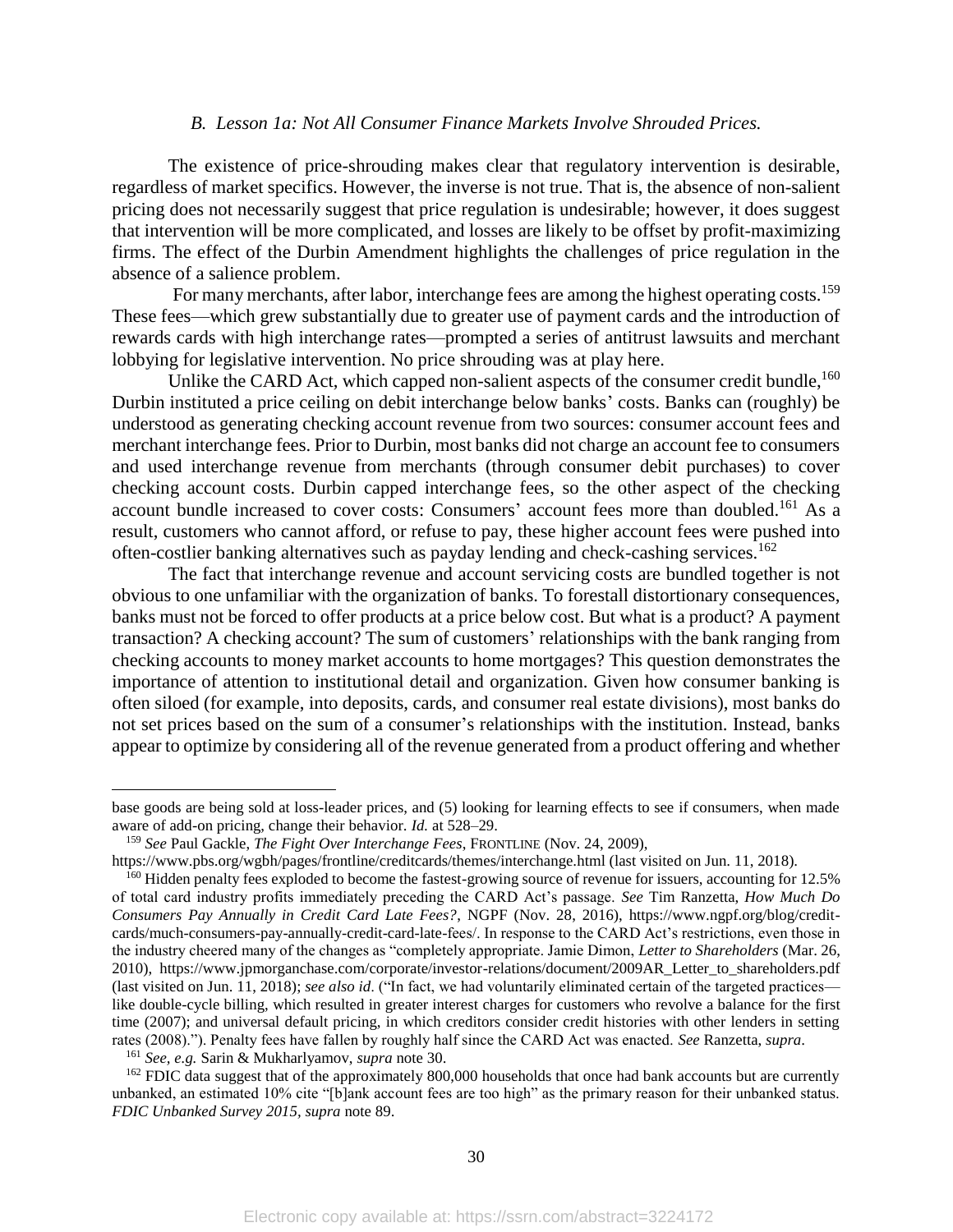### B. *Lesson 1a: Not All Consumer Finance Markets Involve Shrouded Prices.*

The existence of price-shrouding makes clear that regulatory intervention is desirable, regardless of market specifics. However, the inverse is not true. That is, the absence of non-salient pricing does not necessarily suggest that price regulation is undesirable; however, it does suggest that intervention will be more complicated, and losses are likely to be offset by profit-maximizing firms. The effect of the Durbin Amendment highlights the challenges of price regulation in the absence of a salience problem.

For many merchants, after labor, interchange fees are among the highest operating costs.[159] These fees—which grew substantially due to greater use of payment cards and the introduction of rewards cards with high interchange rates—prompted a series of antitrust lawsuits and merchant lobbying for legislative intervention. No price shrouding was at play here.

Unlike the CARD Act, which capped non-salient aspects of the consumer credit bundle,[160] Durbin instituted a price ceiling on debit interchange below banks' costs. Banks can (roughly) be understood as generating checking account revenue from two sources: consumer account fees and merchant interchange fees. Prior to Durbin, most banks did not charge an account fee to consumers and used interchange revenue from merchants (through consumer debit purchases) to cover checking account costs. Durbin capped interchange fees, so the other aspect of the checking account bundle increased to cover costs: Consumers' account fees more than doubled.[161] As a result, customers who cannot afford, or refuse to pay, these higher account fees were pushed into often-costlier banking alternatives such as payday lending and check-cashing services.[162]

The fact that interchange revenue and account servicing costs are bundled together is not obvious to one unfamiliar with the organization of banks. To forestall distortionary consequences, banks must not be forced to offer products at a price below cost. But what is a product? A payment transaction? A checking account? The sum of customers' relationships with the bank ranging from checking accounts to money market accounts to home mortgages? This question demonstrates the importance of attention to institutional detail and organization. Given how consumer banking is often siloed (for example, into deposits, cards, and consumer real estate divisions), most banks do not set prices based on the sum of a consumer's relationships with the institution. Instead, banks appear to optimize by considering all of the revenue generated from a product offering and whether

---

base goods are being sold at loss-leader prices, and (5) looking for learning effects to see if consumers, when made aware of add-on pricing, change their behavior. *Id.* at 528–29.

[159] *See* Paul Gackle, *The Fight Over Interchange Fees*, FRONTLINE (Nov. 24, 2009), https://www.pbs.org/wgbh/pages/frontline/creditcards/themes/interchange.html (last visited on Jun. 11, 2018).

[160] Hidden penalty fees exploded to become the fastest-growing source of revenue for issuers, accounting for 12.5% of total card industry profits immediately preceding the CARD Act's passage. *See* Tim Ranzetta, *How Much Do Consumers Pay Annually in Credit Card Late Fees?*, NGPF (Nov. 28, 2016), https://www.ngpf.org/blog/credit-cards/much-consumers-pay-annually-credit-card-late-fees/. In response to the CARD Act's restrictions, even those in the industry cheered many of the changes as "completely appropriate. Jamie Dimon, *Letter to Shareholders* (Mar. 26, 2010), https://www.jpmorganchase.com/corporate/investor-relations/document/2009AR_Letter_to_shareholders.pdf (last visited on Jun. 11, 2018); *see also id*. ("In fact, we had voluntarily eliminated certain of the targeted practices—like double-cycle billing, which resulted in greater interest charges for customers who revolve a balance for the first time (2007); and universal default pricing, in which creditors consider credit histories with other lenders in setting rates (2008)."). Penalty fees have fallen by roughly half since the CARD Act was enacted. *See* Ranzetta, *supra*.

[161] *See, e.g.* Sarin & Mukharlyamov, *supra* note 30.

[162] FDIC data suggest that of the approximately 800,000 households that once had bank accounts but are currently unbanked, an estimated 10% cite "[b]ank account fees are too high" as the primary reason for their unbanked status. *FDIC Unbanked Survey 2015*, *supra* note 89.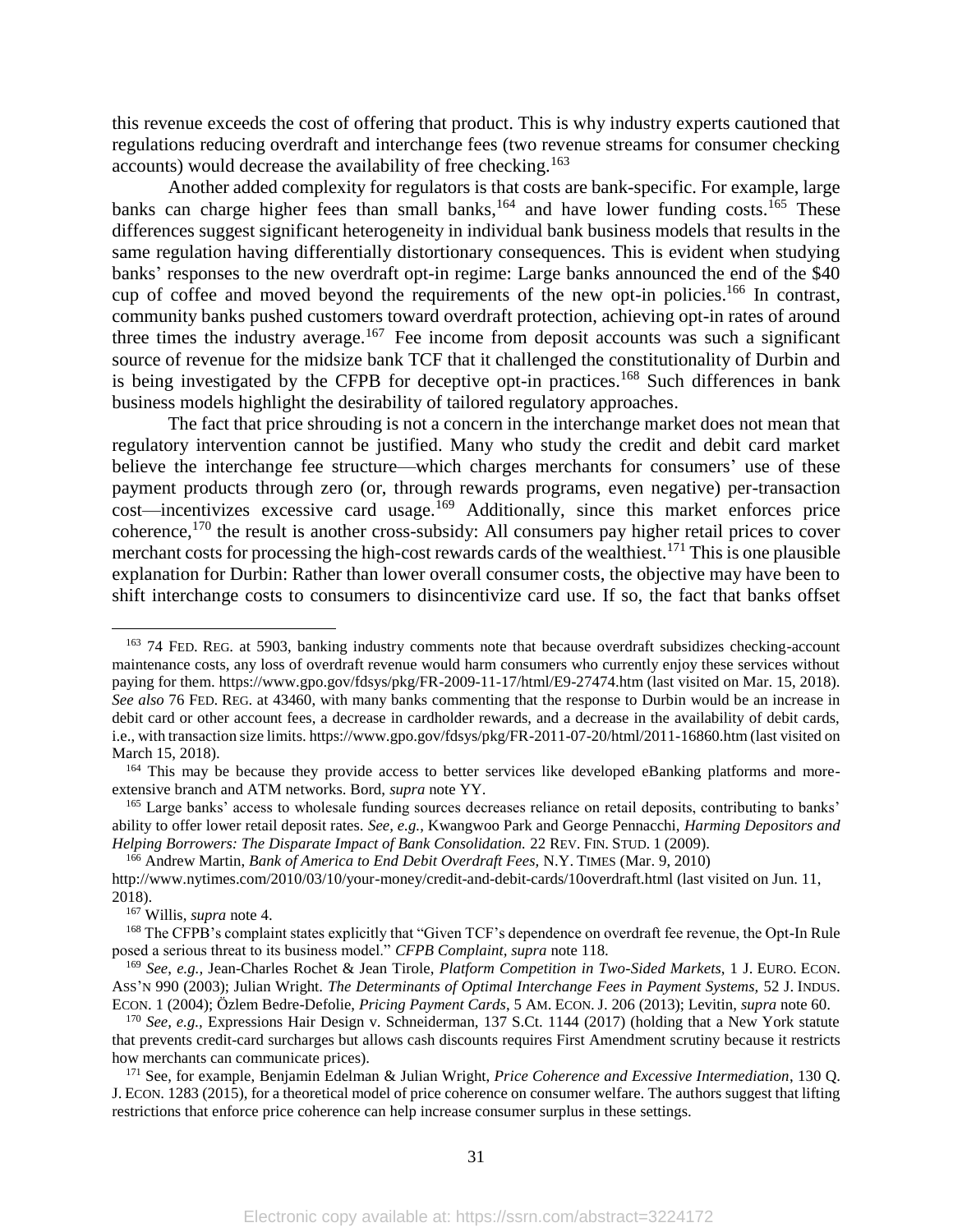this revenue exceeds the cost of offering that product. This is why industry experts cautioned that regulations reducing overdraft and interchange fees (two revenue streams for consumer checking accounts) would decrease the availability of free checking.[163]

Another added complexity for regulators is that costs are bank-specific. For example, large banks can charge higher fees than small banks,[164] and have lower funding costs.[165] These differences suggest significant heterogeneity in individual bank business models that results in the same regulation having differentially distortionary consequences. This is evident when studying banks' responses to the new overdraft opt-in regime: Large banks announced the end of the $40 cup of coffee and moved beyond the requirements of the new opt-in policies.[166] In contrast, community banks pushed customers toward overdraft protection, achieving opt-in rates of around three times the industry average.[167] Fee income from deposit accounts was such a significant source of revenue for the midsize bank TCF that it challenged the constitutionality of Durbin and is being investigated by the CFPB for deceptive opt-in practices.[168] Such differences in bank business models highlight the desirability of tailored regulatory approaches.

The fact that price shrouding is not a concern in the interchange market does not mean that regulatory intervention cannot be justified. Many who study the credit and debit card market believe the interchange fee structure—which charges merchants for consumers' use of these payment products through zero (or, through rewards programs, even negative) per-transaction cost—incentivizes excessive card usage.[169] Additionally, since this market enforces price coherence,[170] the result is another cross-subsidy: All consumers pay higher retail prices to cover merchant costs for processing the high-cost rewards cards of the wealthiest.[171] This is one plausible explanation for Durbin: Rather than lower overall consumer costs, the objective may have been to shift interchange costs to consumers to disincentivize card use. If so, the fact that banks offset

---

[163] 74 FED. REG. at 5903, banking industry comments note that because overdraft subsidizes checking-account maintenance costs, any loss of overdraft revenue would harm consumers who currently enjoy these services without paying for them. https://www.gpo.gov/fdsys/pkg/FR-2009-11-17/html/E9-27474.htm (last visited on Mar. 15, 2018). *See also* 76 FED. REG. at 43460, with many banks commenting that the response to Durbin would be an increase in debit card or other account fees, a decrease in cardholder rewards, and a decrease in the availability of debit cards, i.e., with transaction size limits. https://www.gpo.gov/fdsys/pkg/FR-2011-07-20/html/2011-16860.htm (last visited on March 15, 2018).

[164] This may be because they provide access to better services like developed eBanking platforms and more-extensive branch and ATM networks. Bord, *supra* note YY.

[165] Large banks' access to wholesale funding sources decreases reliance on retail deposits, contributing to banks' ability to offer lower retail deposit rates. *See, e.g.*, Kwangwoo Park and George Pennacchi, *Harming Depositors and Helping Borrowers: The Disparate Impact of Bank Consolidation.* 22 REV. FIN. STUD. 1 (2009).

[166] Andrew Martin, *Bank of America to End Debit Overdraft Fees,* N.Y. TIMES (Mar. 9, 2010) http://www.nytimes.com/2010/03/10/your-money/credit-and-debit-cards/10overdraft.html (last visited on Jun. 11, 2018).

[167] Willis, *supra* note 4.

[168] The CFPB's complaint states explicitly that "Given TCF's dependence on overdraft fee revenue, the Opt-In Rule posed a serious threat to its business model." *CFPB Complaint*, *supra* note 118.

[169] *See, e.g.,* Jean-Charles Rochet & Jean Tirole, *Platform Competition in Two-Sided Markets*, 1 J. EURO. ECON. ASS'N 990 (2003); Julian Wright. *The Determinants of Optimal Interchange Fees in Payment Systems,* 52 J. INDUS. ECON. 1 (2004); Özlem Bedre-Defolie, *Pricing Payment Cards*, 5 AM. ECON. J. 206 (2013); Levitin, *supra* note 60.

[170] *See, e.g.,* Expressions Hair Design v. Schneiderman, 137 S.Ct. 1144 (2017) (holding that a New York statute that prevents credit-card surcharges but allows cash discounts requires First Amendment scrutiny because it restricts how merchants can communicate prices).

[171] See, for example, Benjamin Edelman & Julian Wright, *Price Coherence and Excessive Intermediation*, 130 Q. J. ECON. 1283 (2015), for a theoretical model of price coherence on consumer welfare. The authors suggest that lifting restrictions that enforce price coherence can help increase consumer surplus in these settings.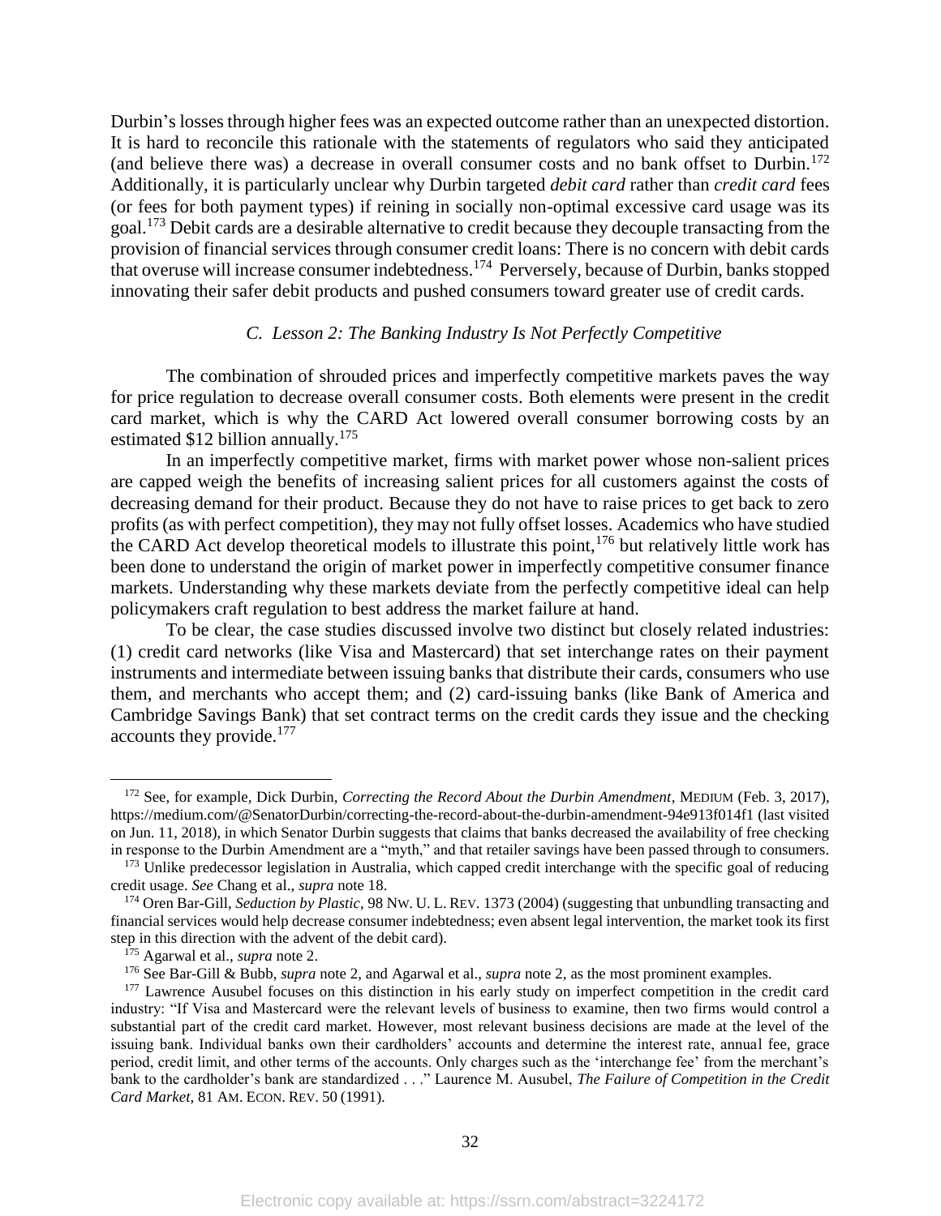Durbin's losses through higher fees was an expected outcome rather than an unexpected distortion. It is hard to reconcile this rationale with the statements of regulators who said they anticipated (and believe there was) a decrease in overall consumer costs and no bank offset to Durbin.[172] Additionally, it is particularly unclear why Durbin targeted *debit card* rather than *credit card* fees (or fees for both payment types) if reining in socially non-optimal excessive card usage was its goal.[173] Debit cards are a desirable alternative to credit because they decouple transacting from the provision of financial services through consumer credit loans: There is no concern with debit cards that overuse will increase consumer indebtedness.[174] Perversely, because of Durbin, banks stopped innovating their safer debit products and pushed consumers toward greater use of credit cards.

### *C. Lesson 2: The Banking Industry Is Not Perfectly Competitive*

The combination of shrouded prices and imperfectly competitive markets paves the way for price regulation to decrease overall consumer costs. Both elements were present in the credit card market, which is why the CARD Act lowered overall consumer borrowing costs by an estimated $12 billion annually.[175]

In an imperfectly competitive market, firms with market power whose non-salient prices are capped weigh the benefits of increasing salient prices for all customers against the costs of decreasing demand for their product. Because they do not have to raise prices to get back to zero profits (as with perfect competition), they may not fully offset losses. Academics who have studied the CARD Act develop theoretical models to illustrate this point,[176] but relatively little work has been done to understand the origin of market power in imperfectly competitive consumer finance markets. Understanding why these markets deviate from the perfectly competitive ideal can help policymakers craft regulation to best address the market failure at hand.

To be clear, the case studies discussed involve two distinct but closely related industries: (1) credit card networks (like Visa and Mastercard) that set interchange rates on their payment instruments and intermediate between issuing banks that distribute their cards, consumers who use them, and merchants who accept them; and (2) card-issuing banks (like Bank of America and Cambridge Savings Bank) that set contract terms on the credit cards they issue and the checking accounts they provide.[177]

---

[172] See, for example, Dick Durbin, *Correcting the Record About the Durbin Amendment*, MEDIUM (Feb. 3, 2017), https://medium.com/@SenatorDurbin/correcting-the-record-about-the-durbin-amendment-94e913f014f1 (last visited on Jun. 11, 2018), in which Senator Durbin suggests that claims that banks decreased the availability of free checking in response to the Durbin Amendment are a "myth," and that retailer savings have been passed through to consumers.

[173] Unlike predecessor legislation in Australia, which capped credit interchange with the specific goal of reducing credit usage. *See* Chang et al., *supra* note 18.

[174] Oren Bar-Gill, *Seduction by Plastic*, 98 NW. U. L. REV. 1373 (2004) (suggesting that unbundling transacting and financial services would help decrease consumer indebtedness; even absent legal intervention, the market took its first step in this direction with the advent of the debit card).

[175] Agarwal et al., *supra* note 2.

[176] See Bar-Gill & Bubb, *supra* note 2, and Agarwal et al., *supra* note 2, as the most prominent examples.

[177] Lawrence Ausubel focuses on this distinction in his early study on imperfect competition in the credit card industry: "If Visa and Mastercard were the relevant levels of business to examine, then two firms would control a substantial part of the credit card market. However, most relevant business decisions are made at the level of the issuing bank. Individual banks own their cardholders' accounts and determine the interest rate, annual fee, grace period, credit limit, and other terms of the accounts. Only charges such as the 'interchange fee' from the merchant's bank to the cardholder's bank are standardized . . ." Laurence M. Ausubel, *The Failure of Competition in the Credit Card Market*, 81 AM. ECON. REV. 50 (1991).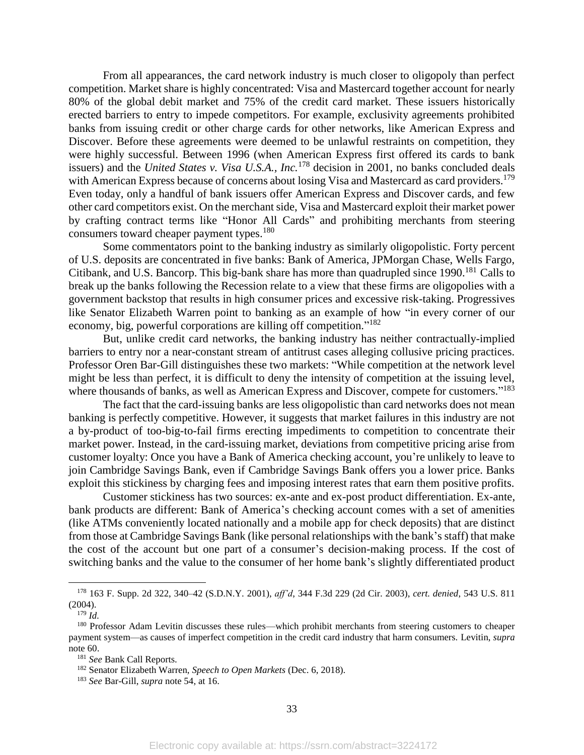From all appearances, the card network industry is much closer to oligopoly than perfect competition. Market share is highly concentrated: Visa and Mastercard together account for nearly 80% of the global debit market and 75% of the credit card market. These issuers historically erected barriers to entry to impede competitors. For example, exclusivity agreements prohibited banks from issuing credit or other charge cards for other networks, like American Express and Discover. Before these agreements were deemed to be unlawful restraints on competition, they were highly successful. Between 1996 (when American Express first offered its cards to bank issuers) and the *United States v. Visa U.S.A., Inc.*[178] decision in 2001, no banks concluded deals with American Express because of concerns about losing Visa and Mastercard as card providers.[179] Even today, only a handful of bank issuers offer American Express and Discover cards, and few other card competitors exist. On the merchant side, Visa and Mastercard exploit their market power by crafting contract terms like "Honor All Cards" and prohibiting merchants from steering consumers toward cheaper payment types.[180]

Some commentators point to the banking industry as similarly oligopolistic. Forty percent of U.S. deposits are concentrated in five banks: Bank of America, JPMorgan Chase, Wells Fargo, Citibank, and U.S. Bancorp. This big-bank share has more than quadrupled since 1990.[181] Calls to break up the banks following the Recession relate to a view that these firms are oligopolies with a government backstop that results in high consumer prices and excessive risk-taking. Progressives like Senator Elizabeth Warren point to banking as an example of how "in every corner of our economy, big, powerful corporations are killing off competition."[182]

But, unlike credit card networks, the banking industry has neither contractually-implied barriers to entry nor a near-constant stream of antitrust cases alleging collusive pricing practices. Professor Oren Bar-Gill distinguishes these two markets: "While competition at the network level might be less than perfect, it is difficult to deny the intensity of competition at the issuing level, where thousands of banks, as well as American Express and Discover, compete for customers."[183]

The fact that the card-issuing banks are less oligopolistic than card networks does not mean banking is perfectly competitive. However, it suggests that market failures in this industry are not a by-product of too-big-to-fail firms erecting impediments to competition to concentrate their market power. Instead, in the card-issuing market, deviations from competitive pricing arise from customer loyalty: Once you have a Bank of America checking account, you're unlikely to leave to join Cambridge Savings Bank, even if Cambridge Savings Bank offers you a lower price. Banks exploit this stickiness by charging fees and imposing interest rates that earn them positive profits.

Customer stickiness has two sources: ex-ante and ex-post product differentiation. Ex-ante, bank products are different: Bank of America's checking account comes with a set of amenities (like ATMs conveniently located nationally and a mobile app for check deposits) that are distinct from those at Cambridge Savings Bank (like personal relationships with the bank's staff) that make the cost of the account but one part of a consumer's decision-making process. If the cost of switching banks and the value to the consumer of her home bank's slightly differentiated product

---

[178] 163 F. Supp. 2d 322, 340–42 (S.D.N.Y. 2001), *aff'd*, 344 F.3d 229 (2d Cir. 2003), *cert. denied*, 543 U.S. 811 (2004).

[179] *Id.*

[180] Professor Adam Levitin discusses these rules—which prohibit merchants from steering customers to cheaper payment system—as causes of imperfect competition in the credit card industry that harm consumers. Levitin, *supra* note 60.

[181] *See* Bank Call Reports.

[182] Senator Elizabeth Warren, *Speech to Open Markets* (Dec. 6, 2018).

[183] *See* Bar-Gill, *supra* note 54, at 16.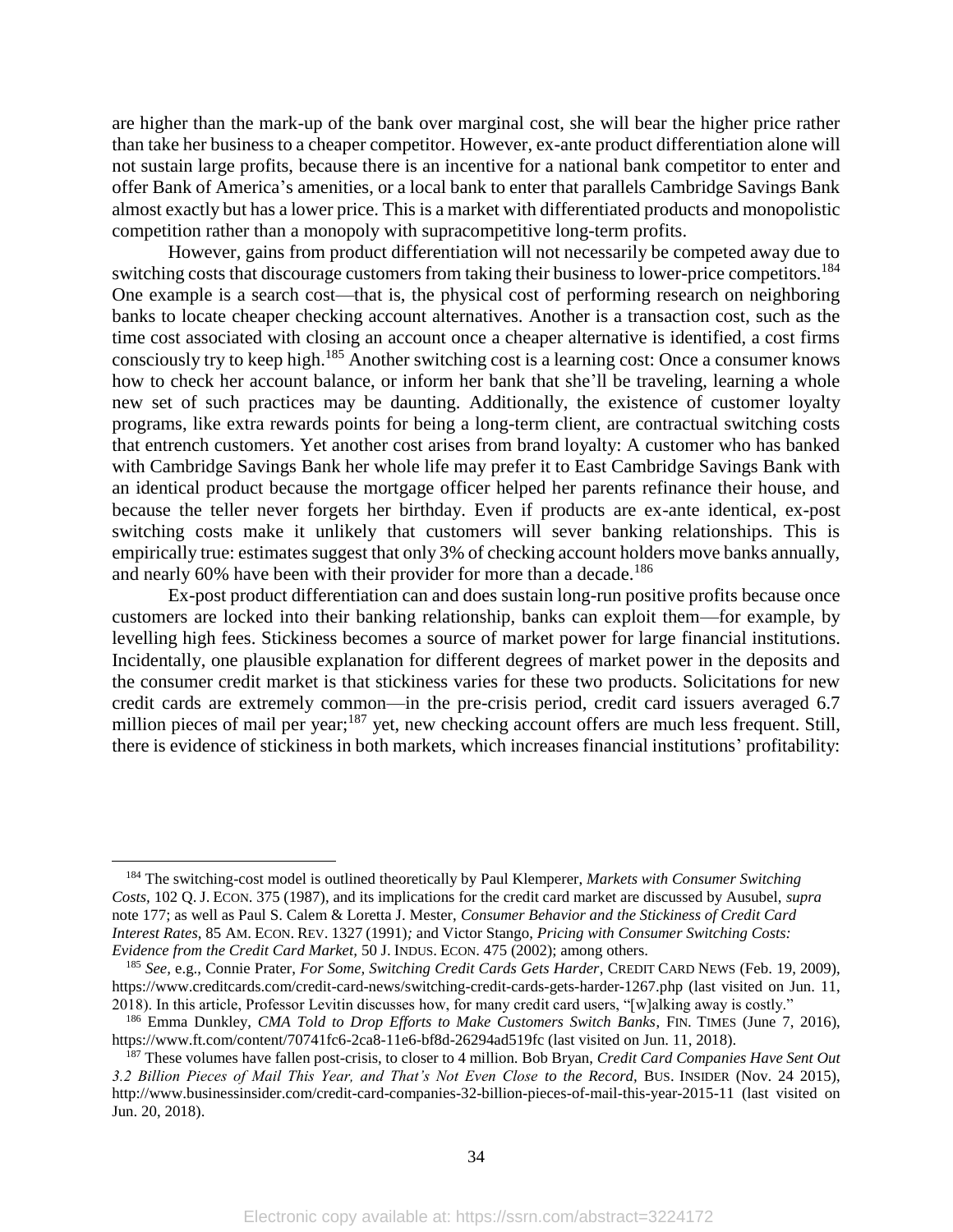are higher than the mark-up of the bank over marginal cost, she will bear the higher price rather than take her business to a cheaper competitor. However, ex-ante product differentiation alone will not sustain large profits, because there is an incentive for a national bank competitor to enter and offer Bank of America's amenities, or a local bank to enter that parallels Cambridge Savings Bank almost exactly but has a lower price. This is a market with differentiated products and monopolistic competition rather than a monopoly with supracompetitive long-term profits.

However, gains from product differentiation will not necessarily be competed away due to switching costs that discourage customers from taking their business to lower-price competitors.[184] One example is a search cost—that is, the physical cost of performing research on neighboring banks to locate cheaper checking account alternatives. Another is a transaction cost, such as the time cost associated with closing an account once a cheaper alternative is identified, a cost firms consciously try to keep high.[185] Another switching cost is a learning cost: Once a consumer knows how to check her account balance, or inform her bank that she'll be traveling, learning a whole new set of such practices may be daunting. Additionally, the existence of customer loyalty programs, like extra rewards points for being a long-term client, are contractual switching costs that entrench customers. Yet another cost arises from brand loyalty: A customer who has banked with Cambridge Savings Bank her whole life may prefer it to East Cambridge Savings Bank with an identical product because the mortgage officer helped her parents refinance their house, and because the teller never forgets her birthday. Even if products are ex-ante identical, ex-post switching costs make it unlikely that customers will sever banking relationships. This is empirically true: estimates suggest that only 3% of checking account holders move banks annually, and nearly 60% have been with their provider for more than a decade.[186]

Ex-post product differentiation can and does sustain long-run positive profits because once customers are locked into their banking relationship, banks can exploit them—for example, by levelling high fees. Stickiness becomes a source of market power for large financial institutions. Incidentally, one plausible explanation for different degrees of market power in the deposits and the consumer credit market is that stickiness varies for these two products. Solicitations for new credit cards are extremely common—in the pre-crisis period, credit card issuers averaged 6.7 million pieces of mail per year;[187] yet, new checking account offers are much less frequent. Still, there is evidence of stickiness in both markets, which increases financial institutions' profitability:

---

[184] The switching-cost model is outlined theoretically by Paul Klemperer, *Markets with Consumer Switching Costs*, 102 Q. J. ECON. 375 (1987), and its implications for the credit card market are discussed by Ausubel, *supra* note 177; as well as Paul S. Calem & Loretta J. Mester, *Consumer Behavior and the Stickiness of Credit Card Interest Rates*, 85 AM. ECON. REV. 1327 (1991); and Victor Stango, *Pricing with Consumer Switching Costs: Evidence from the Credit Card Market*, 50 J. INDUS. ECON. 475 (2002); among others.

[185] *See*, e.g., Connie Prater, *For Some, Switching Credit Cards Gets Harder*, CREDIT CARD NEWS (Feb. 19, 2009), https://www.creditcards.com/credit-card-news/switching-credit-cards-gets-harder-1267.php (last visited on Jun. 11, 2018). In this article, Professor Levitin discusses how, for many credit card users, "[w]alking away is costly."

[186] Emma Dunkley, *CMA Told to Drop Efforts to Make Customers Switch Banks*, FIN. TIMES (June 7, 2016), https://www.ft.com/content/70741fc6-2ca8-11e6-bf8d-26294ad519fc (last visited on Jun. 11, 2018).

[187] These volumes have fallen post-crisis, to closer to 4 million. Bob Bryan, *Credit Card Companies Have Sent Out 3.2 Billion Pieces of Mail This Year, and That's Not Even Close to the Record*, BUS. INSIDER (Nov. 24 2015), http://www.businessinsider.com/credit-card-companies-32-billion-pieces-of-mail-this-year-2015-11 (last visited on Jun. 20, 2018).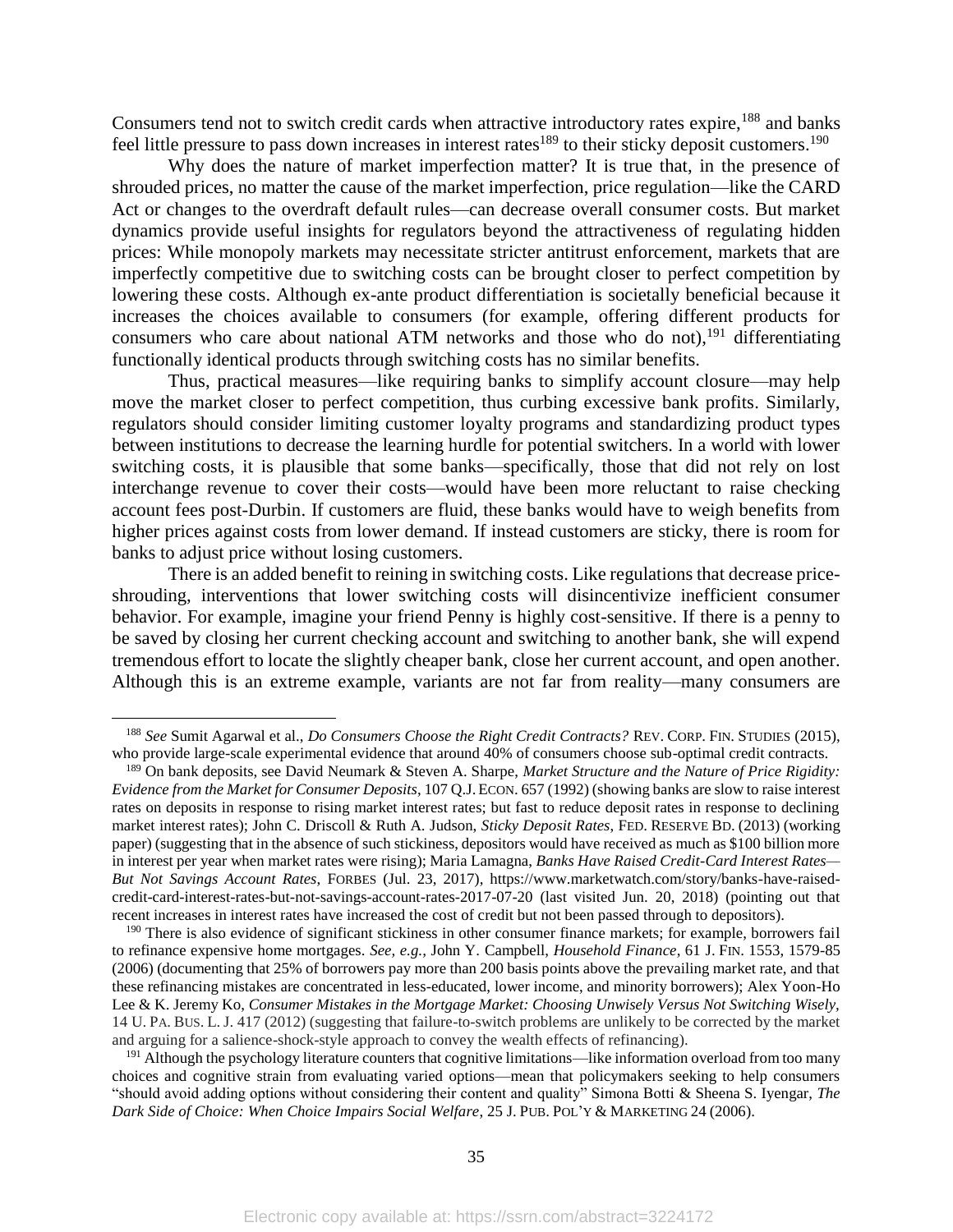Consumers tend not to switch credit cards when attractive introductory rates expire,[188] and banks feel little pressure to pass down increases in interest rates[189] to their sticky deposit customers.[190]

Why does the nature of market imperfection matter? It is true that, in the presence of shrouded prices, no matter the cause of the market imperfection, price regulation—like the CARD Act or changes to the overdraft default rules—can decrease overall consumer costs. But market dynamics provide useful insights for regulators beyond the attractiveness of regulating hidden prices: While monopoly markets may necessitate stricter antitrust enforcement, markets that are imperfectly competitive due to switching costs can be brought closer to perfect competition by lowering these costs. Although ex-ante product differentiation is societally beneficial because it increases the choices available to consumers (for example, offering different products for consumers who care about national ATM networks and those who do not),[191] differentiating functionally identical products through switching costs has no similar benefits.

Thus, practical measures—like requiring banks to simplify account closure—may help move the market closer to perfect competition, thus curbing excessive bank profits. Similarly, regulators should consider limiting customer loyalty programs and standardizing product types between institutions to decrease the learning hurdle for potential switchers. In a world with lower switching costs, it is plausible that some banks—specifically, those that did not rely on lost interchange revenue to cover their costs—would have been more reluctant to raise checking account fees post-Durbin. If customers are fluid, these banks would have to weigh benefits from higher prices against costs from lower demand. If instead customers are sticky, there is room for banks to adjust price without losing customers.

There is an added benefit to reining in switching costs. Like regulations that decrease price-shrouding, interventions that lower switching costs will disincentivize inefficient consumer behavior. For example, imagine your friend Penny is highly cost-sensitive. If there is a penny to be saved by closing her current checking account and switching to another bank, she will expend tremendous effort to locate the slightly cheaper bank, close her current account, and open another. Although this is an extreme example, variants are not far from reality—many consumers are

---

[188] *See* Sumit Agarwal et al., *Do Consumers Choose the Right Credit Contracts?* REV. CORP. FIN. STUDIES (2015), who provide large-scale experimental evidence that around 40% of consumers choose sub-optimal credit contracts.

[189] On bank deposits, see David Neumark & Steven A. Sharpe, *Market Structure and the Nature of Price Rigidity: Evidence from the Market for Consumer Deposits*, 107 Q.J. ECON. 657 (1992) (showing banks are slow to raise interest rates on deposits in response to rising market interest rates; but fast to reduce deposit rates in response to declining market interest rates); John C. Driscoll & Ruth A. Judson, *Sticky Deposit Rates*, FED. RESERVE BD. (2013) (working paper) (suggesting that in the absence of such stickiness, depositors would have received as much as $100 billion more in interest per year when market rates were rising); Maria Lamagna, *Banks Have Raised Credit-Card Interest Rates—But Not Savings Account Rates*, FORBES (Jul. 23, 2017), https://www.marketwatch.com/story/banks-have-raised-credit-card-interest-rates-but-not-savings-account-rates-2017-07-20 (last visited Jun. 20, 2018) (pointing out that recent increases in interest rates have increased the cost of credit but not been passed through to depositors).

[190] There is also evidence of significant stickiness in other consumer finance markets; for example, borrowers fail to refinance expensive home mortgages. *See, e.g.*, John Y. Campbell, *Household Finance*, 61 J. FIN. 1553, 1579-85 (2006) (documenting that 25% of borrowers pay more than 200 basis points above the prevailing market rate, and that these refinancing mistakes are concentrated in less-educated, lower income, and minority borrowers); Alex Yoon-Ho Lee & K. Jeremy Ko, *Consumer Mistakes in the Mortgage Market: Choosing Unwisely Versus Not Switching Wisely*, 14 U. PA. BUS. L. J. 417 (2012) (suggesting that failure-to-switch problems are unlikely to be corrected by the market and arguing for a salience-shock-style approach to convey the wealth effects of refinancing).

[191] Although the psychology literature counters that cognitive limitations—like information overload from too many choices and cognitive strain from evaluating varied options—mean that policymakers seeking to help consumers "should avoid adding options without considering their content and quality" Simona Botti & Sheena S. Iyengar, *The Dark Side of Choice: When Choice Impairs Social Welfare*, 25 J. PUB. POL'Y & MARKETING 24 (2006).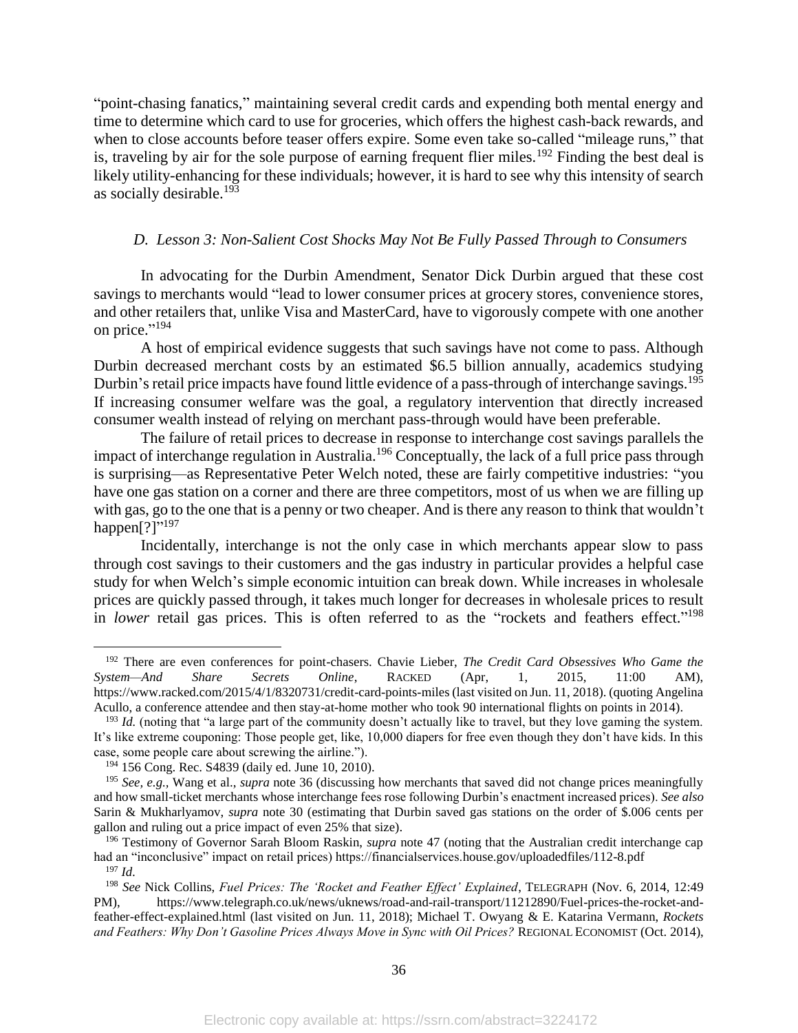"point-chasing fanatics," maintaining several credit cards and expending both mental energy and time to determine which card to use for groceries, which offers the highest cash-back rewards, and when to close accounts before teaser offers expire. Some even take so-called "mileage runs," that is, traveling by air for the sole purpose of earning frequent flier miles.[192] Finding the best deal is likely utility-enhancing for these individuals; however, it is hard to see why this intensity of search as socially desirable.[193]

### *D. Lesson 3: Non-Salient Cost Shocks May Not Be Fully Passed Through to Consumers*

In advocating for the Durbin Amendment, Senator Dick Durbin argued that these cost savings to merchants would "lead to lower consumer prices at grocery stores, convenience stores, and other retailers that, unlike Visa and MasterCard, have to vigorously compete with one another on price."[194]

A host of empirical evidence suggests that such savings have not come to pass. Although Durbin decreased merchant costs by an estimated $6.5 billion annually, academics studying Durbin's retail price impacts have found little evidence of a pass-through of interchange savings.[195] If increasing consumer welfare was the goal, a regulatory intervention that directly increased consumer wealth instead of relying on merchant pass-through would have been preferable.

The failure of retail prices to decrease in response to interchange cost savings parallels the impact of interchange regulation in Australia.[196] Conceptually, the lack of a full price pass through is surprising—as Representative Peter Welch noted, these are fairly competitive industries: "you have one gas station on a corner and there are three competitors, most of us when we are filling up with gas, go to the one that is a penny or two cheaper. And is there any reason to think that wouldn't happen[?]"[197]

Incidentally, interchange is not the only case in which merchants appear slow to pass through cost savings to their customers and the gas industry in particular provides a helpful case study for when Welch's simple economic intuition can break down. While increases in wholesale prices are quickly passed through, it takes much longer for decreases in wholesale prices to result in *lower* retail gas prices. This is often referred to as the "rockets and feathers effect."[198]

---

[192] There are even conferences for point-chasers. Chavie Lieber, *The Credit Card Obsessives Who Game the System—And Share Secrets Online*, RACKED (Apr, 1, 2015, 11:00 AM), https://www.racked.com/2015/4/1/8320731/credit-card-points-miles (last visited on Jun. 11, 2018). (quoting Angelina Acullo, a conference attendee and then stay-at-home mother who took 90 international flights on points in 2014).

[193] *Id.* (noting that "a large part of the community doesn't actually like to travel, but they love gaming the system. It's like extreme couponing: Those people get, like, 10,000 diapers for free even though they don't have kids. In this case, some people care about screwing the airline.").

[194] 156 Cong. Rec. S4839 (daily ed. June 10, 2010).

[195] *See, e.g.*, Wang et al., *supra* note 36 (discussing how merchants that saved did not change prices meaningfully and how small-ticket merchants whose interchange fees rose following Durbin's enactment increased prices). *See also* Sarin & Mukharlyamov, *supra* note 30 (estimating that Durbin saved gas stations on the order of $.006 cents per gallon and ruling out a price impact of even 25% that size).

[196] Testimony of Governor Sarah Bloom Raskin, *supra* note 47 (noting that the Australian credit interchange cap had an "inconclusive" impact on retail prices) https://financialservices.house.gov/uploadedfiles/112-8.pdf

[197] *Id.*

[198] *See* Nick Collins, *Fuel Prices: The 'Rocket and Feather Effect' Explained*, TELEGRAPH (Nov. 6, 2014, 12:49 PM), https://www.telegraph.co.uk/news/uknews/road-and-rail-transport/11212890/Fuel-prices-the-rocket-and-feather-effect-explained.html (last visited on Jun. 11, 2018); Michael T. Owyang & E. Katarina Vermann, *Rockets and Feathers: Why Don't Gasoline Prices Always Move in Sync with Oil Prices?* REGIONAL ECONOMIST (Oct. 2014),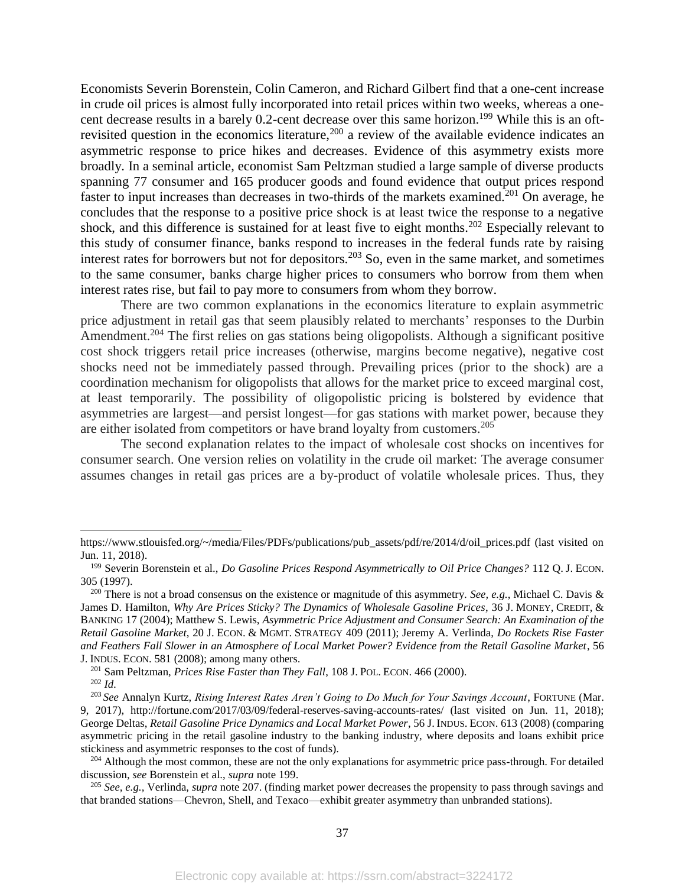Economists Severin Borenstein, Colin Cameron, and Richard Gilbert find that a one-cent increase in crude oil prices is almost fully incorporated into retail prices within two weeks, whereas a one-cent decrease results in a barely 0.2-cent decrease over this same horizon.[199] While this is an oft-revisited question in the economics literature,[200] a review of the available evidence indicates an asymmetric response to price hikes and decreases. Evidence of this asymmetry exists more broadly. In a seminal article, economist Sam Peltzman studied a large sample of diverse products spanning 77 consumer and 165 producer goods and found evidence that output prices respond faster to input increases than decreases in two-thirds of the markets examined.[201] On average, he concludes that the response to a positive price shock is at least twice the response to a negative shock, and this difference is sustained for at least five to eight months.[202] Especially relevant to this study of consumer finance, banks respond to increases in the federal funds rate by raising interest rates for borrowers but not for depositors.[203] So, even in the same market, and sometimes to the same consumer, banks charge higher prices to consumers who borrow from them when interest rates rise, but fail to pay more to consumers from whom they borrow.

There are two common explanations in the economics literature to explain asymmetric price adjustment in retail gas that seem plausibly related to merchants' responses to the Durbin Amendment.[204] The first relies on gas stations being oligopolists. Although a significant positive cost shock triggers retail price increases (otherwise, margins become negative), negative cost shocks need not be immediately passed through. Prevailing prices (prior to the shock) are a coordination mechanism for oligopolists that allows for the market price to exceed marginal cost, at least temporarily. The possibility of oligopolistic pricing is bolstered by evidence that asymmetries are largest—and persist longest—for gas stations with market power, because they are either isolated from competitors or have brand loyalty from customers.[205]

The second explanation relates to the impact of wholesale cost shocks on incentives for consumer search. One version relies on volatility in the crude oil market: The average consumer assumes changes in retail gas prices are a by-product of volatile wholesale prices. Thus, they

---

https://www.stlouisfed.org/~/media/Files/PDFs/publications/pub_assets/pdf/re/2014/d/oil_prices.pdf (last visited on Jun. 11, 2018).

[199] Severin Borenstein et al., *Do Gasoline Prices Respond Asymmetrically to Oil Price Changes?* 112 Q. J. ECON. 305 (1997).

[200] There is not a broad consensus on the existence or magnitude of this asymmetry. *See, e.g.*, Michael C. Davis & James D. Hamilton, *Why Are Prices Sticky? The Dynamics of Wholesale Gasoline Prices*, 36 J. MONEY, CREDIT, & BANKING 17 (2004); Matthew S. Lewis, *Asymmetric Price Adjustment and Consumer Search: An Examination of the Retail Gasoline Market*, 20 J. ECON. & MGMT. STRATEGY 409 (2011); Jeremy A. Verlinda, *Do Rockets Rise Faster and Feathers Fall Slower in an Atmosphere of Local Market Power? Evidence from the Retail Gasoline Market*, 56 J. INDUS. ECON. 581 (2008); among many others.

[201] Sam Peltzman, *Prices Rise Faster than They Fall*, 108 J. POL. ECON. 466 (2000).

[202] *Id.*

[203] *See* Annalyn Kurtz, *Rising Interest Rates Aren't Going to Do Much for Your Savings Account*, FORTUNE (Mar. 9, 2017), http://fortune.com/2017/03/09/federal-reserves-saving-accounts-rates/ (last visited on Jun. 11, 2018); George Deltas, *Retail Gasoline Price Dynamics and Local Market Power*, 56 J. INDUS. ECON. 613 (2008) (comparing asymmetric pricing in the retail gasoline industry to the banking industry, where deposits and loans exhibit price stickiness and asymmetric responses to the cost of funds).

[204] Although the most common, these are not the only explanations for asymmetric price pass-through. For detailed discussion, *see* Borenstein et al., *supra* note 199.

[205] *See, e.g.,* Verlinda, *supra* note 207. (finding market power decreases the propensity to pass through savings and that branded stations—Chevron, Shell, and Texaco—exhibit greater asymmetry than unbranded stations).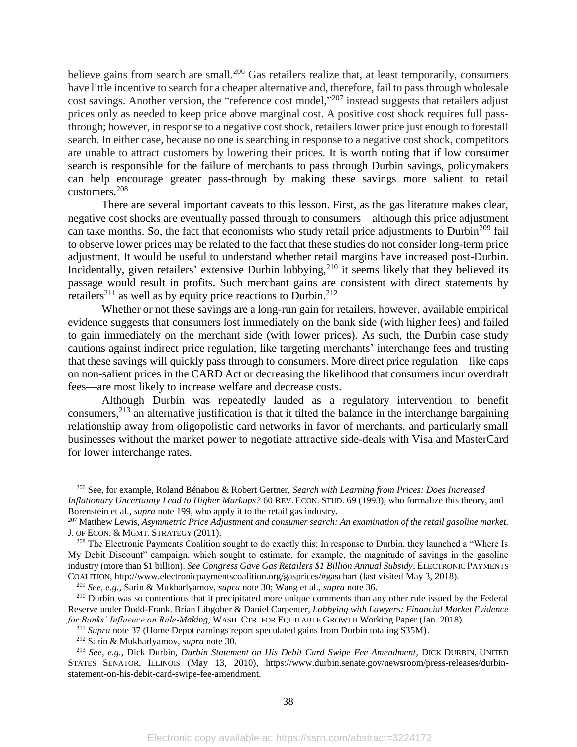believe gains from search are small.[206] Gas retailers realize that, at least temporarily, consumers have little incentive to search for a cheaper alternative and, therefore, fail to pass through wholesale cost savings. Another version, the "reference cost model,"[207] instead suggests that retailers adjust prices only as needed to keep price above marginal cost. A positive cost shock requires full pass-through; however, in response to a negative cost shock, retailers lower price just enough to forestall search. In either case, because no one is searching in response to a negative cost shock, competitors are unable to attract customers by lowering their prices. It is worth noting that if low consumer search is responsible for the failure of merchants to pass through Durbin savings, policymakers can help encourage greater pass-through by making these savings more salient to retail customers.[208]

There are several important caveats to this lesson. First, as the gas literature makes clear, negative cost shocks are eventually passed through to consumers—although this price adjustment can take months. So, the fact that economists who study retail price adjustments to Durbin[209] fail to observe lower prices may be related to the fact that these studies do not consider long-term price adjustment. It would be useful to understand whether retail margins have increased post-Durbin. Incidentally, given retailers' extensive Durbin lobbying,[210] it seems likely that they believed its passage would result in profits. Such merchant gains are consistent with direct statements by retailers[211] as well as by equity price reactions to Durbin.[212]

Whether or not these savings are a long-run gain for retailers, however, available empirical evidence suggests that consumers lost immediately on the bank side (with higher fees) and failed to gain immediately on the merchant side (with lower prices). As such, the Durbin case study cautions against indirect price regulation, like targeting merchants' interchange fees and trusting that these savings will quickly pass through to consumers. More direct price regulation—like caps on non-salient prices in the CARD Act or decreasing the likelihood that consumers incur overdraft fees—are most likely to increase welfare and decrease costs.

Although Durbin was repeatedly lauded as a regulatory intervention to benefit consumers,[213] an alternative justification is that it tilted the balance in the interchange bargaining relationship away from oligopolistic card networks in favor of merchants, and particularly small businesses without the market power to negotiate attractive side-deals with Visa and MasterCard for lower interchange rates.

---

[206] See, for example, Roland Bénabou & Robert Gertner, *Search with Learning from Prices: Does Increased Inflationary Uncertainty Lead to Higher Markups?* 60 REV. ECON. STUD. 69 (1993), who formalize this theory, and Borenstein et al., *supra* note 199, who apply it to the retail gas industry.

[207] Matthew Lewis, *Asymmetric Price Adjustment and consumer search: An examination of the retail gasoline market.* J. OF ECON. & MGMT. STRATEGY (2011).

[208] The Electronic Payments Coalition sought to do exactly this: In response to Durbin, they launched a "Where Is My Debit Discount" campaign, which sought to estimate, for example, the magnitude of savings in the gasoline industry (more than $1 billion). *See Congress Gave Gas Retailers $1 Billion Annual Subsidy*, ELECTRONIC PAYMENTS COALITION, http://www.electronicpaymentscoalition.org/gasprices/#gaschart (last visited May 3, 2018).

[209] *See, e.g.*, Sarin & Mukharlyamov, *supra* note 30; Wang et al., *supra* note 36.

[210] Durbin was so contentious that it precipitated more unique comments than any other rule issued by the Federal Reserve under Dodd-Frank. Brian Libgober & Daniel Carpenter, *Lobbying with Lawyers: Financial Market Evidence for Banks' Influence on Rule-Making*, WASH. CTR. FOR EQUITABLE GROWTH Working Paper (Jan. 2018).

[211] *Supra* note 37 (Home Depot earnings report speculated gains from Durbin totaling $35M).

[212] Sarin & Mukharlyamov, *supra* note 30.

[213] *See, e.g.*, Dick Durbin, *Durbin Statement on His Debit Card Swipe Fee Amendment*, DICK DURBIN, UNITED STATES SENATOR, ILLINOIS (May 13, 2010), https://www.durbin.senate.gov/newsroom/press-releases/durbin-statement-on-his-debit-card-swipe-fee-amendment.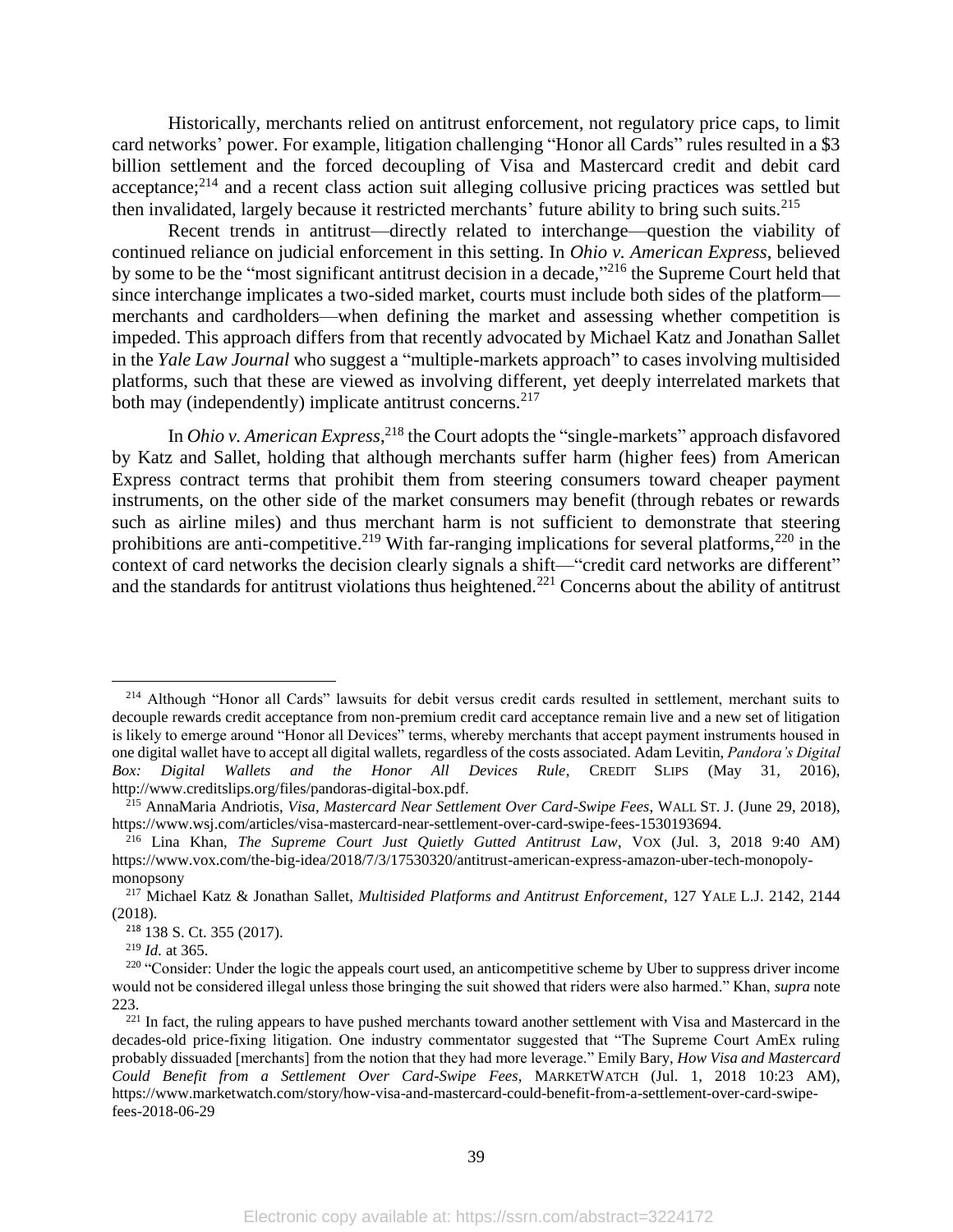Historically, merchants relied on antitrust enforcement, not regulatory price caps, to limit card networks' power. For example, litigation challenging "Honor all Cards" rules resulted in a $3 billion settlement and the forced decoupling of Visa and Mastercard credit and debit card acceptance;[214] and a recent class action suit alleging collusive pricing practices was settled but then invalidated, largely because it restricted merchants' future ability to bring such suits.[215]

Recent trends in antitrust—directly related to interchange—question the viability of continued reliance on judicial enforcement in this setting. In *Ohio v. American Express*, believed by some to be the "most significant antitrust decision in a decade,"[216] the Supreme Court held that since interchange implicates a two-sided market, courts must include both sides of the platform—merchants and cardholders—when defining the market and assessing whether competition is impeded. This approach differs from that recently advocated by Michael Katz and Jonathan Sallet in the *Yale Law Journal* who suggest a "multiple-markets approach" to cases involving multisided platforms, such that these are viewed as involving different, yet deeply interrelated markets that both may (independently) implicate antitrust concerns.[217]

In *Ohio v. American Express*,[218] the Court adopts the "single-markets" approach disfavored by Katz and Sallet, holding that although merchants suffer harm (higher fees) from American Express contract terms that prohibit them from steering consumers toward cheaper payment instruments, on the other side of the market consumers may benefit (through rebates or rewards such as airline miles) and thus merchant harm is not sufficient to demonstrate that steering prohibitions are anti-competitive.[219] With far-ranging implications for several platforms,[220] in the context of card networks the decision clearly signals a shift—"credit card networks are different" and the standards for antitrust violations thus heightened.[221] Concerns about the ability of antitrust

---

[214] Although "Honor all Cards" lawsuits for debit versus credit cards resulted in settlement, merchant suits to decouple rewards credit acceptance from non-premium credit card acceptance remain live and a new set of litigation is likely to emerge around "Honor all Devices" terms, whereby merchants that accept payment instruments housed in one digital wallet have to accept all digital wallets, regardless of the costs associated. Adam Levitin, *Pandora's Digital Box: Digital Wallets and the Honor All Devices Rule*, CREDIT SLIPS (May 31, 2016), http://www.creditslips.org/files/pandoras-digital-box.pdf.

[215] AnnaMaria Andriotis, *Visa, Mastercard Near Settlement Over Card-Swipe Fees*, WALL ST. J. (June 29, 2018), https://www.wsj.com/articles/visa-mastercard-near-settlement-over-card-swipe-fees-1530193694.

[216] Lina Khan, *The Supreme Court Just Quietly Gutted Antitrust Law*, VOX (Jul. 3, 2018 9:40 AM) https://www.vox.com/the-big-idea/2018/7/3/17530320/antitrust-american-express-amazon-uber-tech-monopoly-monopsony

[217] Michael Katz & Jonathan Sallet, *Multisided Platforms and Antitrust Enforcement*, 127 YALE L.J. 2142, 2144 (2018).

[218] 138 S. Ct. 355 (2017).

[219] *Id.* at 365.

[220] "Consider: Under the logic the appeals court used, an anticompetitive scheme by Uber to suppress driver income would not be considered illegal unless those bringing the suit showed that riders were also harmed." Khan, *supra* note 223.

[221] In fact, the ruling appears to have pushed merchants toward another settlement with Visa and Mastercard in the decades-old price-fixing litigation. One industry commentator suggested that "The Supreme Court AmEx ruling probably dissuaded [merchants] from the notion that they had more leverage." Emily Bary, *How Visa and Mastercard Could Benefit from a Settlement Over Card-Swipe Fees*, MARKETWATCH (Jul. 1, 2018 10:23 AM), https://www.marketwatch.com/story/how-visa-and-mastercard-could-benefit-from-a-settlement-over-card-swipe-fees-2018-06-29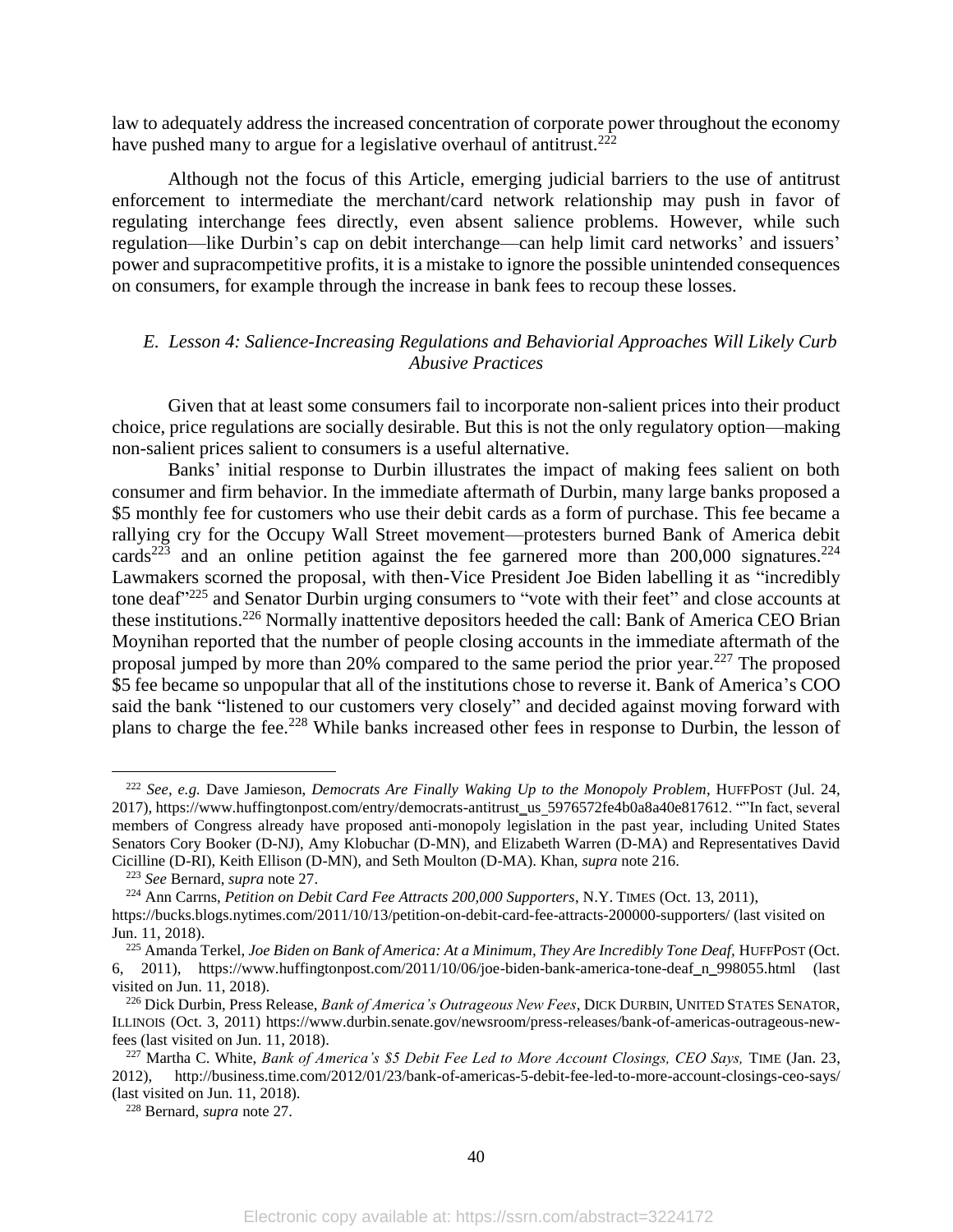law to adequately address the increased concentration of corporate power throughout the economy have pushed many to argue for a legislative overhaul of antitrust.[222]

Although not the focus of this Article, emerging judicial barriers to the use of antitrust enforcement to intermediate the merchant/card network relationship may push in favor of regulating interchange fees directly, even absent salience problems. However, while such regulation—like Durbin's cap on debit interchange—can help limit card networks' and issuers' power and supracompetitive profits, it is a mistake to ignore the possible unintended consequences on consumers, for example through the increase in bank fees to recoup these losses.

### *E. Lesson 4: Salience-Increasing Regulations and Behaviorial Approaches Will Likely Curb Abusive Practices*

Given that at least some consumers fail to incorporate non-salient prices into their product choice, price regulations are socially desirable. But this is not the only regulatory option—making non-salient prices salient to consumers is a useful alternative.

Banks' initial response to Durbin illustrates the impact of making fees salient on both consumer and firm behavior. In the immediate aftermath of Durbin, many large banks proposed a $5 monthly fee for customers who use their debit cards as a form of purchase. This fee became a rallying cry for the Occupy Wall Street movement—protesters burned Bank of America debit cards[223] and an online petition against the fee garnered more than 200,000 signatures.[224] Lawmakers scorned the proposal, with then-Vice President Joe Biden labelling it as "incredibly tone deaf"[225] and Senator Durbin urging consumers to "vote with their feet" and close accounts at these institutions.[226] Normally inattentive depositors heeded the call: Bank of America CEO Brian Moynihan reported that the number of people closing accounts in the immediate aftermath of the proposal jumped by more than 20% compared to the same period the prior year.[227] The proposed $5 fee became so unpopular that all of the institutions chose to reverse it. Bank of America's COO said the bank "listened to our customers very closely" and decided against moving forward with plans to charge the fee.[228] While banks increased other fees in response to Durbin, the lesson of

---

[222] *See, e.g.* Dave Jamieson, *Democrats Are Finally Waking Up to the Monopoly Problem*, HUFFPOST (Jul. 24, 2017), https://www.huffingtonpost.com/entry/democrats-antitrust_us_5976572fe4b0a8a40e817612. ""In fact, several members of Congress already have proposed anti-monopoly legislation in the past year, including United States Senators Cory Booker (D-NJ), Amy Klobuchar (D-MN), and Elizabeth Warren (D-MA) and Representatives David Cicilline (D-RI), Keith Ellison (D-MN), and Seth Moulton (D-MA). Khan, *supra* note 216.

[223] *See* Bernard, *supra* note 27.

[224] Ann Carrns, *Petition on Debit Card Fee Attracts 200,000 Supporters*, N.Y. TIMES (Oct. 13, 2011), https://bucks.blogs.nytimes.com/2011/10/13/petition-on-debit-card-fee-attracts-200000-supporters/ (last visited on Jun. 11, 2018).

[225] Amanda Terkel, *Joe Biden on Bank of America: At a Minimum, They Are Incredibly Tone Deaf*, HUFFPOST (Oct. 6, 2011), https://www.huffingtonpost.com/2011/10/06/joe-biden-bank-america-tone-deaf_n_998055.html (last visited on Jun. 11, 2018).

[226] Dick Durbin, Press Release, *Bank of America's Outrageous New Fees*, DICK DURBIN, UNITED STATES SENATOR, ILLINOIS (Oct. 3, 2011) https://www.durbin.senate.gov/newsroom/press-releases/bank-of-americas-outrageous-new-fees (last visited on Jun. 11, 2018).

[227] Martha C. White, *Bank of America's $5 Debit Fee Led to More Account Closings, CEO Says,* TIME (Jan. 23, 2012), http://business.time.com/2012/01/23/bank-of-americas-5-debit-fee-led-to-more-account-closings-ceo-says/ (last visited on Jun. 11, 2018).

[228] Bernard, *supra* note 27.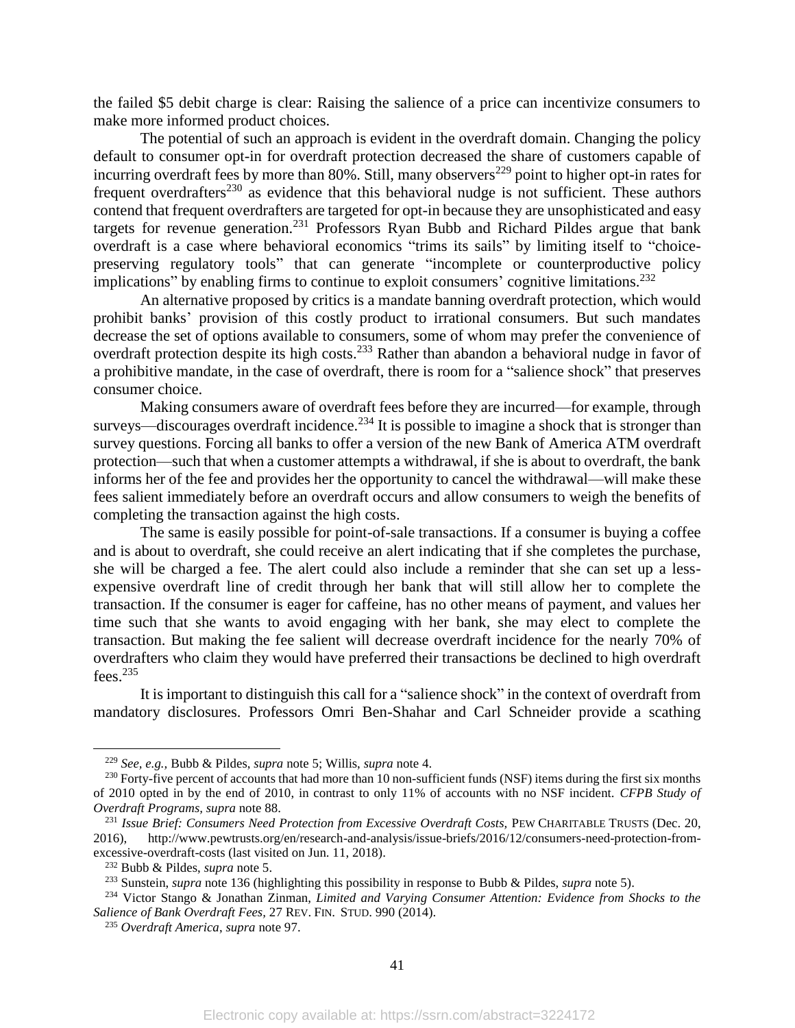the failed $5 debit charge is clear: Raising the salience of a price can incentivize consumers to make more informed product choices.

The potential of such an approach is evident in the overdraft domain. Changing the policy default to consumer opt-in for overdraft protection decreased the share of customers capable of incurring overdraft fees by more than 80%. Still, many observers[229] point to higher opt-in rates for frequent overdrafters[230] as evidence that this behavioral nudge is not sufficient. These authors contend that frequent overdrafters are targeted for opt-in because they are unsophisticated and easy targets for revenue generation.[231] Professors Ryan Bubb and Richard Pildes argue that bank overdraft is a case where behavioral economics "trims its sails" by limiting itself to "choice-preserving regulatory tools" that can generate "incomplete or counterproductive policy implications" by enabling firms to continue to exploit consumers' cognitive limitations.[232]

An alternative proposed by critics is a mandate banning overdraft protection, which would prohibit banks' provision of this costly product to irrational consumers. But such mandates decrease the set of options available to consumers, some of whom may prefer the convenience of overdraft protection despite its high costs.[233] Rather than abandon a behavioral nudge in favor of a prohibitive mandate, in the case of overdraft, there is room for a "salience shock" that preserves consumer choice.

Making consumers aware of overdraft fees before they are incurred—for example, through surveys—discourages overdraft incidence.[234] It is possible to imagine a shock that is stronger than survey questions. Forcing all banks to offer a version of the new Bank of America ATM overdraft protection—such that when a customer attempts a withdrawal, if she is about to overdraft, the bank informs her of the fee and provides her the opportunity to cancel the withdrawal—will make these fees salient immediately before an overdraft occurs and allow consumers to weigh the benefits of completing the transaction against the high costs.

The same is easily possible for point-of-sale transactions. If a consumer is buying a coffee and is about to overdraft, she could receive an alert indicating that if she completes the purchase, she will be charged a fee. The alert could also include a reminder that she can set up a less-expensive overdraft line of credit through her bank that will still allow her to complete the transaction. If the consumer is eager for caffeine, has no other means of payment, and values her time such that she wants to avoid engaging with her bank, she may elect to complete the transaction. But making the fee salient will decrease overdraft incidence for the nearly 70% of overdrafters who claim they would have preferred their transactions be declined to high overdraft fees.[235]

It is important to distinguish this call for a "salience shock" in the context of overdraft from mandatory disclosures. Professors Omri Ben-Shahar and Carl Schneider provide a scathing

---

[229] *See, e.g.*, Bubb & Pildes, *supra* note 5; Willis, *supra* note 4.

[230] Forty-five percent of accounts that had more than 10 non-sufficient funds (NSF) items during the first six months of 2010 opted in by the end of 2010, in contrast to only 11% of accounts with no NSF incident. *CFPB Study of Overdraft Programs*, *supra* note 88.

[231] *Issue Brief: Consumers Need Protection from Excessive Overdraft Costs*, PEW CHARITABLE TRUSTS (Dec. 20, 2016), http://www.pewtrusts.org/en/research-and-analysis/issue-briefs/2016/12/consumers-need-protection-from-excessive-overdraft-costs (last visited on Jun. 11, 2018).

[232] Bubb & Pildes, *supra* note 5.

[233] Sunstein, *supra* note 136 (highlighting this possibility in response to Bubb & Pildes, *supra* note 5).

[234] Victor Stango & Jonathan Zinman, *Limited and Varying Consumer Attention: Evidence from Shocks to the Salience of Bank Overdraft Fees*, 27 REV. FIN. STUD. 990 (2014).

[235] *Overdraft America*, *supra* note 97.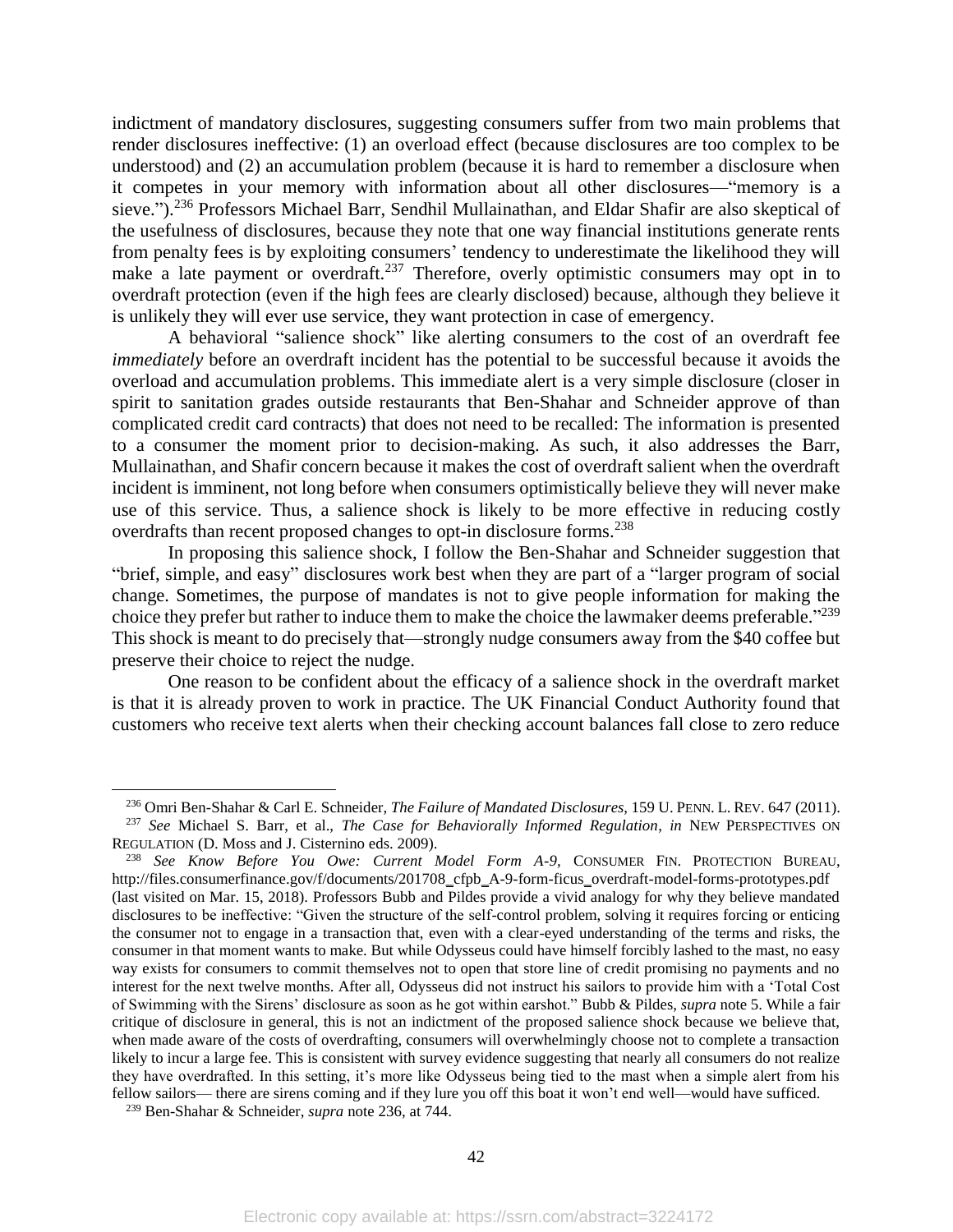indictment of mandatory disclosures, suggesting consumers suffer from two main problems that render disclosures ineffective: (1) an overload effect (because disclosures are too complex to be understood) and (2) an accumulation problem (because it is hard to remember a disclosure when it competes in your memory with information about all other disclosures—"memory is a sieve.").[236] Professors Michael Barr, Sendhil Mullainathan, and Eldar Shafir are also skeptical of the usefulness of disclosures, because they note that one way financial institutions generate rents from penalty fees is by exploiting consumers' tendency to underestimate the likelihood they will make a late payment or overdraft.[237] Therefore, overly optimistic consumers may opt in to overdraft protection (even if the high fees are clearly disclosed) because, although they believe it is unlikely they will ever use service, they want protection in case of emergency.

A behavioral "salience shock" like alerting consumers to the cost of an overdraft fee *immediately* before an overdraft incident has the potential to be successful because it avoids the overload and accumulation problems. This immediate alert is a very simple disclosure (closer in spirit to sanitation grades outside restaurants that Ben-Shahar and Schneider approve of than complicated credit card contracts) that does not need to be recalled: The information is presented to a consumer the moment prior to decision-making. As such, it also addresses the Barr, Mullainathan, and Shafir concern because it makes the cost of overdraft salient when the overdraft incident is imminent, not long before when consumers optimistically believe they will never make use of this service. Thus, a salience shock is likely to be more effective in reducing costly overdrafts than recent proposed changes to opt-in disclosure forms.[238]

In proposing this salience shock, I follow the Ben-Shahar and Schneider suggestion that "brief, simple, and easy" disclosures work best when they are part of a "larger program of social change. Sometimes, the purpose of mandates is not to give people information for making the choice they prefer but rather to induce them to make the choice the lawmaker deems preferable."[239] This shock is meant to do precisely that—strongly nudge consumers away from the $40 coffee but preserve their choice to reject the nudge.

One reason to be confident about the efficacy of a salience shock in the overdraft market is that it is already proven to work in practice. The UK Financial Conduct Authority found that customers who receive text alerts when their checking account balances fall close to zero reduce

---

[236] Omri Ben-Shahar & Carl E. Schneider, *The Failure of Mandated Disclosures*, 159 U. PENN. L. REV. 647 (2011).

[237] *See* Michael S. Barr, et al., *The Case for Behaviorally Informed Regulation*, *in* NEW PERSPECTIVES ON REGULATION (D. Moss and J. Cisternino eds. 2009).

[238] *See Know Before You Owe: Current Model Form A-9*, CONSUMER FIN. PROTECTION BUREAU, http://files.consumerfinance.gov/f/documents/201708_cfpb_A-9-form-ficus_overdraft-model-forms-prototypes.pdf (last visited on Mar. 15, 2018). Professors Bubb and Pildes provide a vivid analogy for why they believe mandated disclosures to be ineffective: "Given the structure of the self-control problem, solving it requires forcing or enticing the consumer not to engage in a transaction that, even with a clear-eyed understanding of the terms and risks, the consumer in that moment wants to make. But while Odysseus could have himself forcibly lashed to the mast, no easy way exists for consumers to commit themselves not to open that store line of credit promising no payments and no interest for the next twelve months. After all, Odysseus did not instruct his sailors to provide him with a 'Total Cost of Swimming with the Sirens' disclosure as soon as he got within earshot." Bubb & Pildes, *supra* note 5. While a fair critique of disclosure in general, this is not an indictment of the proposed salience shock because we believe that, when made aware of the costs of overdrafting, consumers will overwhelmingly choose not to complete a transaction likely to incur a large fee. This is consistent with survey evidence suggesting that nearly all consumers do not realize they have overdrafted. In this setting, it's more like Odysseus being tied to the mast when a simple alert from his fellow sailors— there are sirens coming and if they lure you off this boat it won't end well—would have sufficed.

[239] Ben-Shahar & Schneider, *supra* note 236, at 744.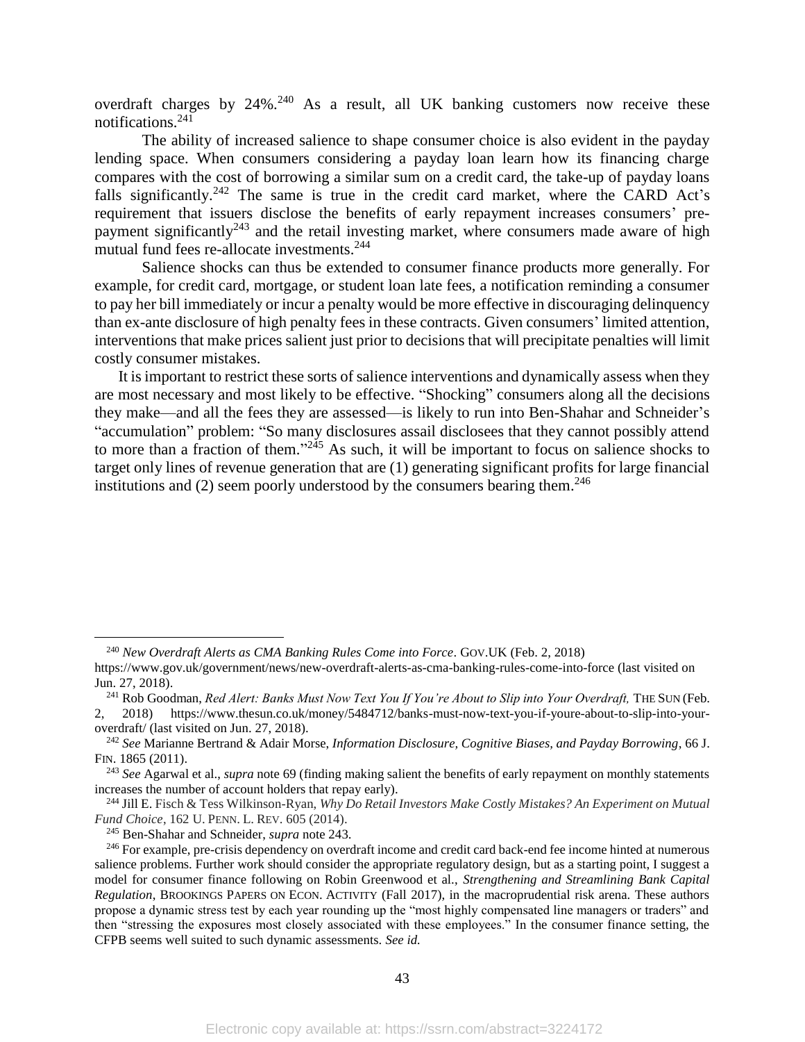overdraft charges by 24%.[240] As a result, all UK banking customers now receive these notifications.[241]

The ability of increased salience to shape consumer choice is also evident in the payday lending space. When consumers considering a payday loan learn how its financing charge compares with the cost of borrowing a similar sum on a credit card, the take-up of payday loans falls significantly.[242] The same is true in the credit card market, where the CARD Act's requirement that issuers disclose the benefits of early repayment increases consumers' pre-payment significantly[243] and the retail investing market, where consumers made aware of high mutual fund fees re-allocate investments.[244]

Salience shocks can thus be extended to consumer finance products more generally. For example, for credit card, mortgage, or student loan late fees, a notification reminding a consumer to pay her bill immediately or incur a penalty would be more effective in discouraging delinquency than ex-ante disclosure of high penalty fees in these contracts. Given consumers' limited attention, interventions that make prices salient just prior to decisions that will precipitate penalties will limit costly consumer mistakes.

It is important to restrict these sorts of salience interventions and dynamically assess when they are most necessary and most likely to be effective. "Shocking" consumers along all the decisions they make—and all the fees they are assessed—is likely to run into Ben-Shahar and Schneider's "accumulation" problem: "So many disclosures assail disclosees that they cannot possibly attend to more than a fraction of them."[245] As such, it will be important to focus on salience shocks to target only lines of revenue generation that are (1) generating significant profits for large financial institutions and (2) seem poorly understood by the consumers bearing them.[246]

---

[240] *New Overdraft Alerts as CMA Banking Rules Come into Force*. GOV.UK (Feb. 2, 2018) https://www.gov.uk/government/news/new-overdraft-alerts-as-cma-banking-rules-come-into-force (last visited on Jun. 27, 2018).

[241] Rob Goodman, *Red Alert: Banks Must Now Text You If You're About to Slip into Your Overdraft,* THE SUN (Feb. 2, 2018) https://www.thesun.co.uk/money/5484712/banks-must-now-text-you-if-youre-about-to-slip-into-your-overdraft/ (last visited on Jun. 27, 2018).

[242] *See* Marianne Bertrand & Adair Morse, *Information Disclosure, Cognitive Biases, and Payday Borrowing*, 66 J. FIN. 1865 (2011).

[243] *See* Agarwal et al., *supra* note 69 (finding making salient the benefits of early repayment on monthly statements increases the number of account holders that repay early).

[244] Jill E. Fisch & Tess Wilkinson-Ryan, *Why Do Retail Investors Make Costly Mistakes? An Experiment on Mutual Fund Choice*, 162 U. PENN. L. REV. 605 (2014).

[245] Ben-Shahar and Schneider, *supra* note 243.

[246] For example, pre-crisis dependency on overdraft income and credit card back-end fee income hinted at numerous salience problems. Further work should consider the appropriate regulatory design, but as a starting point, I suggest a model for consumer finance following on Robin Greenwood et al., *Strengthening and Streamlining Bank Capital Regulation*, BROOKINGS PAPERS ON ECON. ACTIVITY (Fall 2017), in the macroprudential risk arena. These authors propose a dynamic stress test by each year rounding up the "most highly compensated line managers or traders" and then "stressing the exposures most closely associated with these employees." In the consumer finance setting, the CFPB seems well suited to such dynamic assessments. *See id.*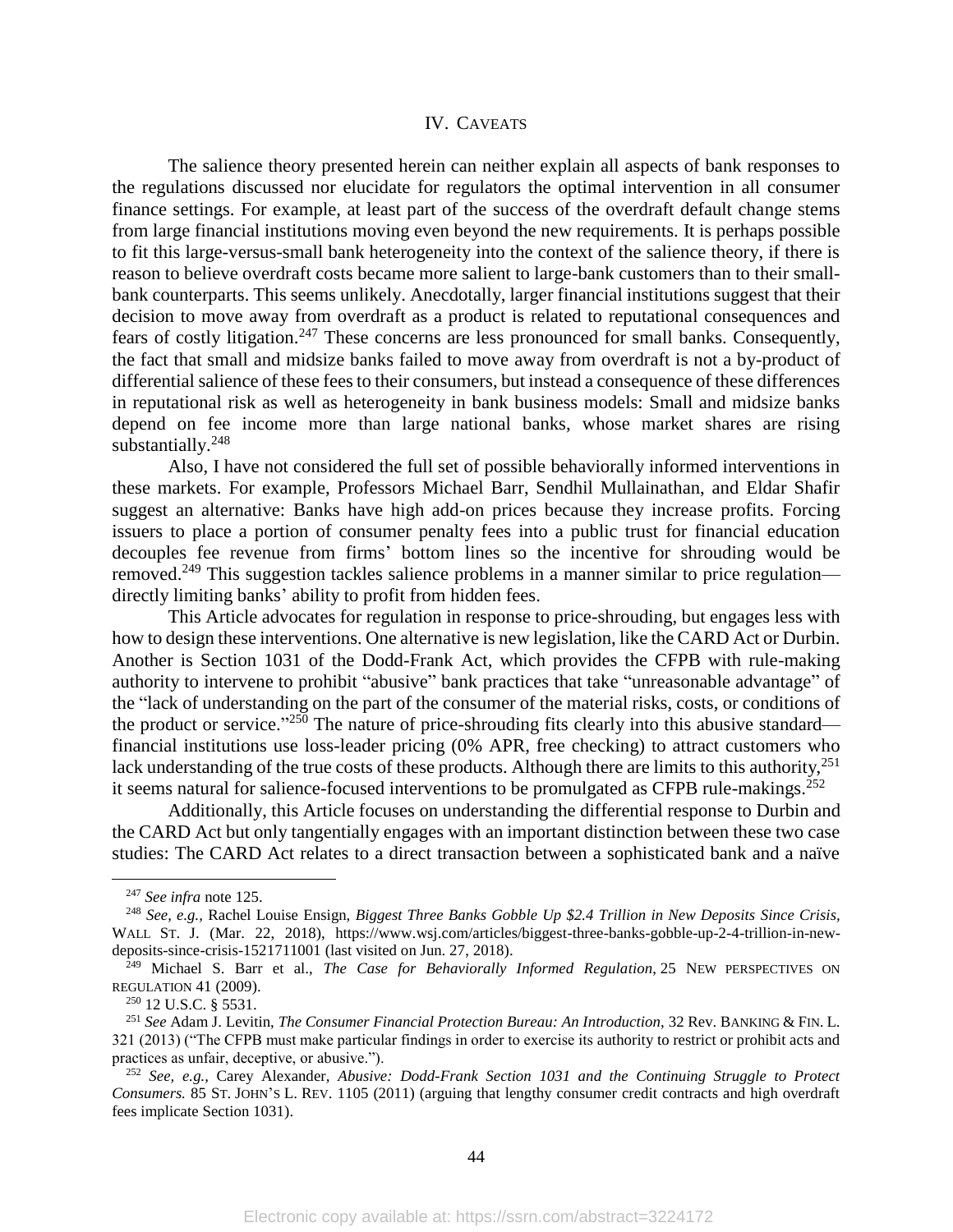## IV. CAVEATS

The salience theory presented herein can neither explain all aspects of bank responses to the regulations discussed nor elucidate for regulators the optimal intervention in all consumer finance settings. For example, at least part of the success of the overdraft default change stems from large financial institutions moving even beyond the new requirements. It is perhaps possible to fit this large-versus-small bank heterogeneity into the context of the salience theory, if there is reason to believe overdraft costs became more salient to large-bank customers than to their small-bank counterparts. This seems unlikely. Anecdotally, larger financial institutions suggest that their decision to move away from overdraft as a product is related to reputational consequences and fears of costly litigation.[247] These concerns are less pronounced for small banks. Consequently, the fact that small and midsize banks failed to move away from overdraft is not a by-product of differential salience of these fees to their consumers, but instead a consequence of these differences in reputational risk as well as heterogeneity in bank business models: Small and midsize banks depend on fee income more than large national banks, whose market shares are rising substantially.[248]

Also, I have not considered the full set of possible behaviorally informed interventions in these markets. For example, Professors Michael Barr, Sendhil Mullainathan, and Eldar Shafir suggest an alternative: Banks have high add-on prices because they increase profits. Forcing issuers to place a portion of consumer penalty fees into a public trust for financial education decouples fee revenue from firms' bottom lines so the incentive for shrouding would be removed.[249] This suggestion tackles salience problems in a manner similar to price regulation—directly limiting banks' ability to profit from hidden fees.

This Article advocates for regulation in response to price-shrouding, but engages less with how to design these interventions. One alternative is new legislation, like the CARD Act or Durbin. Another is Section 1031 of the Dodd-Frank Act, which provides the CFPB with rule-making authority to intervene to prohibit "abusive" bank practices that take "unreasonable advantage" of the "lack of understanding on the part of the consumer of the material risks, costs, or conditions of the product or service."[250] The nature of price-shrouding fits clearly into this abusive standard—financial institutions use loss-leader pricing (0% APR, free checking) to attract customers who lack understanding of the true costs of these products. Although there are limits to this authority,[251] it seems natural for salience-focused interventions to be promulgated as CFPB rule-makings.[252]

Additionally, this Article focuses on understanding the differential response to Durbin and the CARD Act but only tangentially engages with an important distinction between these two case studies: The CARD Act relates to a direct transaction between a sophisticated bank and a naïve

---

[247] *See infra* note 125.

[248] *See, e.g.*, Rachel Louise Ensign, *Biggest Three Banks Gobble Up $2.4 Trillion in New Deposits Since Crisis*, WALL ST. J. (Mar. 22, 2018), https://www.wsj.com/articles/biggest-three-banks-gobble-up-2-4-trillion-in-new-deposits-since-crisis-1521711001 (last visited on Jun. 27, 2018).

[249] Michael S. Barr et al., *The Case for Behaviorally Informed Regulation*, 25 NEW PERSPECTIVES ON REGULATION 41 (2009).

[250] 12 U.S.C. § 5531.

[251] *See* Adam J. Levitin, *The Consumer Financial Protection Bureau: An Introduction,* 32 Rev. BANKING & FIN. L. 321 (2013) ("The CFPB must make particular findings in order to exercise its authority to restrict or prohibit acts and practices as unfair, deceptive, or abusive.").

[252] *See, e.g.,* Carey Alexander, *Abusive: Dodd-Frank Section 1031 and the Continuing Struggle to Protect Consumers.* 85 ST. JOHN'S L. REV. 1105 (2011) (arguing that lengthy consumer credit contracts and high overdraft fees implicate Section 1031).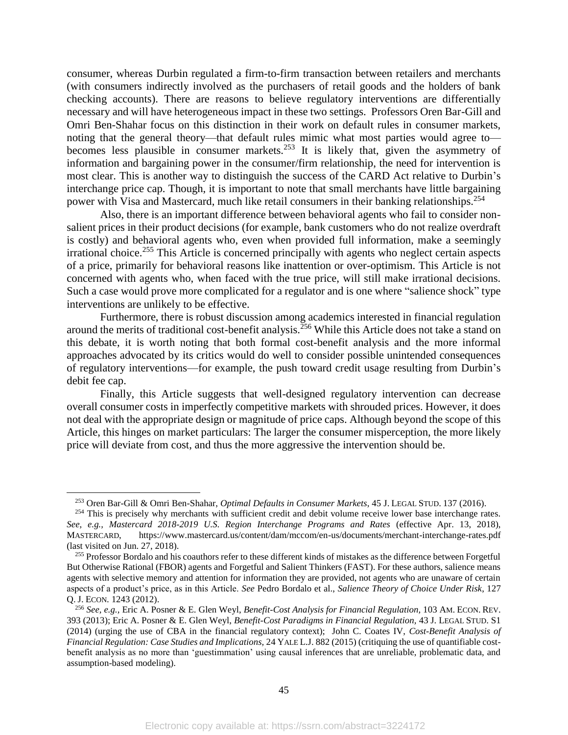consumer, whereas Durbin regulated a firm-to-firm transaction between retailers and merchants (with consumers indirectly involved as the purchasers of retail goods and the holders of bank checking accounts). There are reasons to believe regulatory interventions are differentially necessary and will have heterogeneous impact in these two settings. Professors Oren Bar-Gill and Omri Ben-Shahar focus on this distinction in their work on default rules in consumer markets, noting that the general theory—that default rules mimic what most parties would agree to—becomes less plausible in consumer markets.[253] It is likely that, given the asymmetry of information and bargaining power in the consumer/firm relationship, the need for intervention is most clear. This is another way to distinguish the success of the CARD Act relative to Durbin's interchange price cap. Though, it is important to note that small merchants have little bargaining power with Visa and Mastercard, much like retail consumers in their banking relationships.[254]

Also, there is an important difference between behavioral agents who fail to consider non-salient prices in their product decisions (for example, bank customers who do not realize overdraft is costly) and behavioral agents who, even when provided full information, make a seemingly irrational choice.[255] This Article is concerned principally with agents who neglect certain aspects of a price, primarily for behavioral reasons like inattention or over-optimism. This Article is not concerned with agents who, when faced with the true price, will still make irrational decisions. Such a case would prove more complicated for a regulator and is one where "salience shock" type interventions are unlikely to be effective.

Furthermore, there is robust discussion among academics interested in financial regulation around the merits of traditional cost-benefit analysis.[256] While this Article does not take a stand on this debate, it is worth noting that both formal cost-benefit analysis and the more informal approaches advocated by its critics would do well to consider possible unintended consequences of regulatory interventions—for example, the push toward credit usage resulting from Durbin's debit fee cap.

Finally, this Article suggests that well-designed regulatory intervention can decrease overall consumer costs in imperfectly competitive markets with shrouded prices. However, it does not deal with the appropriate design or magnitude of price caps. Although beyond the scope of this Article, this hinges on market particulars: The larger the consumer misperception, the more likely price will deviate from cost, and thus the more aggressive the intervention should be.

---

[253] Oren Bar-Gill & Omri Ben-Shahar, *Optimal Defaults in Consumer Markets*, 45 J. LEGAL STUD. 137 (2016).

[254] This is precisely why merchants with sufficient credit and debit volume receive lower base interchange rates. *See, e.g.*, *Mastercard 2018-2019 U.S. Region Interchange Programs and Rates* (effective Apr. 13, 2018), MASTERCARD, https://www.mastercard.us/content/dam/mccom/en-us/documents/merchant-interchange-rates.pdf (last visited on Jun. 27, 2018).

[255] Professor Bordalo and his coauthors refer to these different kinds of mistakes as the difference between Forgetful But Otherwise Rational (FBOR) agents and Forgetful and Salient Thinkers (FAST). For these authors, salience means agents with selective memory and attention for information they are provided, not agents who are unaware of certain aspects of a product's price, as in this Article. *See* Pedro Bordalo et al., *Salience Theory of Choice Under Risk*, 127 Q. J. ECON. 1243 (2012).

[256] *See, e.g.,* Eric A. Posner & E. Glen Weyl, *Benefit-Cost Analysis for Financial Regulation,* 103 AM. ECON. REV. 393 (2013); Eric A. Posner & E. Glen Weyl, *Benefit-Cost Paradigms in Financial Regulation,* 43 J. LEGAL STUD. S1 (2014) (urging the use of CBA in the financial regulatory context); John C. Coates IV, *Cost-Benefit Analysis of Financial Regulation: Case Studies and Implications,* 24 YALE L.J. 882 (2015) (critiquing the use of quantifiable cost-benefit analysis as no more than 'guestimmation' using causal inferences that are unreliable, problematic data, and assumption-based modeling).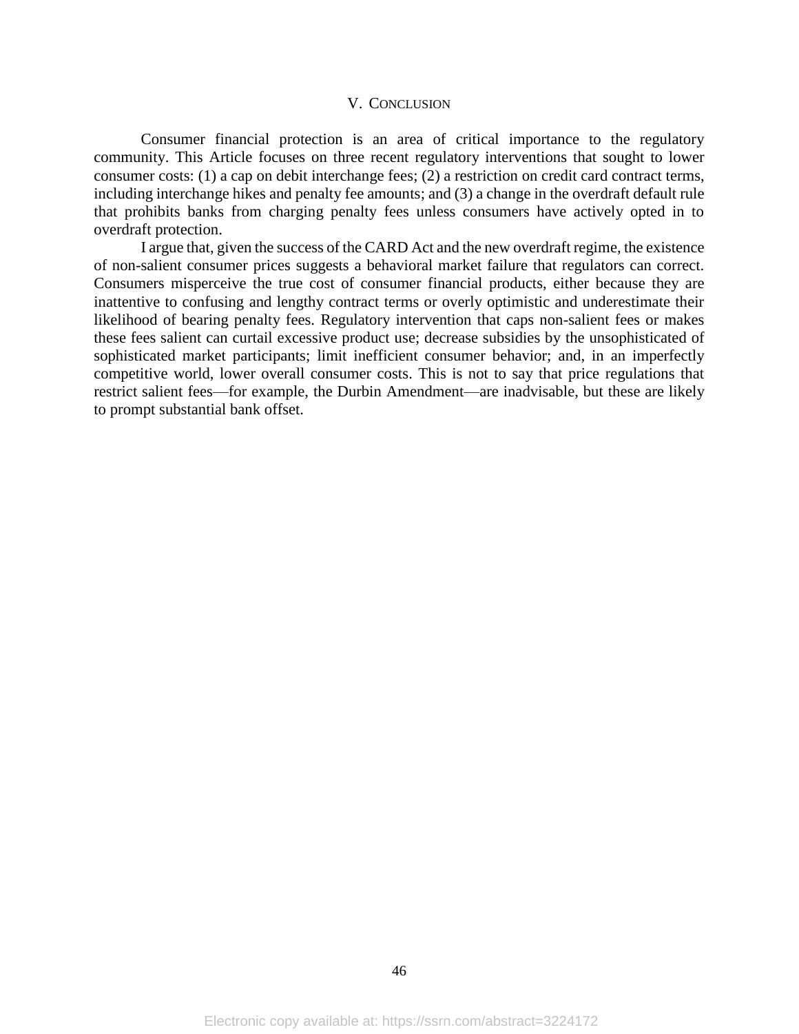## V. CONCLUSION

Consumer financial protection is an area of critical importance to the regulatory community. This Article focuses on three recent regulatory interventions that sought to lower consumer costs: (1) a cap on debit interchange fees; (2) a restriction on credit card contract terms, including interchange hikes and penalty fee amounts; and (3) a change in the overdraft default rule that prohibits banks from charging penalty fees unless consumers have actively opted in to overdraft protection.

I argue that, given the success of the CARD Act and the new overdraft regime, the existence of non-salient consumer prices suggests a behavioral market failure that regulators can correct. Consumers misperceive the true cost of consumer financial products, either because they are inattentive to confusing and lengthy contract terms or overly optimistic and underestimate their likelihood of bearing penalty fees. Regulatory intervention that caps non-salient fees or makes these fees salient can curtail excessive product use; decrease subsidies by the unsophisticated of sophisticated market participants; limit inefficient consumer behavior; and, in an imperfectly competitive world, lower overall consumer costs. This is not to say that price regulations that restrict salient fees—for example, the Durbin Amendment—are inadvisable, but these are likely to prompt substantial bank offset.